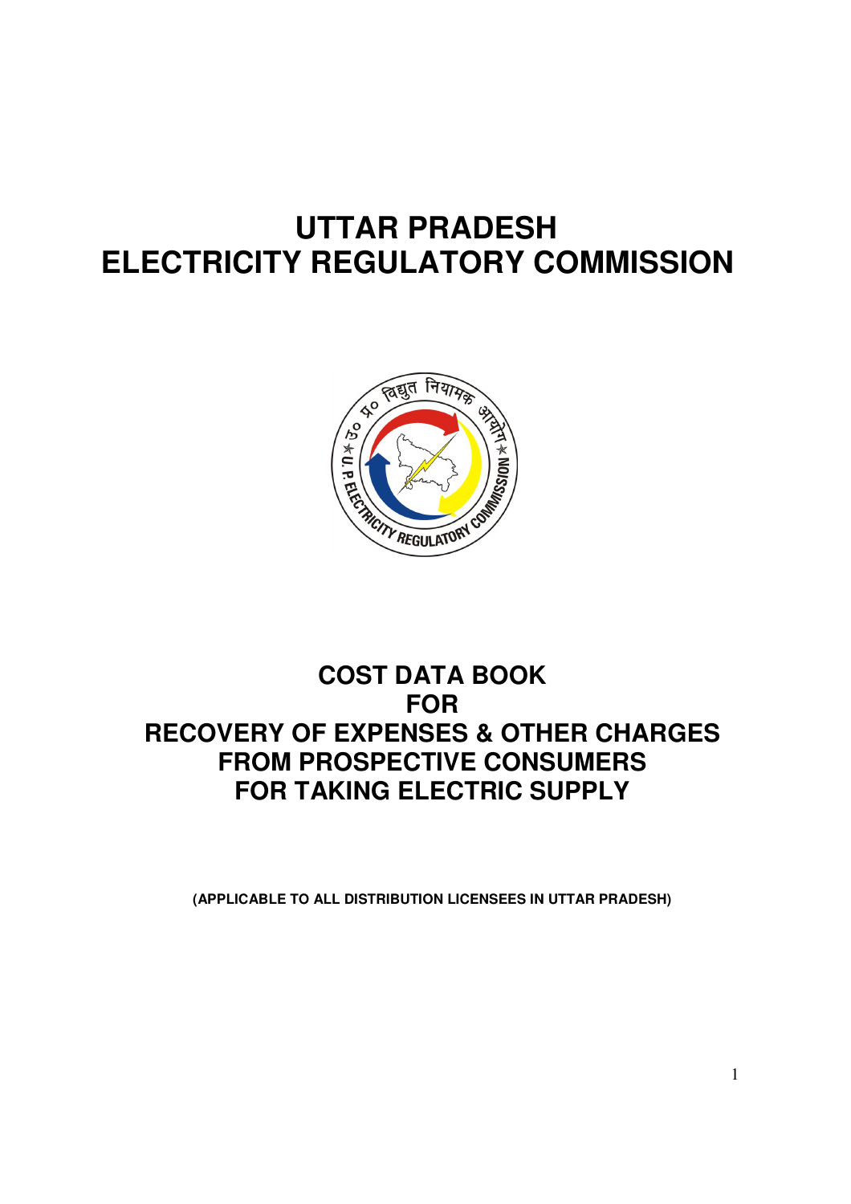# UTTAR PRADESH
# ELECTRICITY REGULATORY COMMISSION

## COST DATA BOOK
## FOR
## RECOVERY OF EXPENSES & OTHER CHARGES
## FROM PROSPECTIVE CONSUMERS
## FOR TAKING ELECTRIC SUPPLY

**(APPLICABLE TO ALL DISTRIBUTION LICENSEES IN UTTAR PRADESH)**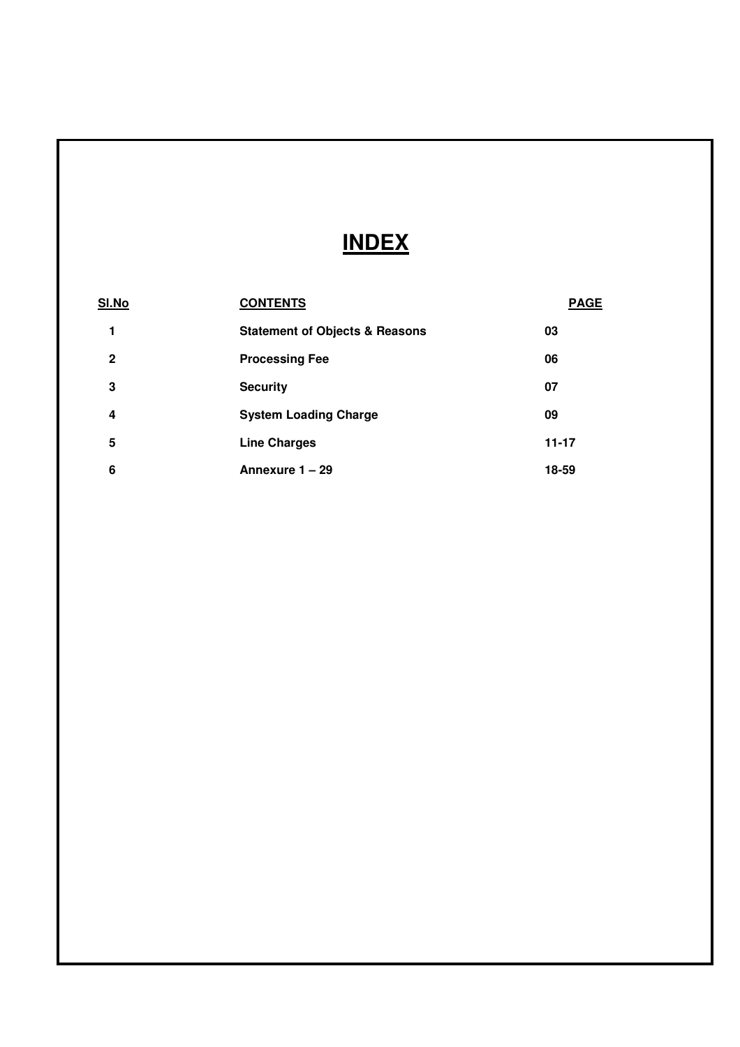# INDEX

| Sl.No | CONTENTS | PAGE |
|---|---|---|
| 1 | **Statement of Objects & Reasons** | 03 |
| 2 | **Processing Fee** | 06 |
| 3 | **Security** | 07 |
| 4 | **System Loading Charge** | 09 |
| 5 | **Line Charges** | 11-17 |
| 6 | **Annexure 1 – 29** | 18-59 |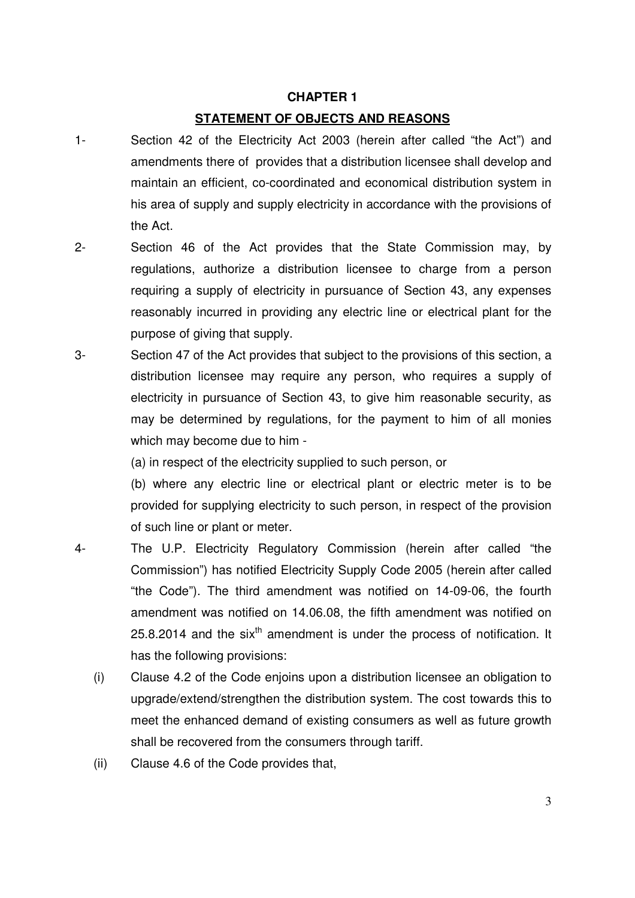# CHAPTER 1

## STATEMENT OF OBJECTS AND REASONS

1- Section 42 of the Electricity Act 2003 (herein after called "the Act") and amendments there of provides that a distribution licensee shall develop and maintain an efficient, co-coordinated and economical distribution system in his area of supply and supply electricity in accordance with the provisions of the Act.

2- Section 46 of the Act provides that the State Commission may, by regulations, authorize a distribution licensee to charge from a person requiring a supply of electricity in pursuance of Section 43, any expenses reasonably incurred in providing any electric line or electrical plant for the purpose of giving that supply.

3- Section 47 of the Act provides that subject to the provisions of this section, a distribution licensee may require any person, who requires a supply of electricity in pursuance of Section 43, to give him reasonable security, as may be determined by regulations, for the payment to him of all monies which may become due to him -

(a) in respect of the electricity supplied to such person, or

(b) where any electric line or electrical plant or electric meter is to be provided for supplying electricity to such person, in respect of the provision of such line or plant or meter.

4- The U.P. Electricity Regulatory Commission (herein after called "the Commission") has notified Electricity Supply Code 2005 (herein after called "the Code"). The third amendment was notified on 14-09-06, the fourth amendment was notified on 14.06.08, the fifth amendment was notified on 25.8.2014 and the six[th] amendment is under the process of notification. It has the following provisions:

(i) Clause 4.2 of the Code enjoins upon a distribution licensee an obligation to upgrade/extend/strengthen the distribution system. The cost towards this to meet the enhanced demand of existing consumers as well as future growth shall be recovered from the consumers through tariff.

(ii) Clause 4.6 of the Code provides that,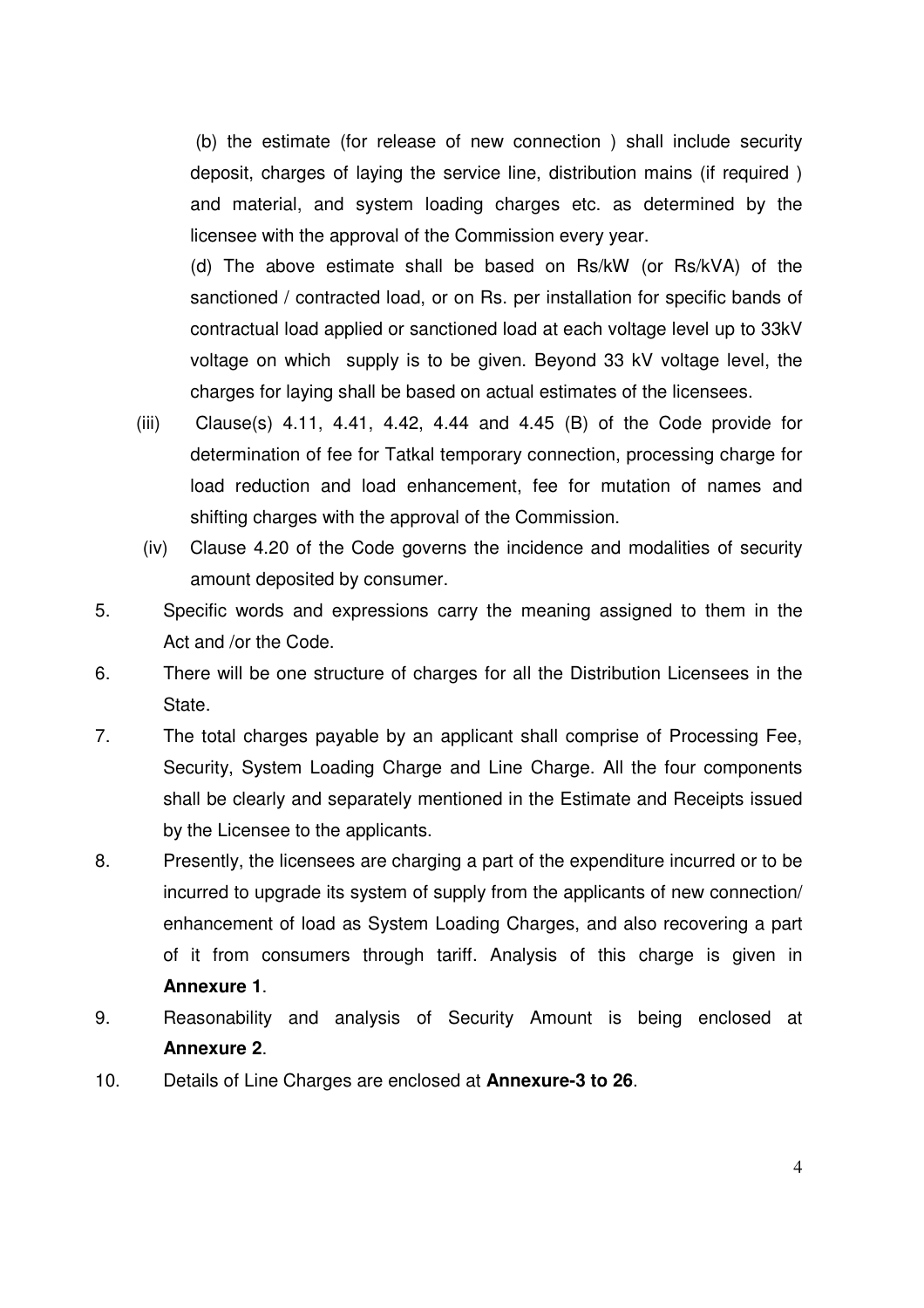(b) the estimate (for release of new connection ) shall include security deposit, charges of laying the service line, distribution mains (if required ) and material, and system loading charges etc. as determined by the licensee with the approval of the Commission every year.

(d) The above estimate shall be based on Rs/kW (or Rs/kVA) of the sanctioned / contracted load, or on Rs. per installation for specific bands of contractual load applied or sanctioned load at each voltage level up to 33kV voltage on which supply is to be given. Beyond 33 kV voltage level, the charges for laying shall be based on actual estimates of the licensees.

(iii) Clause(s) 4.11, 4.41, 4.42, 4.44 and 4.45 (B) of the Code provide for determination of fee for Tatkal temporary connection, processing charge for load reduction and load enhancement, fee for mutation of names and shifting charges with the approval of the Commission.

(iv) Clause 4.20 of the Code governs the incidence and modalities of security amount deposited by consumer.

5. Specific words and expressions carry the meaning assigned to them in the Act and /or the Code.

6. There will be one structure of charges for all the Distribution Licensees in the State.

7. The total charges payable by an applicant shall comprise of Processing Fee, Security, System Loading Charge and Line Charge. All the four components shall be clearly and separately mentioned in the Estimate and Receipts issued by the Licensee to the applicants.

8. Presently, the licensees are charging a part of the expenditure incurred or to be incurred to upgrade its system of supply from the applicants of new connection/ enhancement of load as System Loading Charges, and also recovering a part of it from consumers through tariff. Analysis of this charge is given in **Annexure 1**.

9. Reasonability and analysis of Security Amount is being enclosed at **Annexure 2**.

10. Details of Line Charges are enclosed at **Annexure-3 to 26**.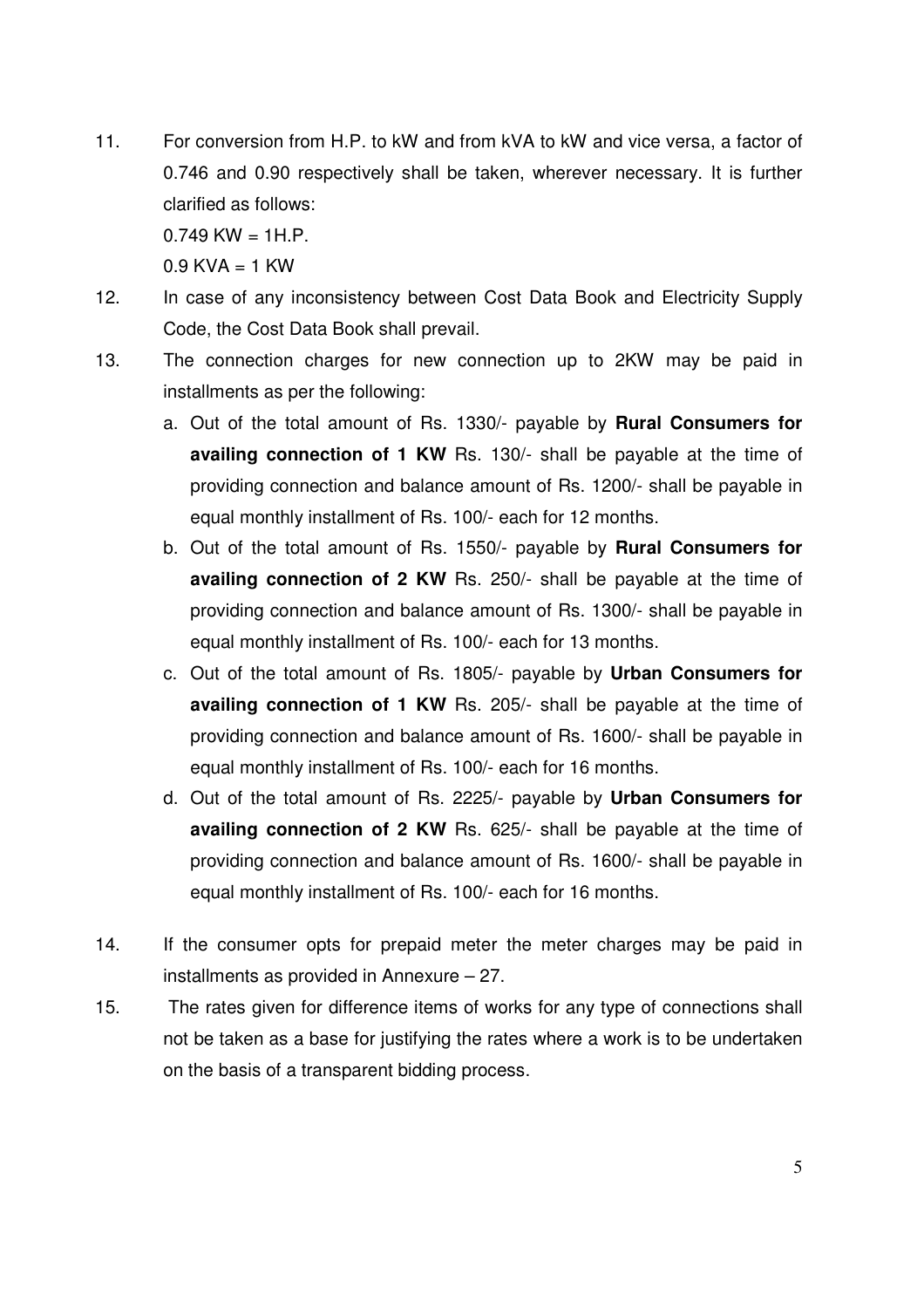11. For conversion from H.P. to kW and from kVA to kW and vice versa, a factor of 0.746 and 0.90 respectively shall be taken, wherever necessary. It is further clarified as follows:

    0.749 KW = 1H.P.

    0.9 KVA = 1 KW

12. In case of any inconsistency between Cost Data Book and Electricity Supply Code, the Cost Data Book shall prevail.

13. The connection charges for new connection up to 2KW may be paid in installments as per the following:

    a. Out of the total amount of Rs. 1330/- payable by **Rural Consumers for availing connection of 1 KW** Rs. 130/- shall be payable at the time of providing connection and balance amount of Rs. 1200/- shall be payable in equal monthly installment of Rs. 100/- each for 12 months.

    b. Out of the total amount of Rs. 1550/- payable by **Rural Consumers for availing connection of 2 KW** Rs. 250/- shall be payable at the time of providing connection and balance amount of Rs. 1300/- shall be payable in equal monthly installment of Rs. 100/- each for 13 months.

    c. Out of the total amount of Rs. 1805/- payable by **Urban Consumers for availing connection of 1 KW** Rs. 205/- shall be payable at the time of providing connection and balance amount of Rs. 1600/- shall be payable in equal monthly installment of Rs. 100/- each for 16 months.

    d. Out of the total amount of Rs. 2225/- payable by **Urban Consumers for availing connection of 2 KW** Rs. 625/- shall be payable at the time of providing connection and balance amount of Rs. 1600/- shall be payable in equal monthly installment of Rs. 100/- each for 16 months.

14. If the consumer opts for prepaid meter the meter charges may be paid in installments as provided in Annexure – 27.

15. The rates given for difference items of works for any type of connections shall not be taken as a base for justifying the rates where a work is to be undertaken on the basis of a transparent bidding process.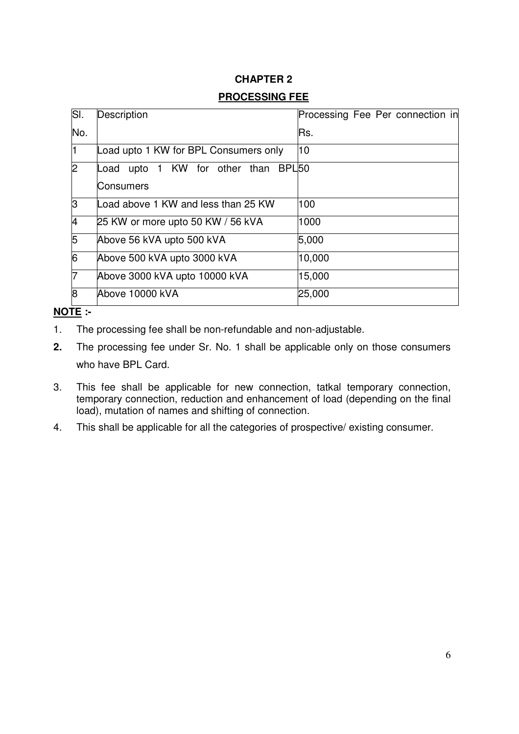# CHAPTER 2

## PROCESSING FEE

| Sl. No. | Description | Processing Fee Per connection in Rs. |
|---|---|---|
| 1 | Load upto 1 KW for BPL Consumers only | 10 |
| 2 | Load upto 1 KW for other than BPL Consumers | 50 |
| 3 | Load above 1 KW and less than 25 KW | 100 |
| 4 | 25 KW or more upto 50 KW / 56 kVA | 1000 |
| 5 | Above 56 kVA upto 500 kVA | 5,000 |
| 6 | Above 500 kVA upto 3000 kVA | 10,000 |
| 7 | Above 3000 kVA upto 10000 kVA | 15,000 |
| 8 | Above 10000 kVA | 25,000 |

**NOTE :-**

1. The processing fee shall be non-refundable and non-adjustable.
2. The processing fee under Sr. No. 1 shall be applicable only on those consumers who have BPL Card.
3. This fee shall be applicable for new connection, tatkal temporary connection, temporary connection, reduction and enhancement of load (depending on the final load), mutation of names and shifting of connection.
4. This shall be applicable for all the categories of prospective/ existing consumer.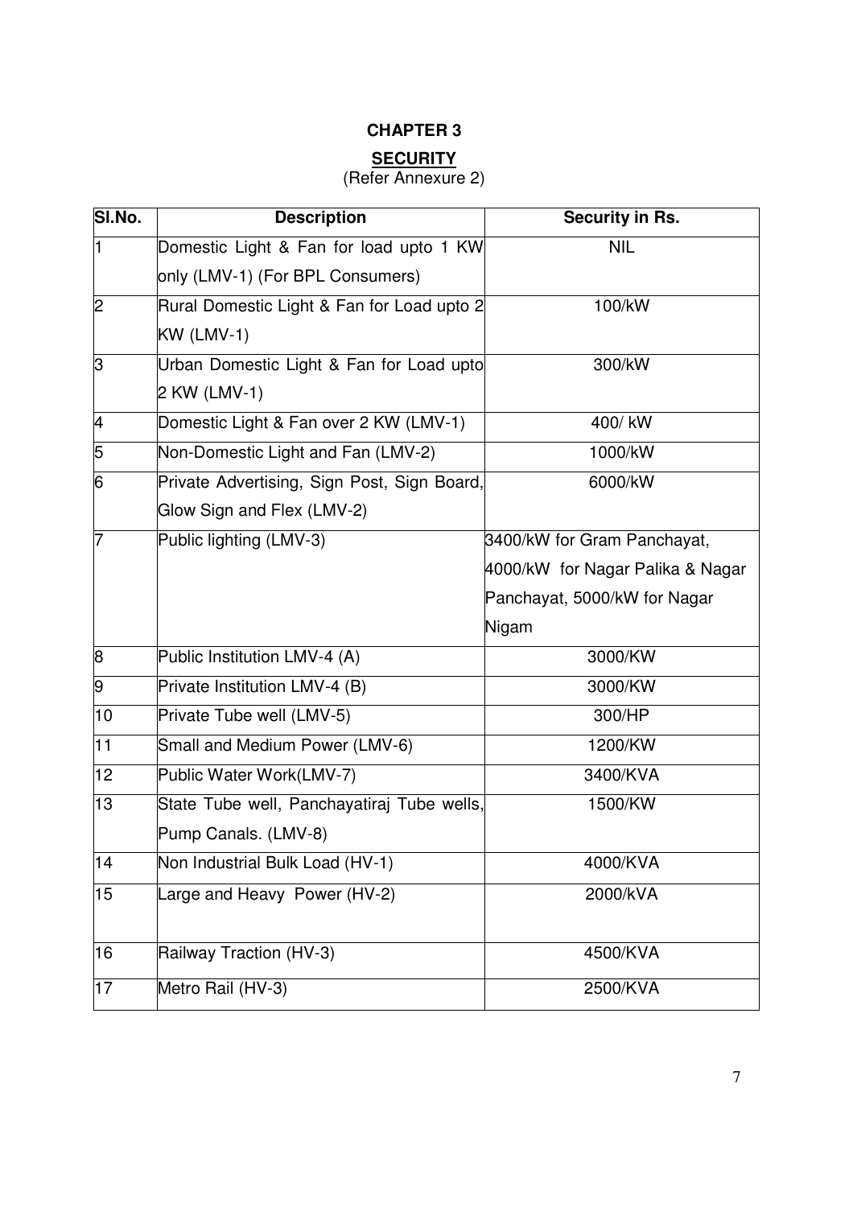# CHAPTER 3

## SECURITY

(Refer Annexure 2)

| Sl.No. | Description | Security in Rs. |
|---|---|---|
| 1 | Domestic Light & Fan for load upto 1 KW only (LMV-1) (For BPL Consumers) | NIL |
| 2 | Rural Domestic Light & Fan for Load upto 2 KW (LMV-1) | 100/kW |
| 3 | Urban Domestic Light & Fan for Load upto 2 KW (LMV-1) | 300/kW |
| 4 | Domestic Light & Fan over 2 KW (LMV-1) | 400/ kW |
| 5 | Non-Domestic Light and Fan (LMV-2) | 1000/kW |
| 6 | Private Advertising, Sign Post, Sign Board, Glow Sign and Flex (LMV-2) | 6000/kW |
| 7 | Public lighting (LMV-3) | 3400/kW for Gram Panchayat, 4000/kW for Nagar Palika & Nagar Panchayat, 5000/kW for Nagar Nigam |
| 8 | Public Institution LMV-4 (A) | 3000/KW |
| 9 | Private Institution LMV-4 (B) | 3000/KW |
| 10 | Private Tube well (LMV-5) | 300/HP |
| 11 | Small and Medium Power (LMV-6) | 1200/KW |
| 12 | Public Water Work(LMV-7) | 3400/KVA |
| 13 | State Tube well, Panchayatiraj Tube wells, Pump Canals. (LMV-8) | 1500/KW |
| 14 | Non Industrial Bulk Load (HV-1) | 4000/KVA |
| 15 | Large and Heavy Power (HV-2) | 2000/kVA |
| 16 | Railway Traction (HV-3) | 4500/KVA |
| 17 | Metro Rail (HV-3) | 2500/KVA |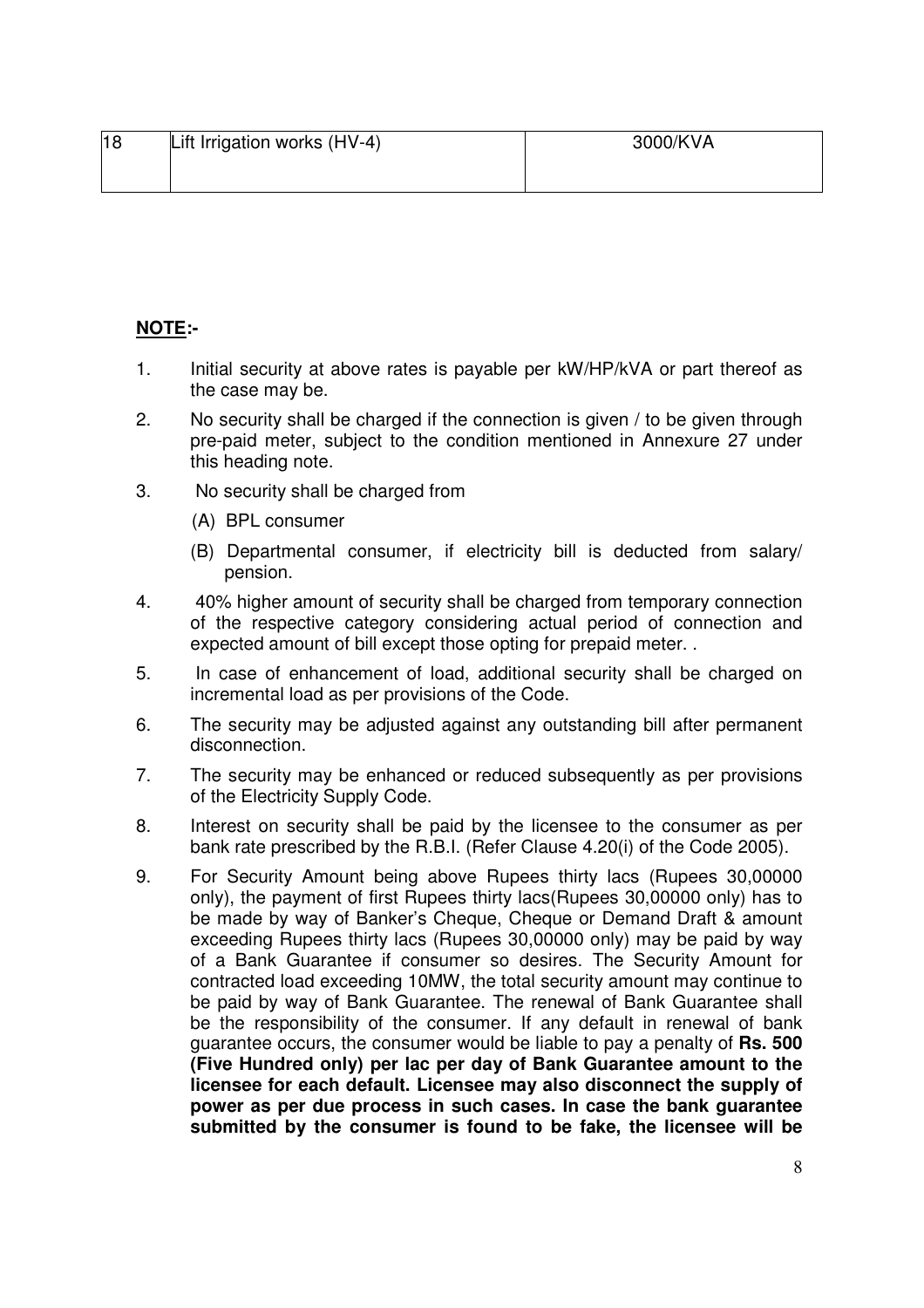| 18 | Lift Irrigation works (HV-4) | 3000/KVA |
|---|---|---|

**NOTE:-**

1. Initial security at above rates is payable per kW/HP/kVA or part thereof as the case may be.
2. No security shall be charged if the connection is given / to be given through pre-paid meter, subject to the condition mentioned in Annexure 27 under this heading note.
3. No security shall be charged from
   (A) BPL consumer
   (B) Departmental consumer, if electricity bill is deducted from salary/ pension.
4. 40% higher amount of security shall be charged from temporary connection of the respective category considering actual period of connection and expected amount of bill except those opting for prepaid meter. .
5. In case of enhancement of load, additional security shall be charged on incremental load as per provisions of the Code.
6. The security may be adjusted against any outstanding bill after permanent disconnection.
7. The security may be enhanced or reduced subsequently as per provisions of the Electricity Supply Code.
8. Interest on security shall be paid by the licensee to the consumer as per bank rate prescribed by the R.B.I. (Refer Clause 4.20(i) of the Code 2005).
9. For Security Amount being above Rupees thirty lacs (Rupees 30,00000 only), the payment of first Rupees thirty lacs(Rupees 30,00000 only) has to be made by way of Banker's Cheque, Cheque or Demand Draft & amount exceeding Rupees thirty lacs (Rupees 30,00000 only) may be paid by way of a Bank Guarantee if consumer so desires. The Security Amount for contracted load exceeding 10MW, the total security amount may continue to be paid by way of Bank Guarantee. The renewal of Bank Guarantee shall be the responsibility of the consumer. If any default in renewal of bank guarantee occurs, the consumer would be liable to pay a penalty of **Rs. 500 (Five Hundred only) per lac per day of Bank Guarantee amount to the licensee for each default. Licensee may also disconnect the supply of power as per due process in such cases. In case the bank guarantee submitted by the consumer is found to be fake, the licensee will be**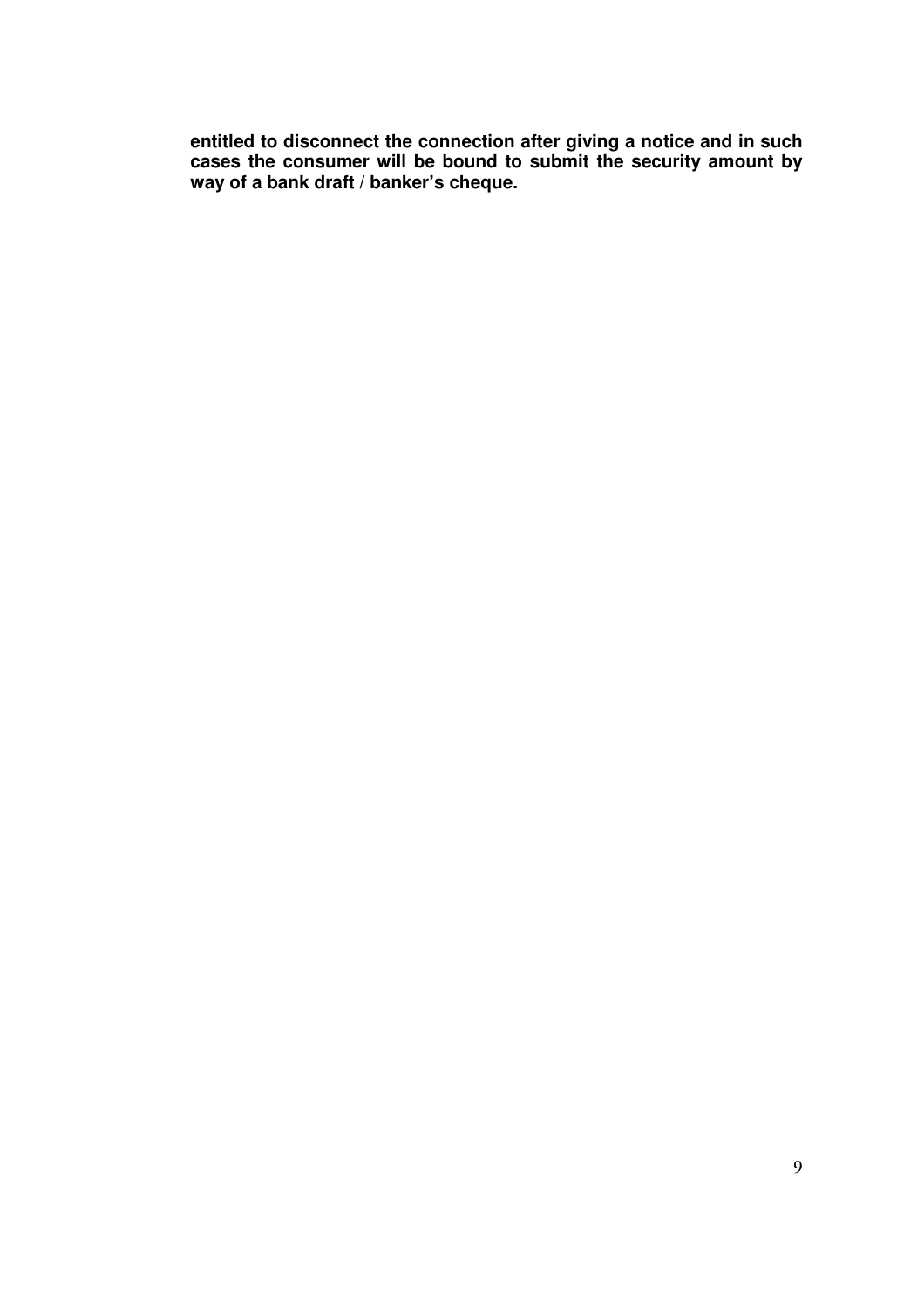**entitled to disconnect the connection after giving a notice and in such cases the consumer will be bound to submit the security amount by way of a bank draft / banker's cheque.**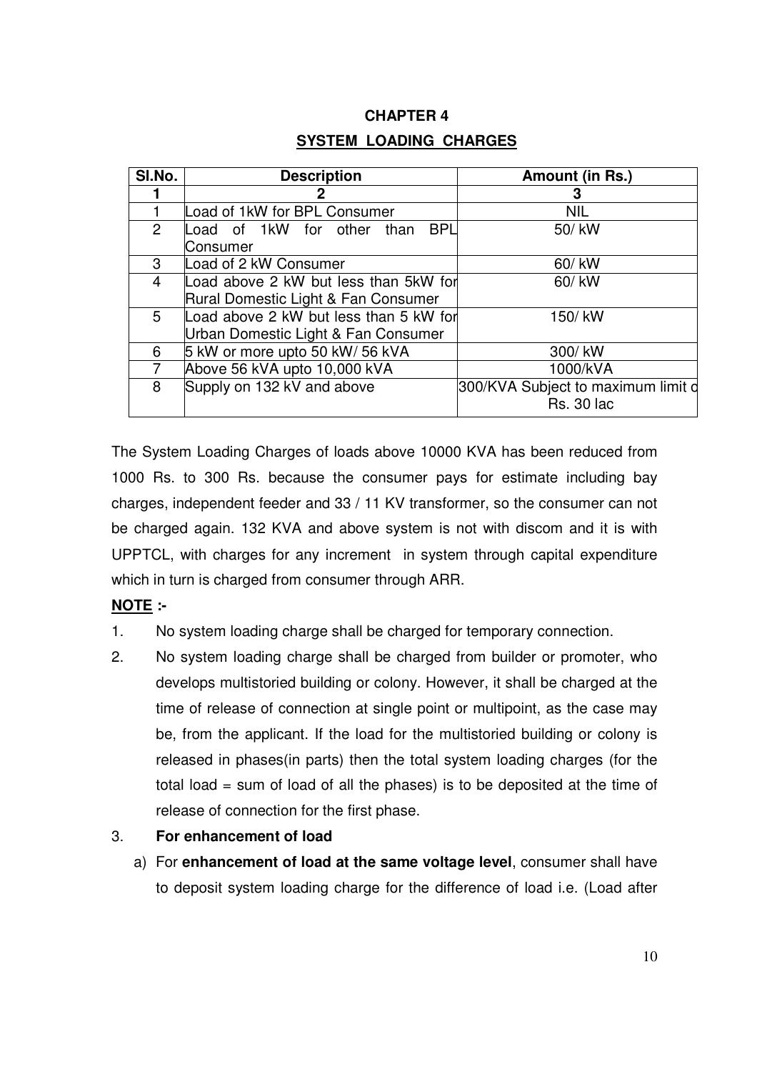# CHAPTER 4

## SYSTEM LOADING CHARGES

| Sl.No. | Description | Amount (in Rs.) |
|---|---|---|
| 1 | 2 | 3 |
| 1 | Load of 1kW for BPL Consumer | NIL |
| 2 | Load of 1kW for other than BPL Consumer | 50/ kW |
| 3 | Load of 2 kW Consumer | 60/ kW |
| 4 | Load above 2 kW but less than 5kW for Rural Domestic Light & Fan Consumer | 60/ kW |
| 5 | Load above 2 kW but less than 5 kW for Urban Domestic Light & Fan Consumer | 150/ kW |
| 6 | 5 kW or more upto 50 kW/ 56 kVA | 300/ kW |
| 7 | Above 56 kVA upto 10,000 kVA | 1000/kVA |
| 8 | Supply on 132 kV and above | 300/KVA Subject to maximum limit of Rs. 30 lac |

The System Loading Charges of loads above 10000 KVA has been reduced from 1000 Rs. to 300 Rs. because the consumer pays for estimate including bay charges, independent feeder and 33 / 11 KV transformer, so the consumer can not be charged again. 132 KVA and above system is not with discom and it is with UPPTCL, with charges for any increment in system through capital expenditure which in turn is charged from consumer through ARR.

**NOTE :-**

1. No system loading charge shall be charged for temporary connection.
2. No system loading charge shall be charged from builder or promoter, who develops multistoried building or colony. However, it shall be charged at the time of release of connection at single point or multipoint, as the case may be, from the applicant. If the load for the multistoried building or colony is released in phases(in parts) then the total system loading charges (for the total load = sum of load of all the phases) is to be deposited at the time of release of connection for the first phase.
3. **For enhancement of load**
   a) For **enhancement of load at the same voltage level**, consumer shall have to deposit system loading charge for the difference of load i.e. (Load after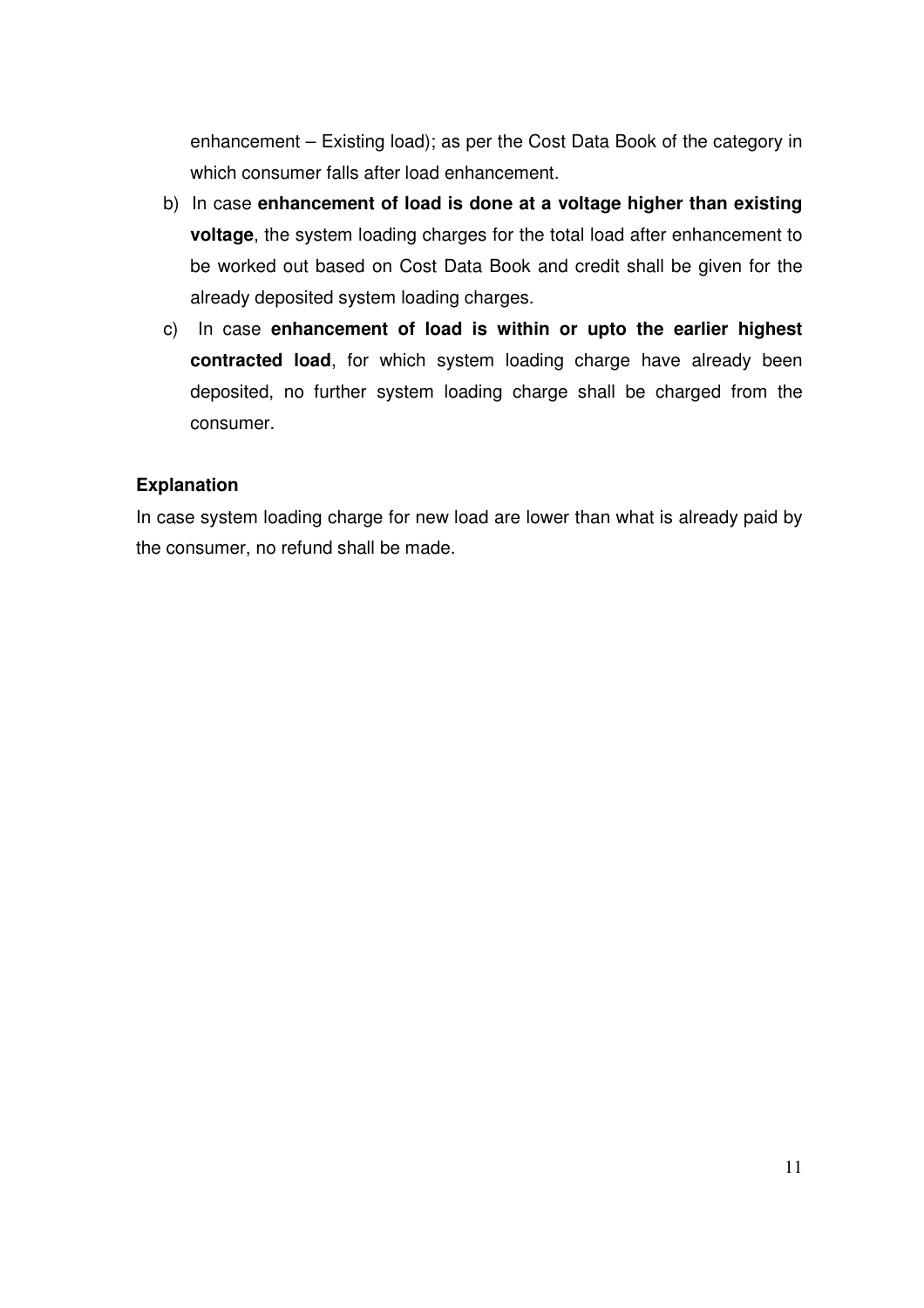enhancement – Existing load); as per the Cost Data Book of the category in which consumer falls after load enhancement.

b) In case **enhancement of load is done at a voltage higher than existing voltage**, the system loading charges for the total load after enhancement to be worked out based on Cost Data Book and credit shall be given for the already deposited system loading charges.

c) In case **enhancement of load is within or upto the earlier highest contracted load**, for which system loading charge have already been deposited, no further system loading charge shall be charged from the consumer.

**Explanation**

In case system loading charge for new load are lower than what is already paid by the consumer, no refund shall be made.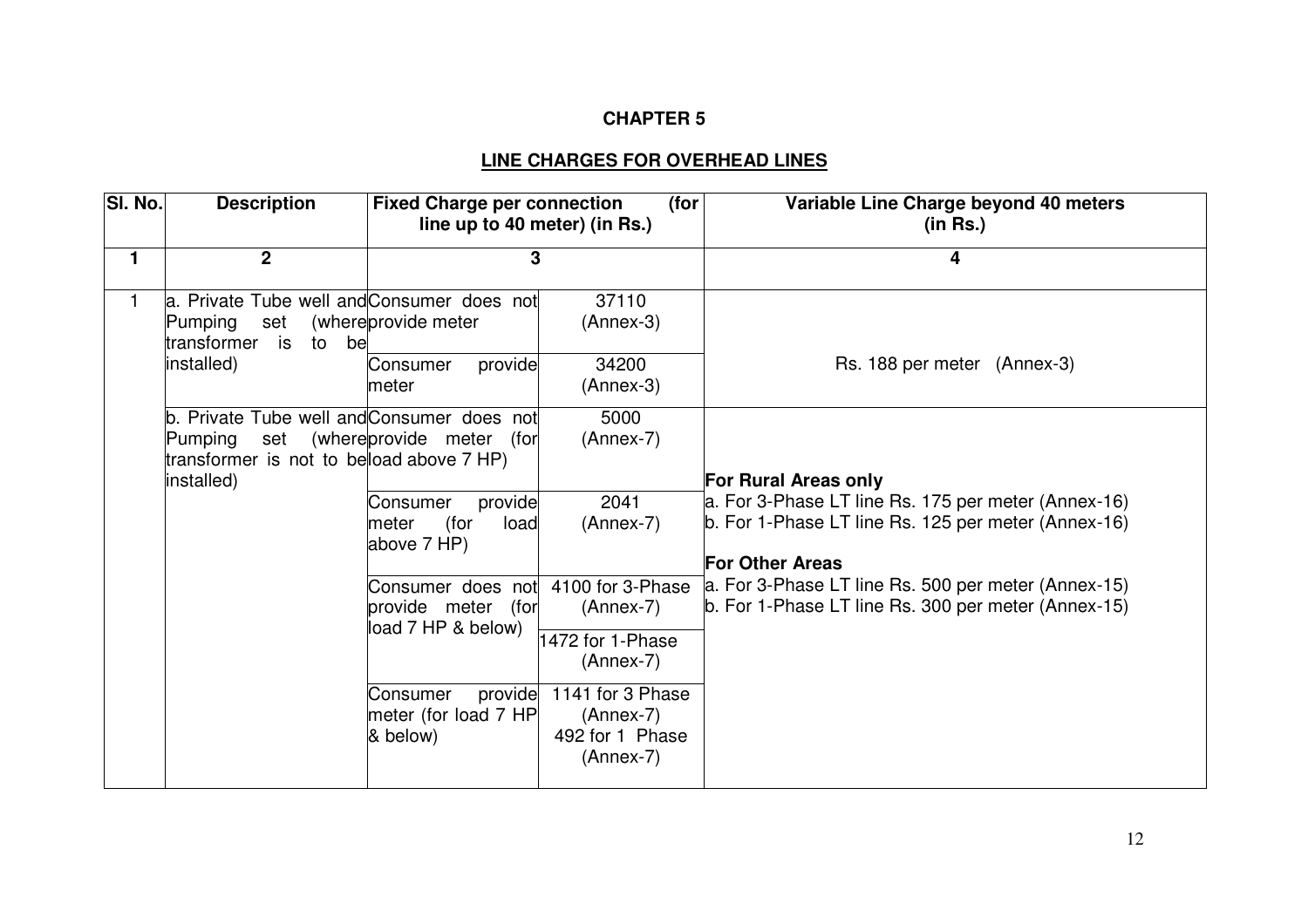## CHAPTER 5

## LINE CHARGES FOR OVERHEAD LINES

| Sl. No. | Description | Fixed Charge per connection (for line up to 40 meter) (in Rs.) | | Variable Line Charge beyond 40 meters (in Rs.) |
|---|---|---|---|---|
| 1 | 2 | 3 | | 4 |
| 1 | a. Private Tube well and Pumping set (where transformer is to be installed) | Consumer does not provide meter | 37110 (Annex-3) | Rs. 188 per meter (Annex-3) |
| | | Consumer provide meter | 34200 (Annex-3) | |
| | b. Private Tube well and Pumping set (where transformer is not to be installed) | Consumer does not provide meter (for load above 7 HP) | 5000 (Annex-7) | **For Rural Areas only**<br>a. For 3-Phase LT line Rs. 175 per meter (Annex-16)<br>b. For 1-Phase LT line Rs. 125 per meter (Annex-16)<br>**For Other Areas**<br>a. For 3-Phase LT line Rs. 500 per meter (Annex-15)<br>b. For 1-Phase LT line Rs. 300 per meter (Annex-15) |
| | | Consumer provide meter (for load above 7 HP) | 2041 (Annex-7) | |
| | | Consumer does not provide meter (for load 7 HP & below) | 4100 for 3-Phase (Annex-7) | |
| | | | 1472 for 1-Phase (Annex-7) | |
| | | Consumer provide meter (for load 7 HP & below) | 1141 for 3 Phase (Annex-7)<br>492 for 1 Phase (Annex-7) | |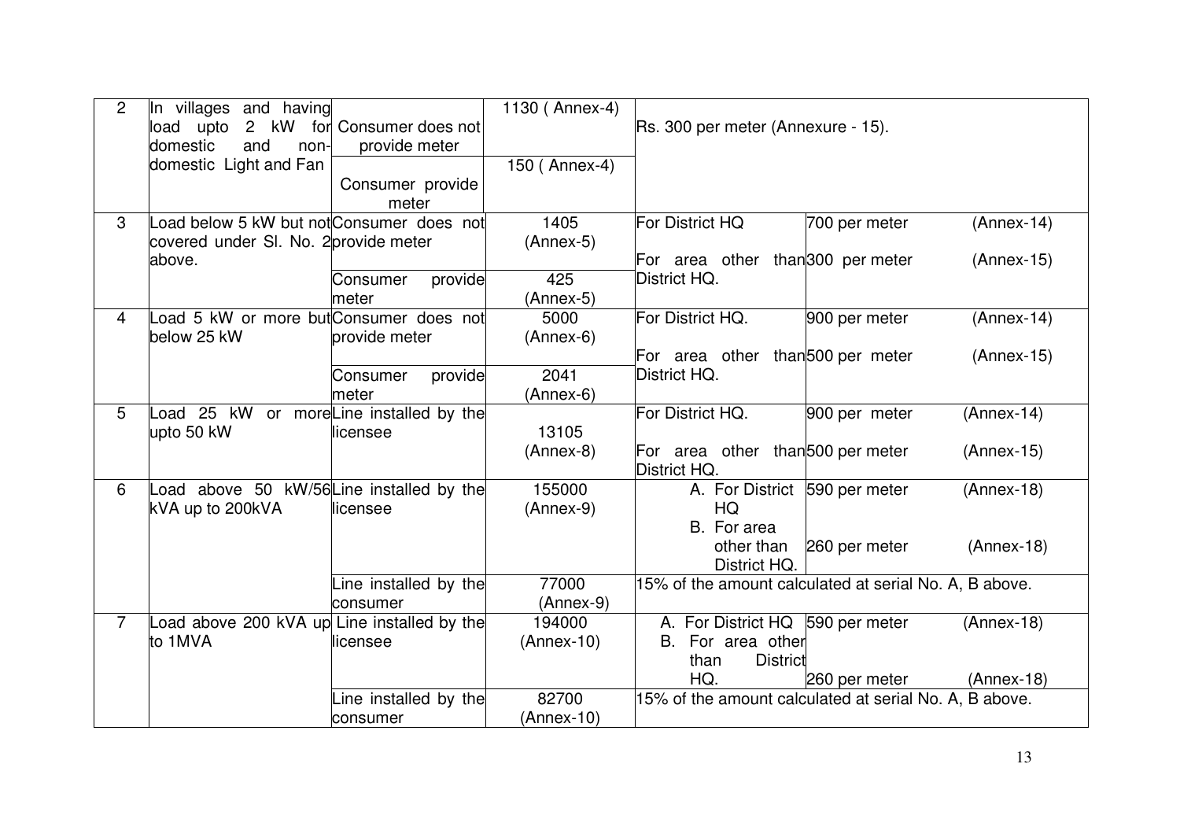| 2 | In villages and having load upto 2 kW for domestic and non-domestic Light and Fan | Consumer does not provide meter | 1130 ( Annex-4) | Rs. 300 per meter (Annexure - 15). | | |
|---|---|---|---|---|---|---|
| | | Consumer provide meter | 150 ( Annex-4) | | | |
| 3 | Load below 5 kW but not covered under Sl. No. 2 above. | Consumer does not provide meter | 1405 (Annex-5) | For District HQ | 700 per meter | (Annex-14) |
| | | | | For area other than District HQ. | 300 per meter | (Annex-15) |
| | | Consumer provide meter | 425 (Annex-5) | | | |
| 4 | Load 5 kW or more but below 25 kW | Consumer does not provide meter | 5000 (Annex-6) | For District HQ. | 900 per meter | (Annex-14) |
| | | | | For area other than District HQ. | 500 per meter | (Annex-15) |
| | | Consumer provide meter | 2041 (Annex-6) | | | |
| 5 | Load 25 kW or more upto 50 kW | Line installed by the licensee | 13105 (Annex-8) | For District HQ. | 900 per meter | (Annex-14) |
| | | | | For area other than District HQ. | 500 per meter | (Annex-15) |
| 6 | Load above 50 kW/56 kVA up to 200kVA | Line installed by the licensee | 155000 (Annex-9) | A. For District HQ | 590 per meter | (Annex-18) |
| | | | | B. For area other than District HQ. | 260 per meter | (Annex-18) |
| | | Line installed by the consumer | 77000 (Annex-9) | 15% of the amount calculated at serial No. A, B above. | | |
| 7 | Load above 200 kVA up to 1MVA | Line installed by the licensee | 194000 (Annex-10) | A. For District HQ | 590 per meter | (Annex-18) |
| | | | | B. For area other than District HQ. | 260 per meter | (Annex-18) |
| | | Line installed by the consumer | 82700 (Annex-10) | 15% of the amount calculated at serial No. A, B above. | | |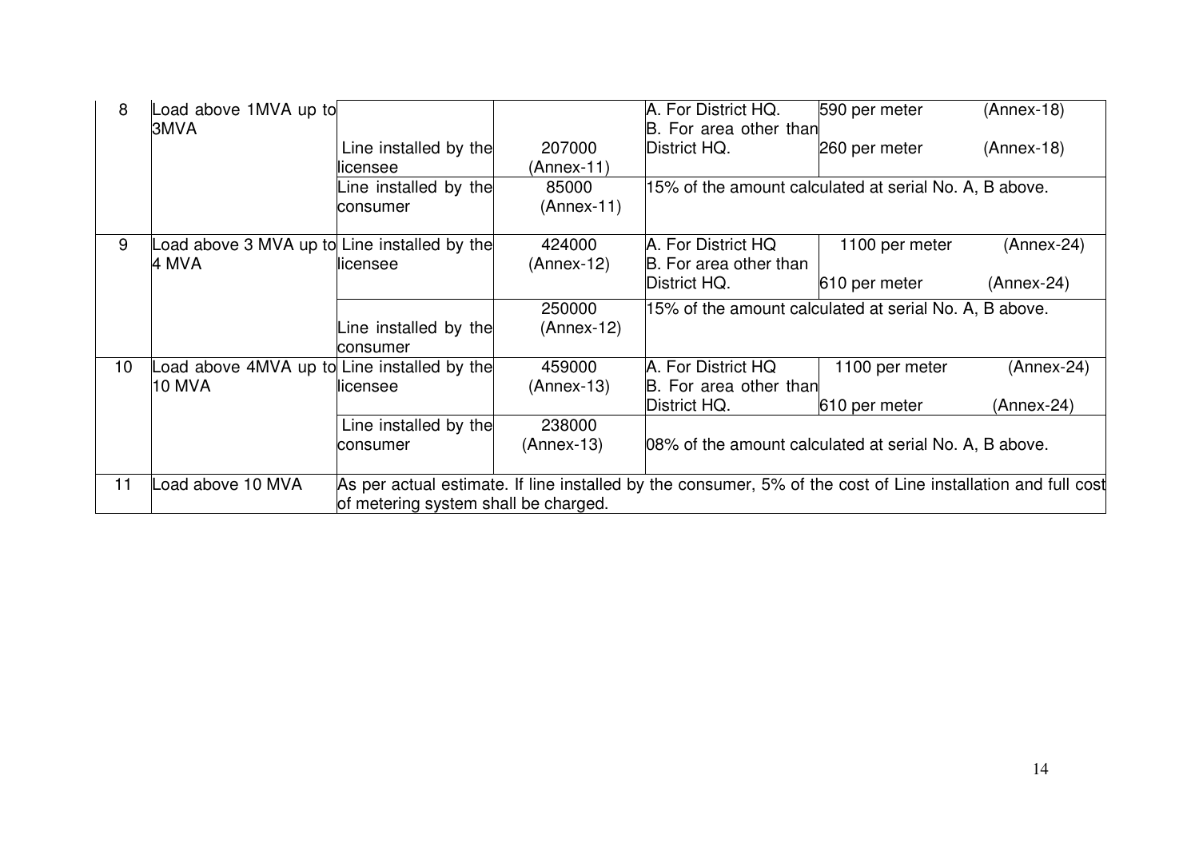| 8 | Load above 1MVA up to 3MVA | Line installed by the licensee | 207000 (Annex-11) | A. For District HQ.<br>B. For area other than District HQ. | 590 per meter<br>260 per meter | (Annex-18)<br>(Annex-18) |
|---|---|---|---|---|---|---|
| | | Line installed by the consumer | 85000 (Annex-11) | 15% of the amount calculated at serial No. A, B above. | | |
| 9 | Load above 3 MVA up to 4 MVA | Line installed by the licensee | 424000 (Annex-12) | A. For District HQ<br>B. For area other than District HQ. | 1100 per meter<br>610 per meter | (Annex-24)<br>(Annex-24) |
| | | Line installed by the consumer | 250000 (Annex-12) | 15% of the amount calculated at serial No. A, B above. | | |
| 10 | Load above 4MVA up to 10 MVA | Line installed by the licensee | 459000 (Annex-13) | A. For District HQ<br>B. For area other than District HQ. | 1100 per meter<br>610 per meter | (Annex-24)<br>(Annex-24) |
| | | Line installed by the consumer | 238000 (Annex-13) | 08% of the amount calculated at serial No. A, B above. | | |
| 11 | Load above 10 MVA | As per actual estimate. If line installed by the consumer, 5% of the cost of Line installation and full cost of metering system shall be charged. | | | | |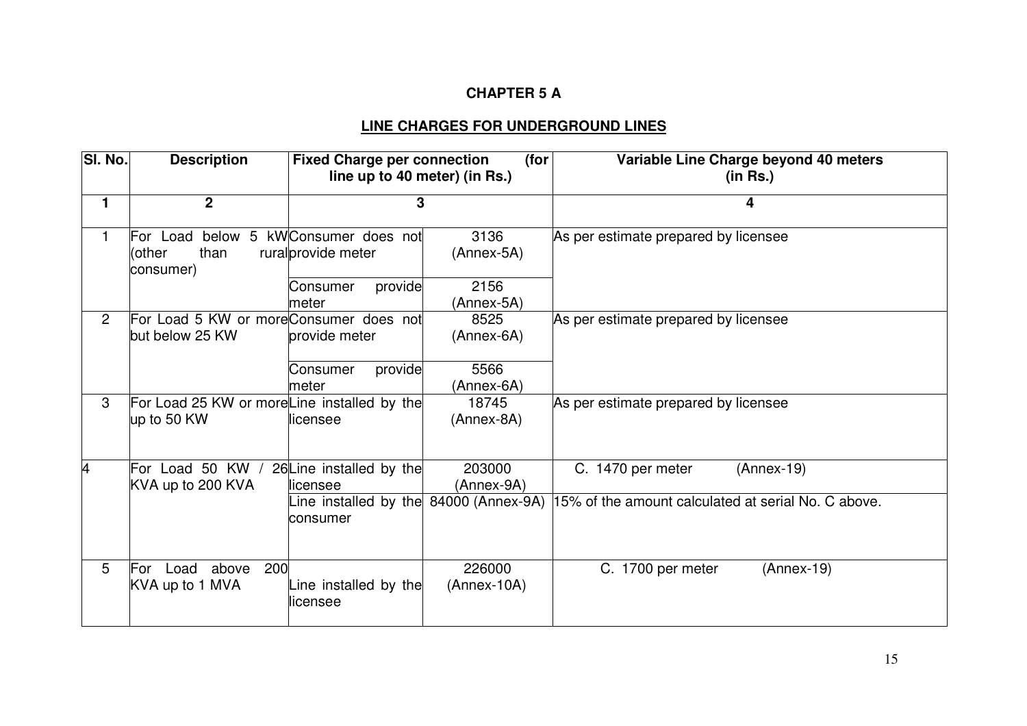# CHAPTER 5 A

## LINE CHARGES FOR UNDERGROUND LINES

| Sl. No. | Description | Fixed Charge per connection (for line up to 40 meter) (in Rs.) | | Variable Line Charge beyond 40 meters (in Rs.) |
|---|---|---|---|---|
| 1 | 2 | 3 | | 4 |
| 1 | For Load below 5 kW (other than rural consumer) | Consumer does not provide meter | 3136 (Annex-5A) | As per estimate prepared by licensee |
| | | Consumer provide meter | 2156 (Annex-5A) | |
| 2 | For Load 5 KW or more but below 25 KW | Consumer does not provide meter | 8525 (Annex-6A) | As per estimate prepared by licensee |
| | | Consumer provide meter | 5566 (Annex-6A) | |
| 3 | For Load 25 KW or more up to 50 KW | Line installed by the licensee | 18745 (Annex-8A) | As per estimate prepared by licensee |
| 4 | For Load 50 KW / 26 KVA up to 200 KVA | Line installed by the licensee | 203000 (Annex-9A) | C. 1470 per meter (Annex-19) |
| | | Line installed by the consumer | 84000 (Annex-9A) | 15% of the amount calculated at serial No. C above. |
| 5 | For Load above 200 KVA up to 1 MVA | Line installed by the licensee | 226000 (Annex-10A) | C. 1700 per meter (Annex-19) |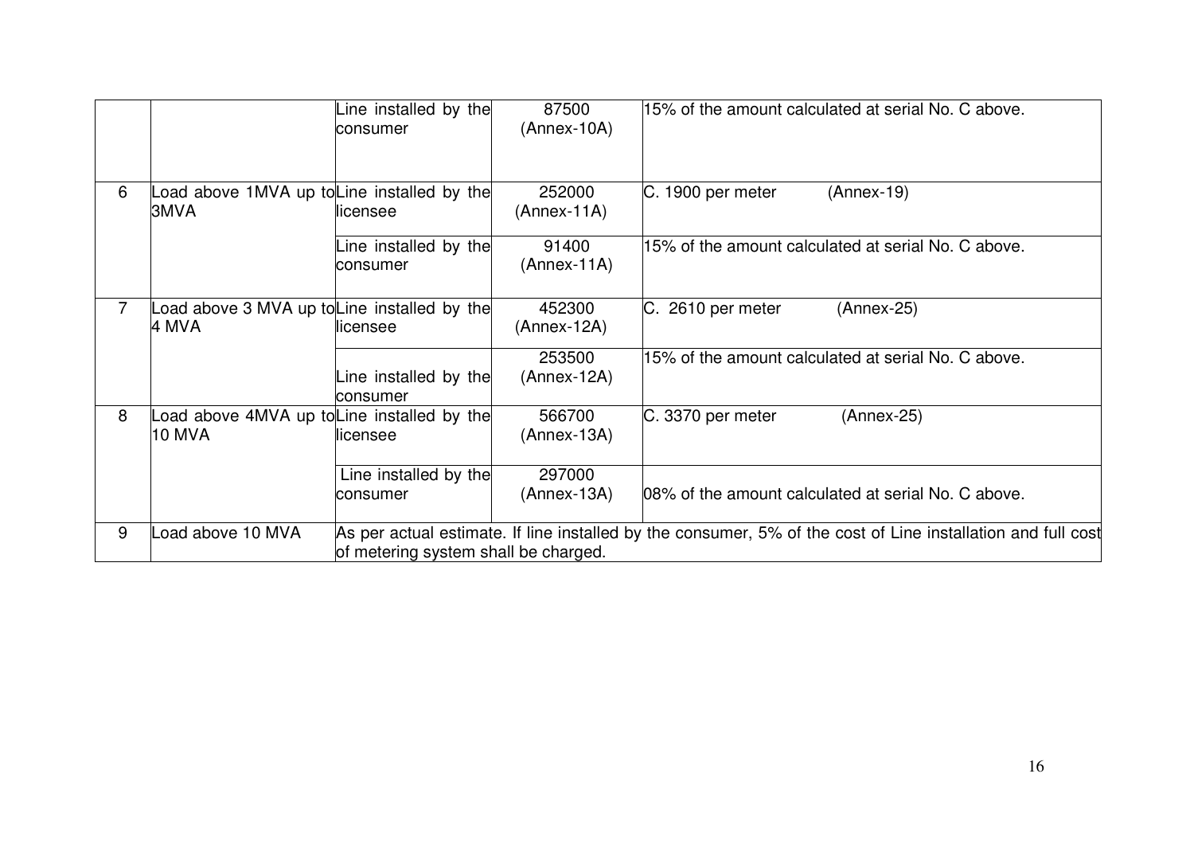| | | | | |
|---|---|---|---|---|
| | | Line installed by the consumer | 87500 (Annex-10A) | 15% of the amount calculated at serial No. C above. |
| 6 | Load above 1MVA up to 3MVA | Line installed by the licensee | 252000 (Annex-11A) | C. 1900 per meter (Annex-19) |
| | | Line installed by the consumer | 91400 (Annex-11A) | 15% of the amount calculated at serial No. C above. |
| 7 | Load above 3 MVA up to 4 MVA | Line installed by the licensee | 452300 (Annex-12A) | C. 2610 per meter (Annex-25) |
| | | Line installed by the consumer | 253500 (Annex-12A) | 15% of the amount calculated at serial No. C above. |
| 8 | Load above 4MVA up to 10 MVA | Line installed by the licensee | 566700 (Annex-13A) | C. 3370 per meter (Annex-25) |
| | | Line installed by the consumer | 297000 (Annex-13A) | 08% of the amount calculated at serial No. C above. |
| 9 | Load above 10 MVA | As per actual estimate. If line installed by the consumer, 5% of the cost of Line installation and full cost of metering system shall be charged. | | |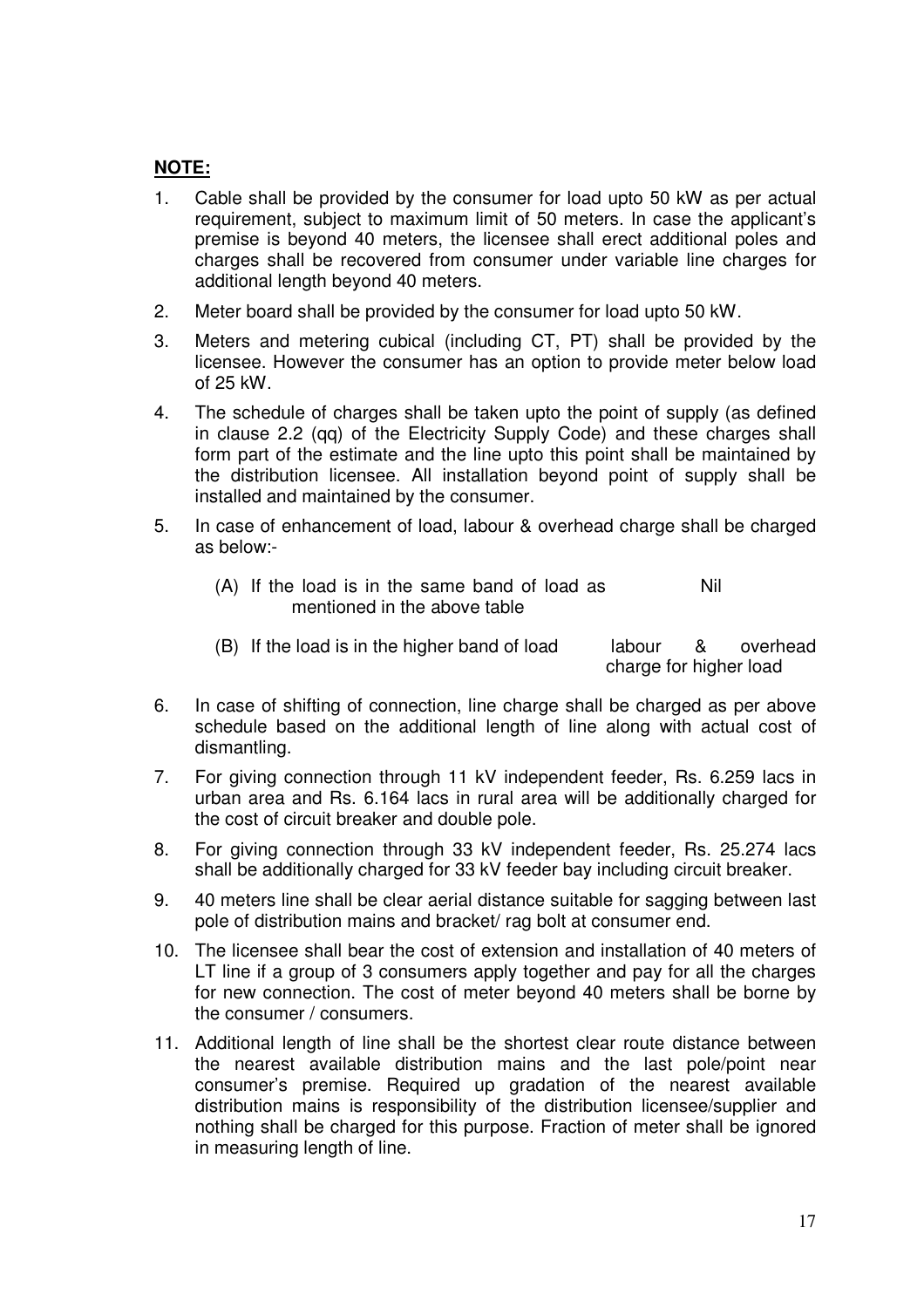**NOTE:**

1. Cable shall be provided by the consumer for load upto 50 kW as per actual requirement, subject to maximum limit of 50 meters. In case the applicant's premise is beyond 40 meters, the licensee shall erect additional poles and charges shall be recovered from consumer under variable line charges for additional length beyond 40 meters.
2. Meter board shall be provided by the consumer for load upto 50 kW.
3. Meters and metering cubical (including CT, PT) shall be provided by the licensee. However the consumer has an option to provide meter below load of 25 kW.
4. The schedule of charges shall be taken upto the point of supply (as defined in clause 2.2 (qq) of the Electricity Supply Code) and these charges shall form part of the estimate and the line upto this point shall be maintained by the distribution licensee. All installation beyond point of supply shall be installed and maintained by the consumer.
5. In case of enhancement of load, labour & overhead charge shall be charged as below:-

   (A) If the load is in the same band of load as mentioned in the above table — Nil

   (B) If the load is in the higher band of load — labour & overhead charge for higher load

6. In case of shifting of connection, line charge shall be charged as per above schedule based on the additional length of line along with actual cost of dismantling.
7. For giving connection through 11 kV independent feeder, Rs. 6.259 lacs in urban area and Rs. 6.164 lacs in rural area will be additionally charged for the cost of circuit breaker and double pole.
8. For giving connection through 33 kV independent feeder, Rs. 25.274 lacs shall be additionally charged for 33 kV feeder bay including circuit breaker.
9. 40 meters line shall be clear aerial distance suitable for sagging between last pole of distribution mains and bracket/ rag bolt at consumer end.
10. The licensee shall bear the cost of extension and installation of 40 meters of LT line if a group of 3 consumers apply together and pay for all the charges for new connection. The cost of meter beyond 40 meters shall be borne by the consumer / consumers.
11. Additional length of line shall be the shortest clear route distance between the nearest available distribution mains and the last pole/point near consumer's premise. Required up gradation of the nearest available distribution mains is responsibility of the distribution licensee/supplier and nothing shall be charged for this purpose. Fraction of meter shall be ignored in measuring length of line.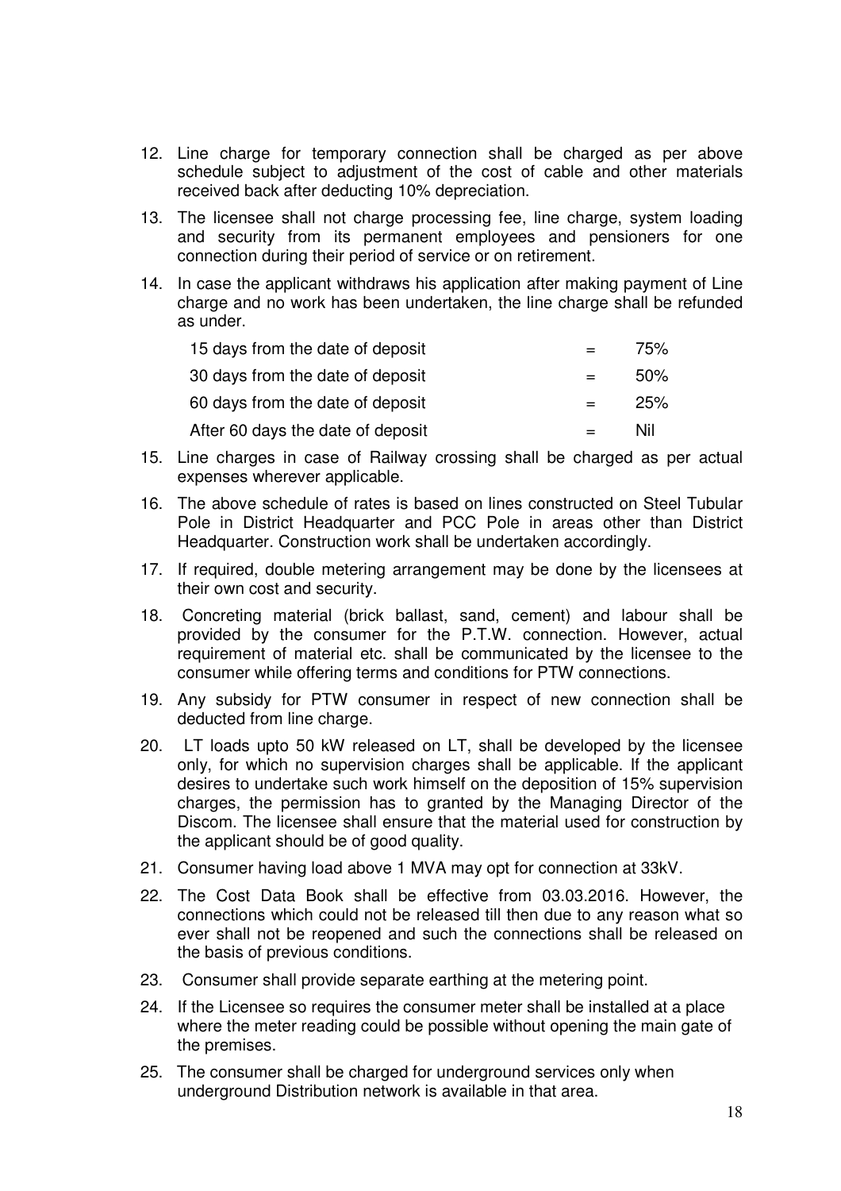12. Line charge for temporary connection shall be charged as per above schedule subject to adjustment of the cost of cable and other materials received back after deducting 10% depreciation.

13. The licensee shall not charge processing fee, line charge, system loading and security from its permanent employees and pensioners for one connection during their period of service or on retirement.

14. In case the applicant withdraws his application after making payment of Line charge and no work has been undertaken, the line charge shall be refunded as under.

| | | |
|---|---|---|
| 15 days from the date of deposit | = | 75% |
| 30 days from the date of deposit | = | 50% |
| 60 days from the date of deposit | = | 25% |
| After 60 days the date of deposit | = | Nil |

15. Line charges in case of Railway crossing shall be charged as per actual expenses wherever applicable.

16. The above schedule of rates is based on lines constructed on Steel Tubular Pole in District Headquarter and PCC Pole in areas other than District Headquarter. Construction work shall be undertaken accordingly.

17. If required, double metering arrangement may be done by the licensees at their own cost and security.

18. Concreting material (brick ballast, sand, cement) and labour shall be provided by the consumer for the P.T.W. connection. However, actual requirement of material etc. shall be communicated by the licensee to the consumer while offering terms and conditions for PTW connections.

19. Any subsidy for PTW consumer in respect of new connection shall be deducted from line charge.

20. LT loads upto 50 kW released on LT, shall be developed by the licensee only, for which no supervision charges shall be applicable. If the applicant desires to undertake such work himself on the deposition of 15% supervision charges, the permission has to granted by the Managing Director of the Discom. The licensee shall ensure that the material used for construction by the applicant should be of good quality.

21. Consumer having load above 1 MVA may opt for connection at 33kV.

22. The Cost Data Book shall be effective from 03.03.2016. However, the connections which could not be released till then due to any reason what so ever shall not be reopened and such the connections shall be released on the basis of previous conditions.

23. Consumer shall provide separate earthing at the metering point.

24. If the Licensee so requires the consumer meter shall be installed at a place where the meter reading could be possible without opening the main gate of the premises.

25. The consumer shall be charged for underground services only when underground Distribution network is available in that area.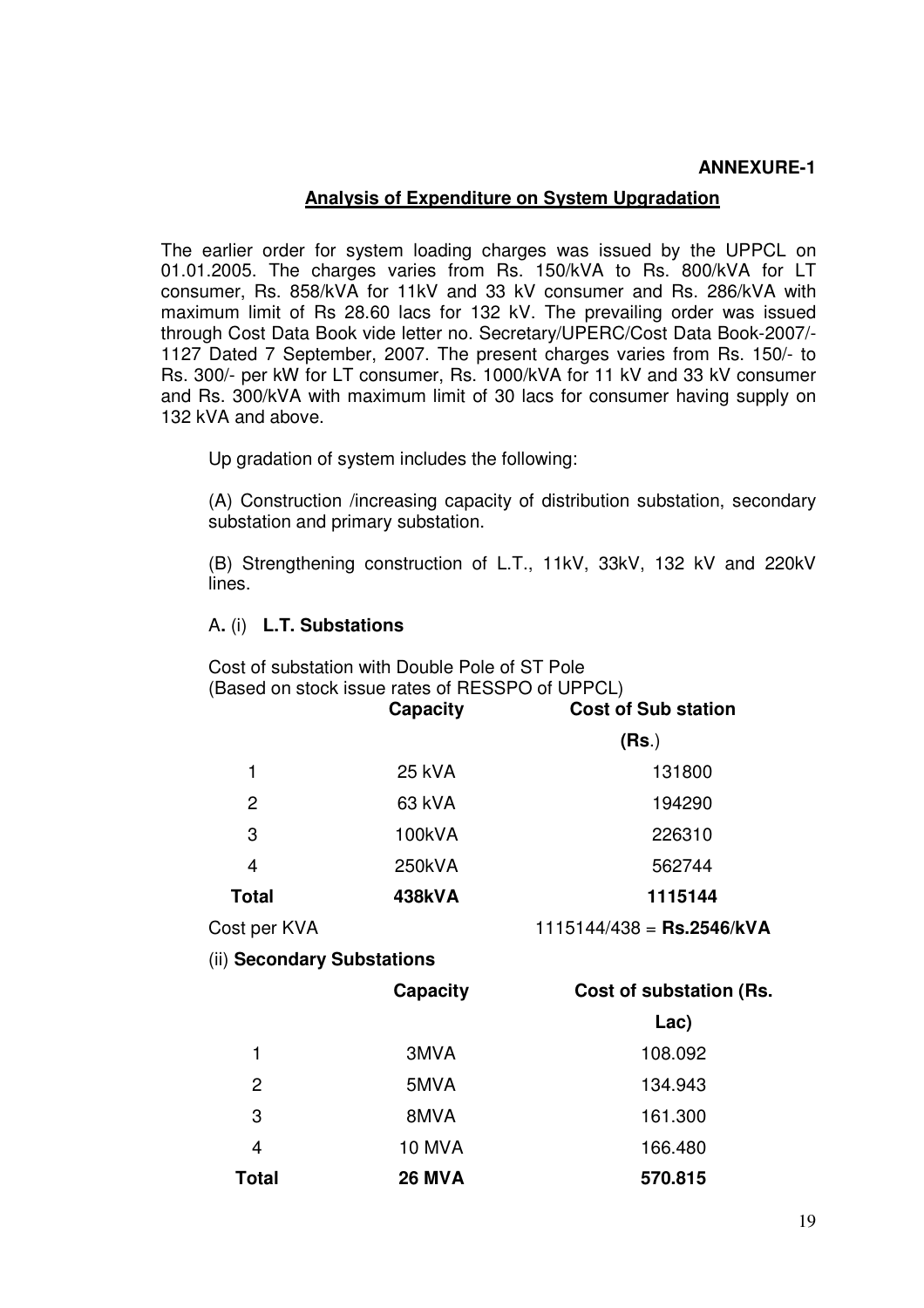**ANNEXURE-1**

## Analysis of Expenditure on System Upgradation

The earlier order for system loading charges was issued by the UPPCL on 01.01.2005. The charges varies from Rs. 150/kVA to Rs. 800/kVA for LT consumer, Rs. 858/kVA for 11kV and 33 kV consumer and Rs. 286/kVA with maximum limit of Rs 28.60 lacs for 132 kV. The prevailing order was issued through Cost Data Book vide letter no. Secretary/UPERC/Cost Data Book-2007/-1127 Dated 7 September, 2007. The present charges varies from Rs. 150/- to Rs. 300/- per kW for LT consumer, Rs. 1000/kVA for 11 kV and 33 kV consumer and Rs. 300/kVA with maximum limit of 30 lacs for consumer having supply on 132 kVA and above.

Up gradation of system includes the following:

(A) Construction /increasing capacity of distribution substation, secondary substation and primary substation.

(B) Strengthening construction of L.T., 11kV, 33kV, 132 kV and 220kV lines.

A. (i) **L.T. Substations**

Cost of substation with Double Pole of ST Pole
(Based on stock issue rates of RESSPO of UPPCL)

| | Capacity | Cost of Sub station (Rs.) |
|---|---|---|
| 1 | 25 kVA | 131800 |
| 2 | 63 kVA | 194290 |
| 3 | 100kVA | 226310 |
| 4 | 250kVA | 562744 |
| **Total** | **438kVA** | **1115144** |
| Cost per KVA | | 1115144/438 = **Rs.2546/kVA** |

(ii) **Secondary Substations**

| | Capacity | Cost of substation (Rs. Lac) |
|---|---|---|
| 1 | 3MVA | 108.092 |
| 2 | 5MVA | 134.943 |
| 3 | 8MVA | 161.300 |
| 4 | 10 MVA | 166.480 |
| **Total** | **26 MVA** | **570.815** |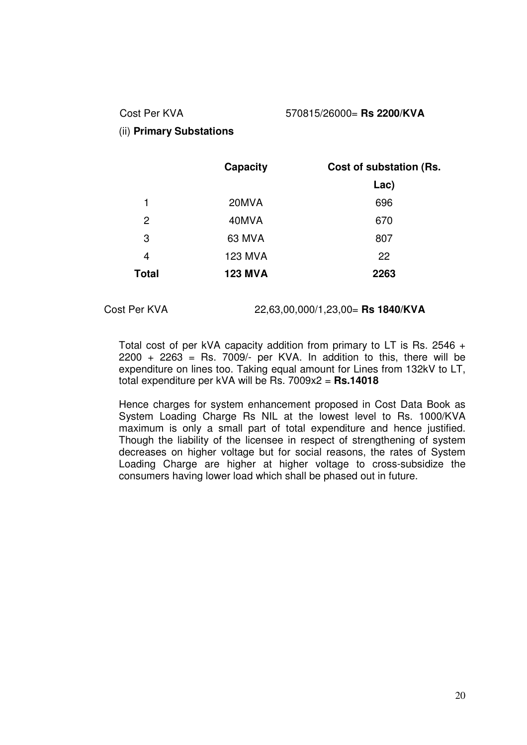Cost Per KVA 570815/26000= **Rs 2200/KVA**

(ii) **Primary Substations**

| | Capacity | Cost of substation (Rs. Lac) |
|---|---|---|
| 1 | 20MVA | 696 |
| 2 | 40MVA | 670 |
| 3 | 63 MVA | 807 |
| 4 | 123 MVA | 22 |
| **Total** | **123 MVA** | **2263** |

Cost Per KVA 22,63,00,000/1,23,00= **Rs 1840/KVA**

Total cost of per kVA capacity addition from primary to LT is Rs. 2546 + 2200 + 2263 = Rs. 7009/- per KVA. In addition to this, there will be expenditure on lines too. Taking equal amount for Lines from 132kV to LT, total expenditure per kVA will be Rs. 7009x2 = **Rs.14018**

Hence charges for system enhancement proposed in Cost Data Book as System Loading Charge Rs NIL at the lowest level to Rs. 1000/KVA maximum is only a small part of total expenditure and hence justified. Though the liability of the licensee in respect of strengthening of system decreases on higher voltage but for social reasons, the rates of System Loading Charge are higher at higher voltage to cross-subsidize the consumers having lower load which shall be phased out in future.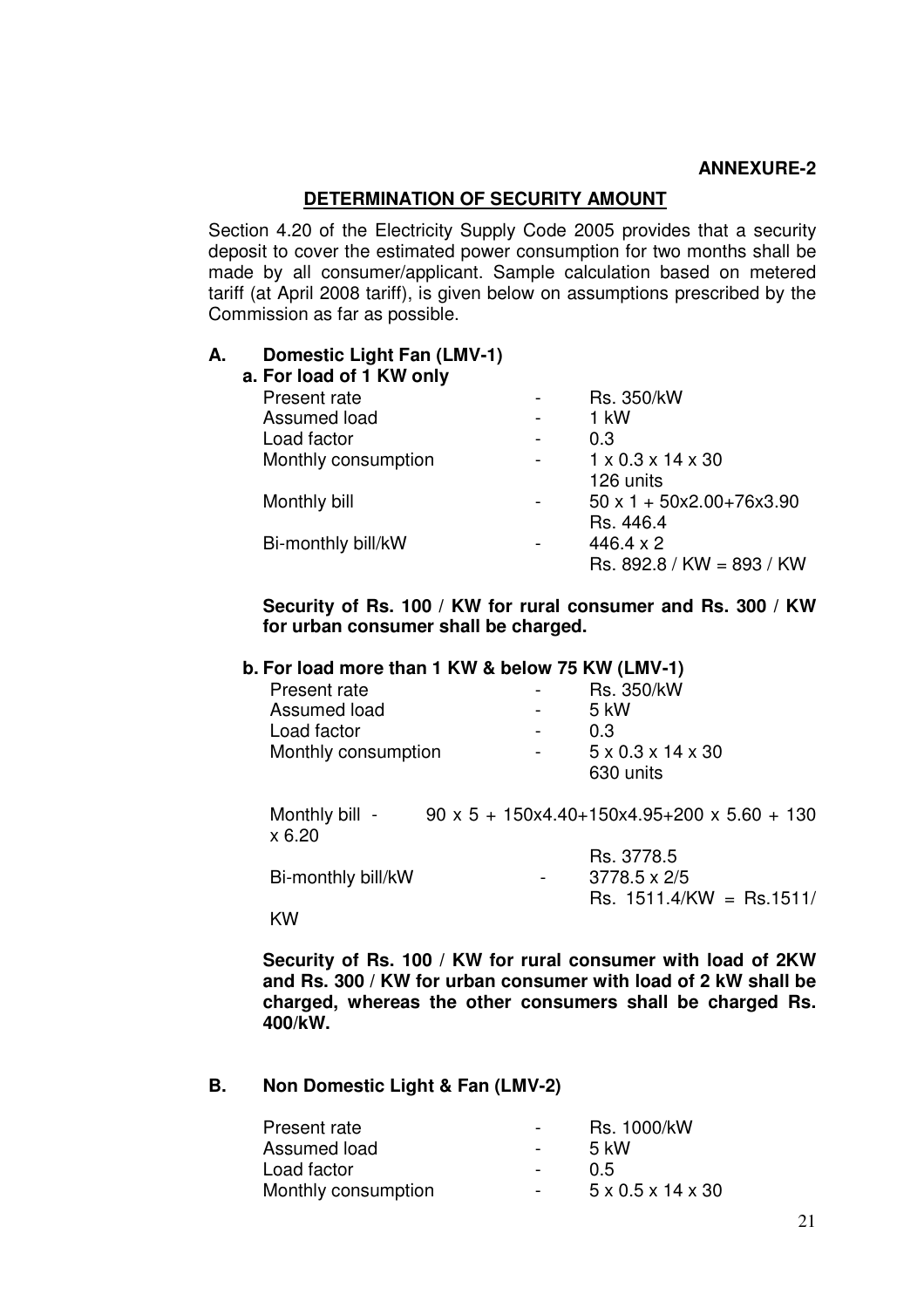**ANNEXURE-2**

## DETERMINATION OF SECURITY AMOUNT

Section 4.20 of the Electricity Supply Code 2005 provides that a security deposit to cover the estimated power consumption for two months shall be made by all consumer/applicant. Sample calculation based on metered tariff (at April 2008 tariff), is given below on assumptions prescribed by the Commission as far as possible.

### A. Domestic Light Fan (LMV-1)

**a. For load of 1 KW only**

| | | |
|---|---|---|
| Present rate | - | Rs. 350/kW |
| Assumed load | - | 1 kW |
| Load factor | - | 0.3 |
| Monthly consumption | - | 1 x 0.3 x 14 x 30<br>126 units |
| Monthly bill | - | 50 x 1 + 50x2.00+76x3.90<br>Rs. 446.4 |
| Bi-monthly bill/kW | - | 446.4 x 2<br>Rs. 892.8 / KW = 893 / KW |

**Security of Rs. 100 / KW for rural consumer and Rs. 300 / KW for urban consumer shall be charged.**

**b. For load more than 1 KW & below 75 KW (LMV-1)**

| | | |
|---|---|---|
| Present rate | - | Rs. 350/kW |
| Assumed load | - | 5 kW |
| Load factor | - | 0.3 |
| Monthly consumption | - | 5 x 0.3 x 14 x 30<br>630 units |

Monthly bill - 90 x 5 + 150x4.40+150x4.95+200 x 5.60 + 130 x 6.20
Rs. 3778.5

Bi-monthly bill/kW - 3778.5 x 2/5
Rs. 1511.4/KW = Rs.1511/ KW

**Security of Rs. 100 / KW for rural consumer with load of 2KW and Rs. 300 / KW for urban consumer with load of 2 kW shall be charged, whereas the other consumers shall be charged Rs. 400/kW.**

### B. Non Domestic Light & Fan (LMV-2)

| | | |
|---|---|---|
| Present rate | - | Rs. 1000/kW |
| Assumed load | - | 5 kW |
| Load factor | - | 0.5 |
| Monthly consumption | - | 5 x 0.5 x 14 x 30 |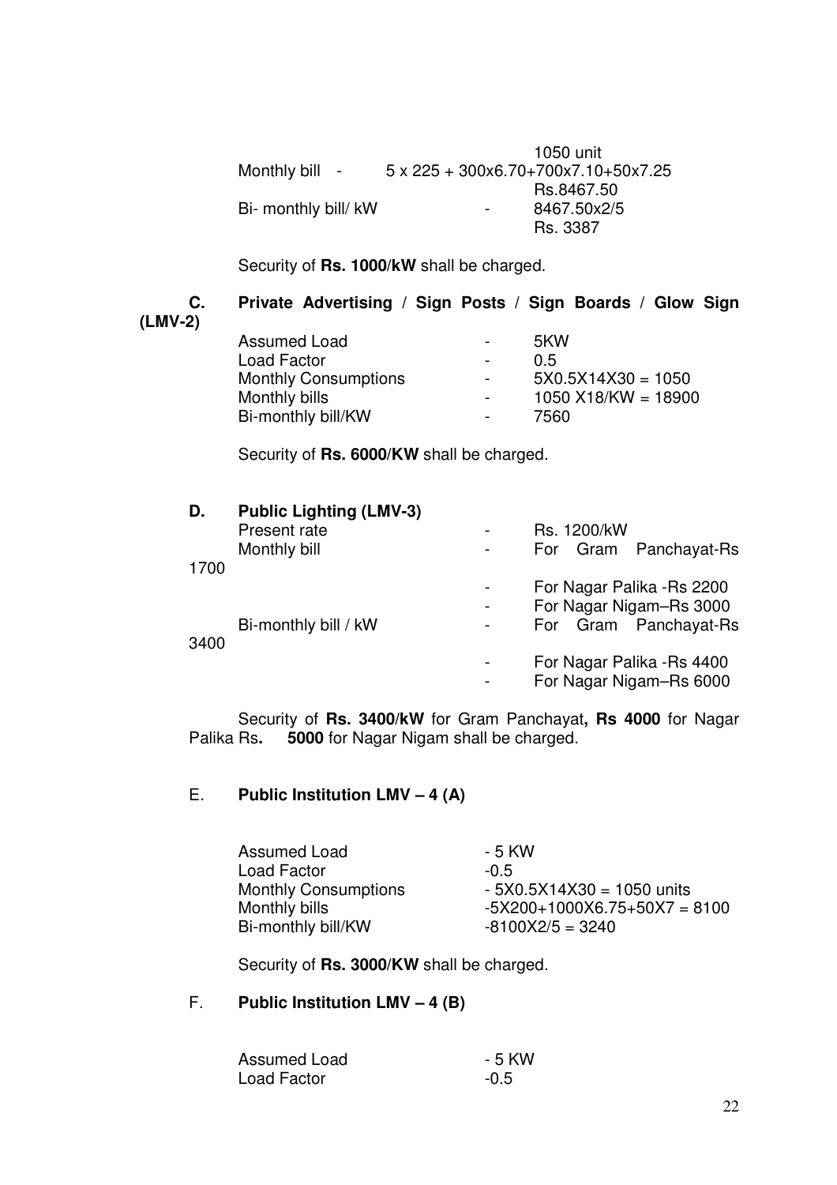| | | |
|---|---|---|
| | | 1050 unit |
| Monthly bill - | 5 x 225 + 300x6.70+700x7.10+50x7.25 | |
| | | Rs.8467.50 |
| Bi- monthly bill/ kW | - | 8467.50x2/5 |
| | | Rs. 3387 |

Security of **Rs. 1000/kW** shall be charged.

**C. Private Advertising / Sign Posts / Sign Boards / Glow Sign (LMV-2)**

| | | |
|---|---|---|
| Assumed Load | - | 5KW |
| Load Factor | - | 0.5 |
| Monthly Consumptions | - | 5X0.5X14X30 = 1050 |
| Monthly bills | - | 1050 X18/KW = 18900 |
| Bi-monthly bill/KW | - | 7560 |

Security of **Rs. 6000/KW** shall be charged.

**D. Public Lighting (LMV-3)**

| | | |
|---|---|---|
| Present rate | - | Rs. 1200/kW |
| Monthly bill | - | For Gram Panchayat-Rs 1700 |
| | - | For Nagar Palika -Rs 2200 |
| | - | For Nagar Nigam–Rs 3000 |
| Bi-monthly bill / kW | - | For Gram Panchayat-Rs 3400 |
| | - | For Nagar Palika -Rs 4400 |
| | - | For Nagar Nigam–Rs 6000 |

Security of **Rs. 3400/kW** for Gram Panchayat**, Rs 4000** for Nagar Palika Rs**. 5000** for Nagar Nigam shall be charged.

E. **Public Institution LMV – 4 (A)**

| | |
|---|---|
| Assumed Load | - 5 KW |
| Load Factor | -0.5 |
| Monthly Consumptions | - 5X0.5X14X30 = 1050 units |
| Monthly bills | -5X200+1000X6.75+50X7 = 8100 |
| Bi-monthly bill/KW | -8100X2/5 = 3240 |

Security of **Rs. 3000/KW** shall be charged.

F. **Public Institution LMV – 4 (B)**

| | |
|---|---|
| Assumed Load | - 5 KW |
| Load Factor | -0.5 |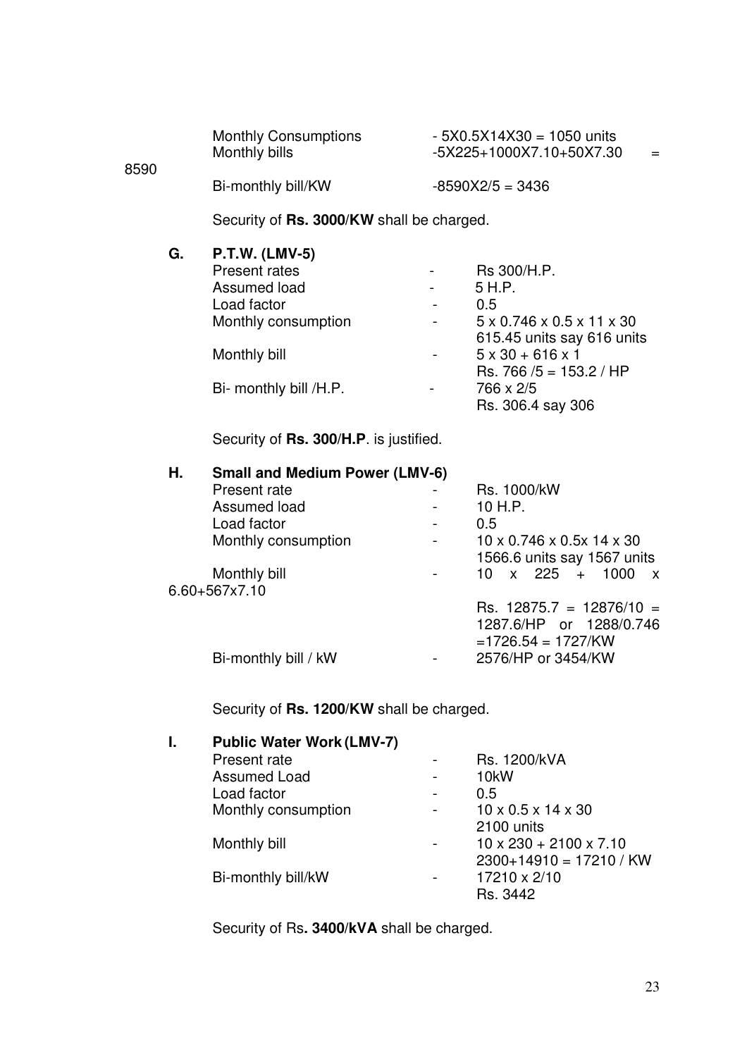Monthly Consumptions - 5X0.5X14X30 = 1050 units

Monthly bills -5X225+1000X7.10+50X7.30 = 8590

Bi-monthly bill/KW -8590X2/5 = 3436

Security of **Rs. 3000/KW** shall be charged.

**G. P.T.W. (LMV-5)**

| | | |
|---|---|---|
| Present rates | - | Rs 300/H.P. |
| Assumed load | - | 5 H.P. |
| Load factor | - | 0.5 |
| Monthly consumption | - | 5 x 0.746 x 0.5 x 11 x 30<br>615.45 units say 616 units |
| Monthly bill | - | 5 x 30 + 616 x 1<br>Rs. 766 /5 = 153.2 / HP |
| Bi- monthly bill /H.P. | - | 766 x 2/5<br>Rs. 306.4 say 306 |

Security of **Rs. 300/H.P**. is justified.

**H. Small and Medium Power (LMV-6)**

| | | |
|---|---|---|
| Present rate | - | Rs. 1000/kW |
| Assumed load | - | 10 H.P. |
| Load factor | - | 0.5 |
| Monthly consumption | - | 10 x 0.746 x 0.5x 14 x 30<br>1566.6 units say 1567 units |
| Monthly bill | - | 10 x 225 + 1000 x 6.60+567x7.10<br>Rs. 12875.7 = 12876/10 = 1287.6/HP or 1288/0.746 =1726.54 = 1727/KW |
| Bi-monthly bill / kW | - | 2576/HP or 3454/KW |

Security of **Rs. 1200/KW** shall be charged.

**I. Public Water Work (LMV-7)**

| | | |
|---|---|---|
| Present rate | - | Rs. 1200/kVA |
| Assumed Load | - | 10kW |
| Load factor | - | 0.5 |
| Monthly consumption | - | 10 x 0.5 x 14 x 30<br>2100 units |
| Monthly bill | - | 10 x 230 + 2100 x 7.10<br>2300+14910 = 17210 / KW |
| Bi-monthly bill/kW | - | 17210 x 2/10<br>Rs. 3442 |

Security of Rs**. 3400/kVA** shall be charged.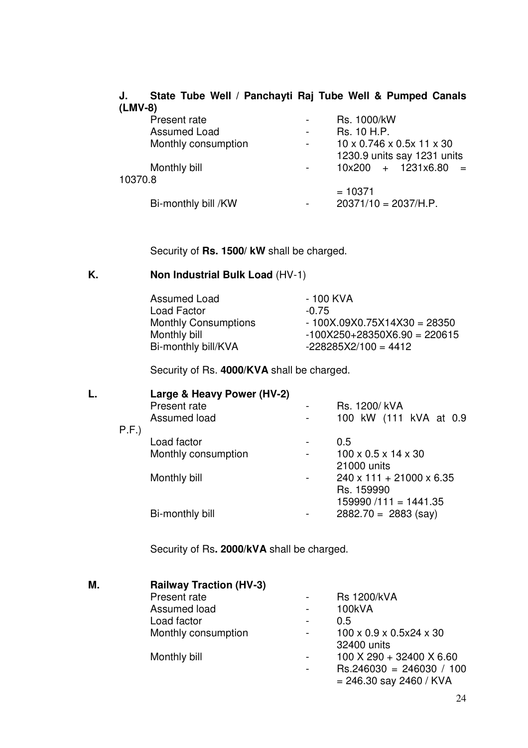**J. State Tube Well / Panchayti Raj Tube Well & Pumped Canals (LMV-8)**

| | | |
|---|---|---|
| Present rate | - | Rs. 1000/kW |
| Assumed Load | - | Rs. 10 H.P. |
| Monthly consumption | - | 10 x 0.746 x 0.5x 11 x 30<br>1230.9 units say 1231 units |
| Monthly bill | - | 10x200 + 1231x6.80 = 10370.8<br>= 10371 |
| Bi-monthly bill /KW | - | 20371/10 = 2037/H.P. |

Security of **Rs. 1500/ kW** shall be charged.

**K. Non Industrial Bulk Load** (HV-1)

| | |
|---|---|
| Assumed Load | - 100 KVA |
| Load Factor | -0.75 |
| Monthly Consumptions | - 100X.09X0.75X14X30 = 28350 |
| Monthly bill | -100X250+28350X6.90 = 220615 |
| Bi-monthly bill/KVA | -228285X2/100 = 4412 |

Security of Rs. **4000/KVA** shall be charged.

**L. Large & Heavy Power (HV-2)**

| | | |
|---|---|---|
| Present rate | - | Rs. 1200/ kVA |
| Assumed load | - | 100 kW (111 kVA at 0.9 P.F.) |
| Load factor | - | 0.5 |
| Monthly consumption | - | 100 x 0.5 x 14 x 30<br>21000 units |
| Monthly bill | - | 240 x 111 + 21000 x 6.35<br>Rs. 159990<br>159990 /111 = 1441.35 |
| Bi-monthly bill | - | 2882.70 = 2883 (say) |

Security of Rs**. 2000/kVA** shall be charged.

**M. Railway Traction (HV-3)**

| | | |
|---|---|---|
| Present rate | - | Rs 1200/kVA |
| Assumed load | - | 100kVA |
| Load factor | - | 0.5 |
| Monthly consumption | - | 100 x 0.9 x 0.5x24 x 30<br>32400 units |
| Monthly bill | - | 100 X 290 + 32400 X 6.60 |
| | - | Rs.246030 = 246030 / 100<br>= 246.30 say 2460 / KVA |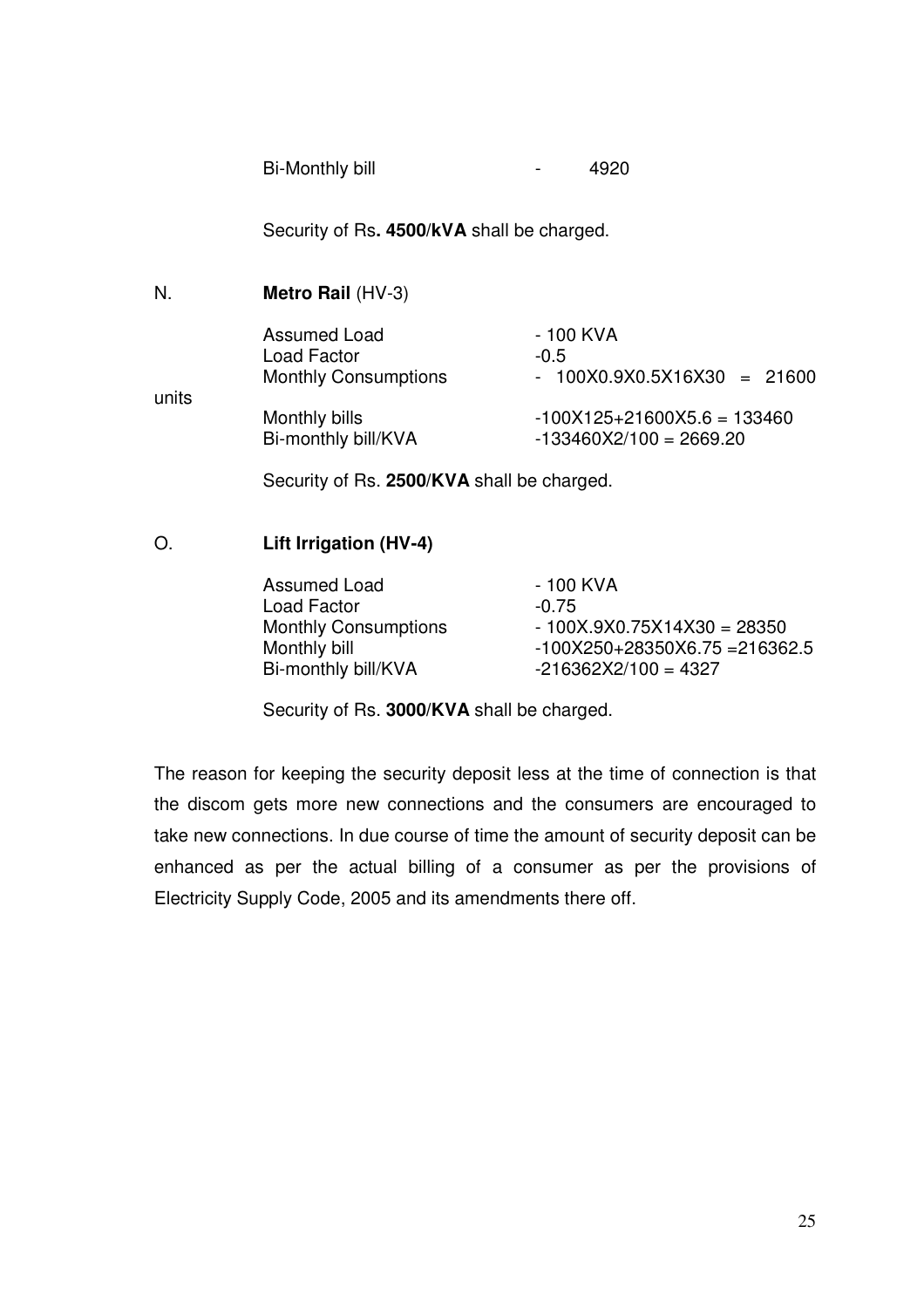Bi-Monthly bill - 4920

Security of Rs**. 4500/kVA** shall be charged.

N. **Metro Rail** (HV-3)

| | |
|---|---|
| Assumed Load | - 100 KVA |
| Load Factor | -0.5 |
| Monthly Consumptions | - 100X0.9X0.5X16X30 = 21600 units |
| Monthly bills | -100X125+21600X5.6 = 133460 |
| Bi-monthly bill/KVA | -133460X2/100 = 2669.20 |

Security of Rs. **2500/KVA** shall be charged.

O. **Lift Irrigation (HV-4)**

| | |
|---|---|
| Assumed Load | - 100 KVA |
| Load Factor | -0.75 |
| Monthly Consumptions | - 100X.9X0.75X14X30 = 28350 |
| Monthly bill | -100X250+28350X6.75 =216362.5 |
| Bi-monthly bill/KVA | -216362X2/100 = 4327 |

Security of Rs. **3000/KVA** shall be charged.

The reason for keeping the security deposit less at the time of connection is that the discom gets more new connections and the consumers are encouraged to take new connections. In due course of time the amount of security deposit can be enhanced as per the actual billing of a consumer as per the provisions of Electricity Supply Code, 2005 and its amendments there off.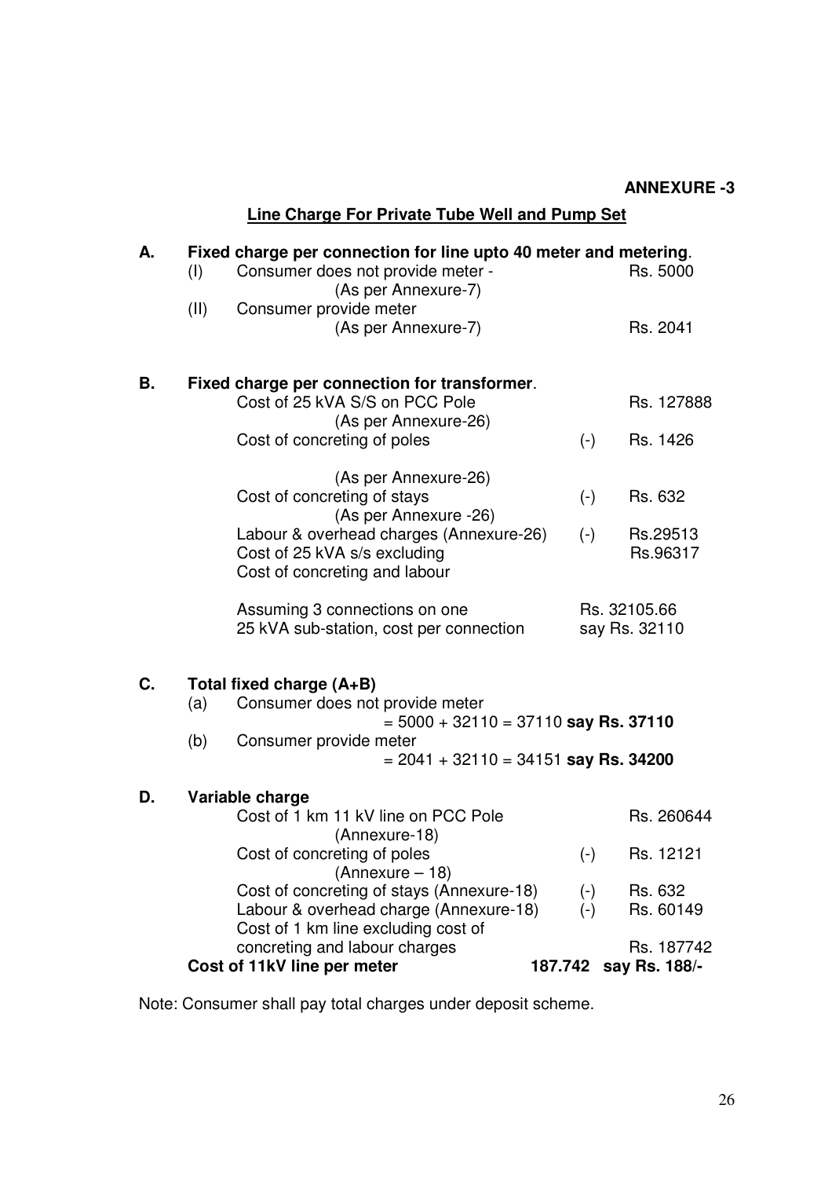**ANNEXURE -3**

## Line Charge For Private Tube Well and Pump Set

**A. Fixed charge per connection for line upto 40 meter and metering.**

| | | | |
|---|---|---|---|
| (I) | Consumer does not provide meter - (As per Annexure-7) | | Rs. 5000 |
| (II) | Consumer provide meter (As per Annexure-7) | | Rs. 2041 |

**B. Fixed charge per connection for transformer.**

| | | |
|---|---|---|
| Cost of 25 kVA S/S on PCC Pole (As per Annexure-26) | | Rs. 127888 |
| Cost of concreting of poles (As per Annexure-26) | (-) | Rs. 1426 |
| Cost of concreting of stays (As per Annexure -26) | (-) | Rs. 632 |
| Labour & overhead charges (Annexure-26) | (-) | Rs.29513 |
| Cost of 25 kVA s/s excluding Cost of concreting and labour | | Rs.96317 |
| Assuming 3 connections on one 25 kVA sub-station, cost per connection | | Rs. 32105.66 say Rs. 32110 |

**C. Total fixed charge (A+B)**

(a) Consumer does not provide meter
= 5000 + 32110 = 37110 **say Rs. 37110**

(b) Consumer provide meter
= 2041 + 32110 = 34151 **say Rs. 34200**

**D. Variable charge**

| | | |
|---|---|---|
| Cost of 1 km 11 kV line on PCC Pole (Annexure-18) | | Rs. 260644 |
| Cost of concreting of poles (Annexure – 18) | (-) | Rs. 12121 |
| Cost of concreting of stays (Annexure-18) | (-) | Rs. 632 |
| Labour & overhead charge (Annexure-18) | (-) | Rs. 60149 |
| Cost of 1 km line excluding cost of concreting and labour charges | | Rs. 187742 |
| **Cost of 11kV line per meter** | | **187.742 say Rs. 188/-** |

Note: Consumer shall pay total charges under deposit scheme.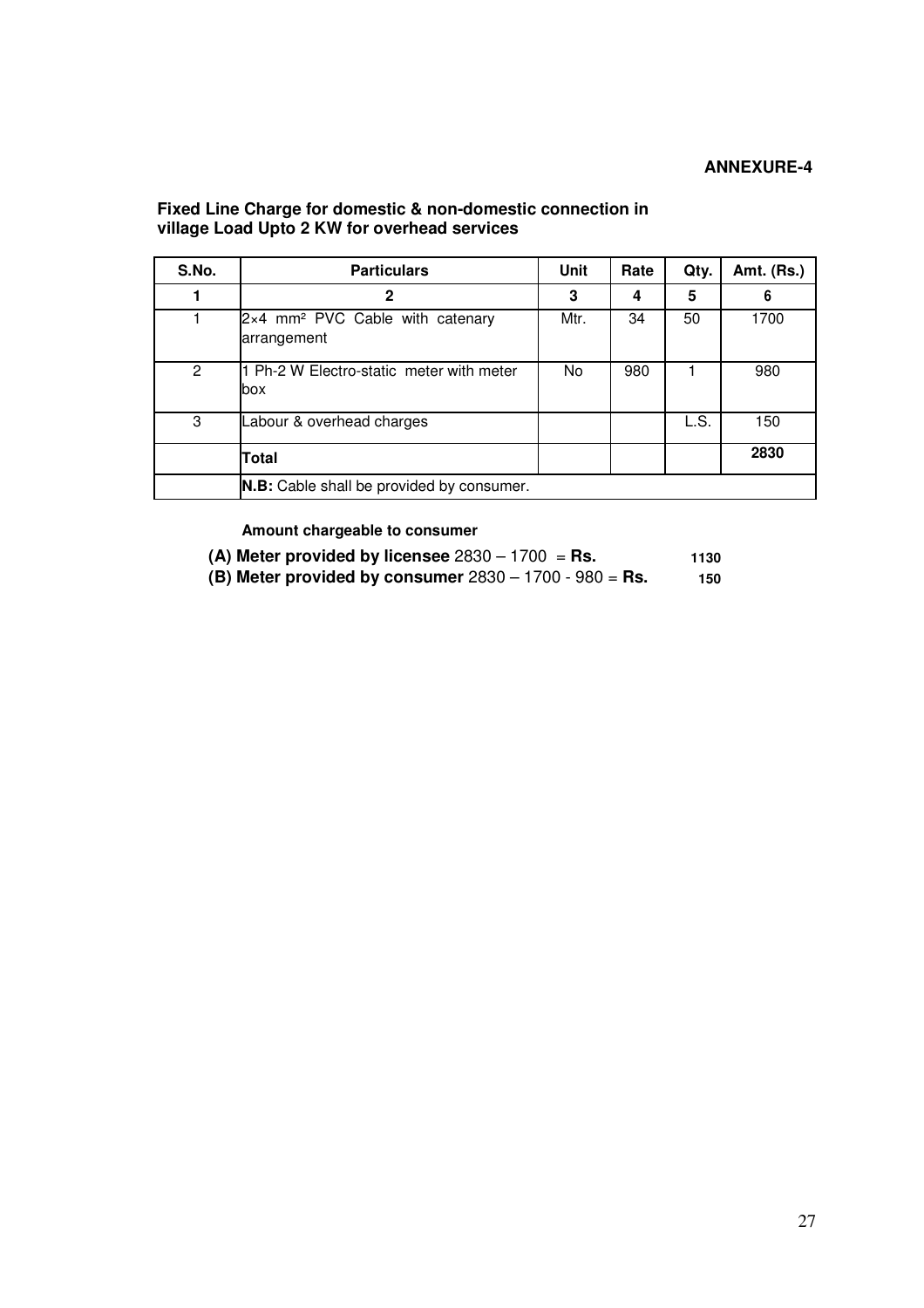**ANNEXURE-4**

**Fixed Line Charge for domestic & non-domestic connection in village Load Upto 2 KW for overhead services**

| S.No. | Particulars | Unit | Rate | Qty. | Amt. (Rs.) |
|---|---|---|---|---|---|
| **1** | **2** | **3** | **4** | **5** | **6** |
| 1 | 2×4 mm² PVC Cable with catenary arrangement | Mtr. | 34 | 50 | 1700 |
| 2 | 1 Ph-2 W Electro-static meter with meter box | No | 980 | 1 | 980 |
| 3 | Labour & overhead charges | | | L.S. | 150 |
| | **Total** | | | | **2830** |
| | **N.B:** Cable shall be provided by consumer. | | | | |

**Amount chargeable to consumer**

**(A) Meter provided by licensee** 2830 – 1700 = **Rs. 1130**

**(B) Meter provided by consumer** 2830 – 1700 - 980 = **Rs. 150**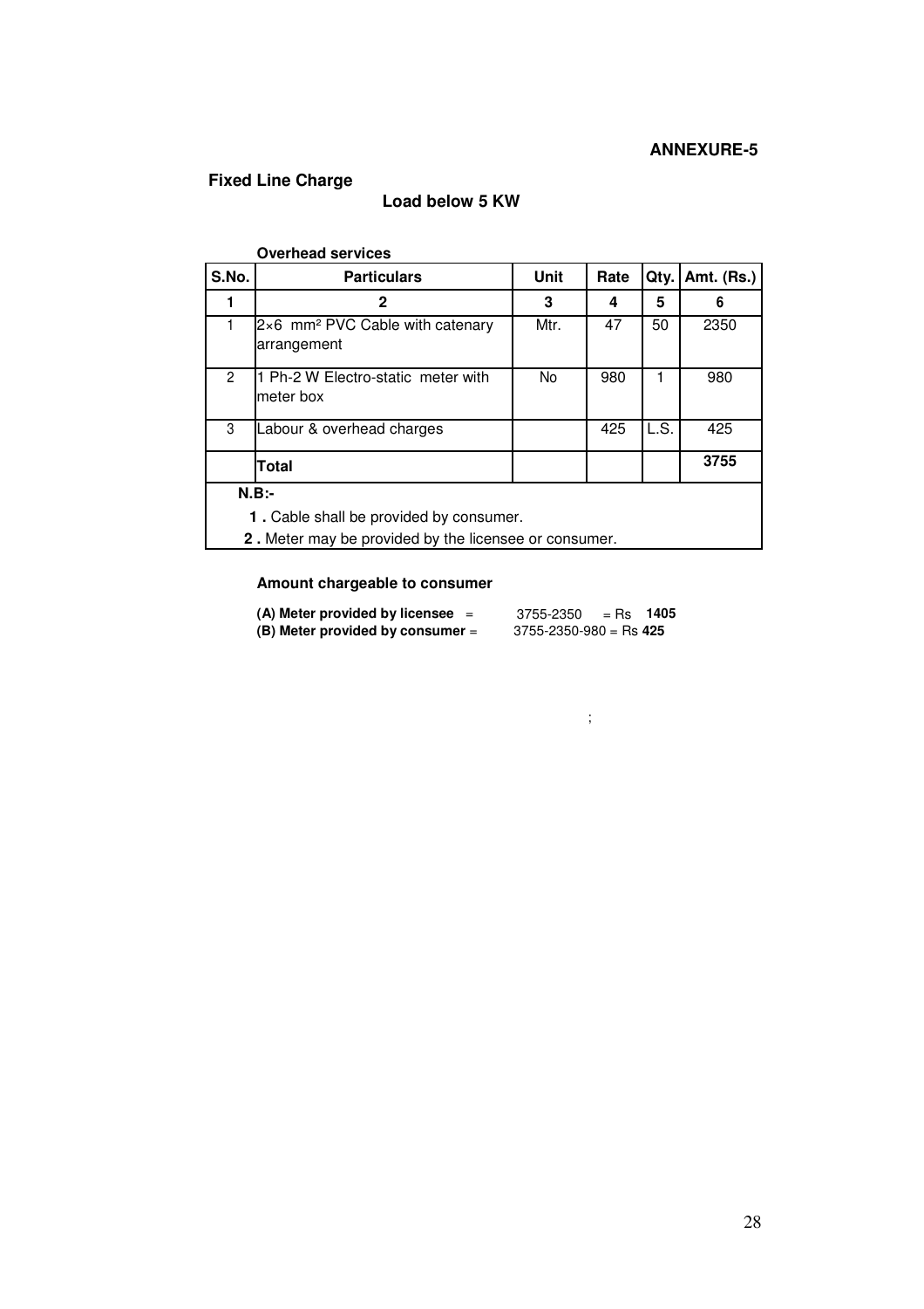**ANNEXURE-5**

**Fixed Line Charge**

**Load below 5 KW**

**Overhead services**

| S.No. | Particulars | Unit | Rate | Qty. | Amt. (Rs.) |
|---|---|---|---|---|---|
| **1** | **2** | **3** | **4** | **5** | **6** |
| 1 | 2×6 mm² PVC Cable with catenary arrangement | Mtr. | 47 | 50 | 2350 |
| 2 | 1 Ph-2 W Electro-static meter with meter box | No | 980 | 1 | 980 |
| 3 | Labour & overhead charges | | 425 | L.S. | 425 |
| | **Total** | | | | **3755** |

**N.B:-**

**1 .** Cable shall be provided by consumer.

**2 .** Meter may be provided by the licensee or consumer.

**Amount chargeable to consumer**

**(A) Meter provided by licensee** = 3755-2350 = Rs **1405**

**(B) Meter provided by consumer** = 3755-2350-980 = Rs **425**

;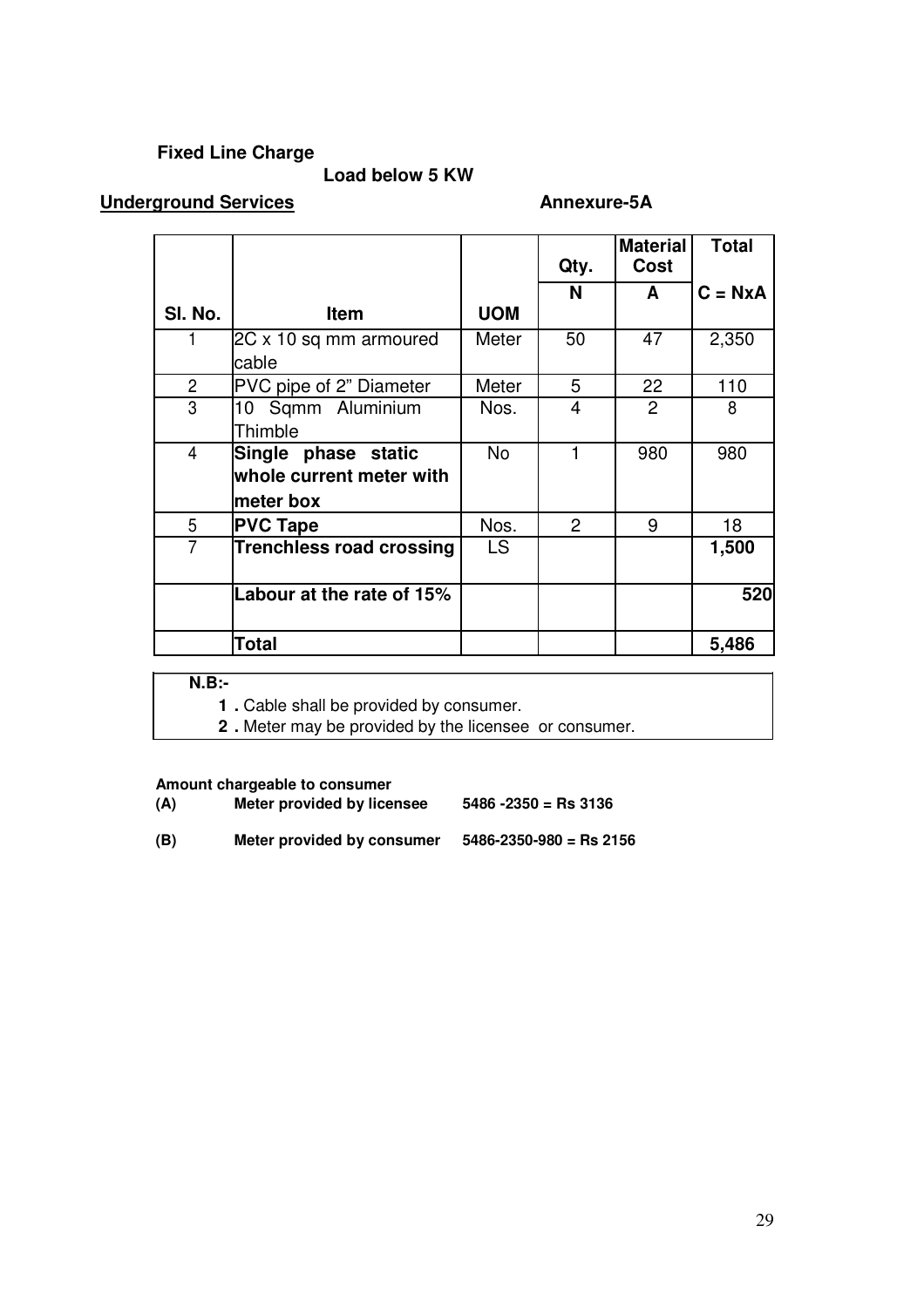**Fixed Line Charge**

**Load below 5 KW**

**Underground Services** **Annexure-5A**

| Sl. No. | Item | UOM | Qty. | Material Cost | Total |
|---|---|---|---|---|---|
| | | | N | A | C = NxA |
| 1 | 2C x 10 sq mm armoured cable | Meter | 50 | 47 | 2,350 |
| 2 | PVC pipe of 2" Diameter | Meter | 5 | 22 | 110 |
| 3 | 10 Sqmm Aluminium Thimble | Nos. | 4 | 2 | 8 |
| 4 | **Single phase static whole current meter with meter box** | No | 1 | 980 | 980 |
| 5 | **PVC Tape** | Nos. | 2 | 9 | 18 |
| 7 | **Trenchless road crossing** | LS | | | **1,500** |
| | **Labour at the rate of 15%** | | | | **520** |
| | **Total** | | | | **5,486** |

**N.B:-**

1. Cable shall be provided by consumer.
2. Meter may be provided by the licensee or consumer.

**Amount chargeable to consumer**

**(A)** **Meter provided by licensee** **5486 -2350 = Rs 3136**

**(B)** **Meter provided by consumer** **5486-2350-980 = Rs 2156**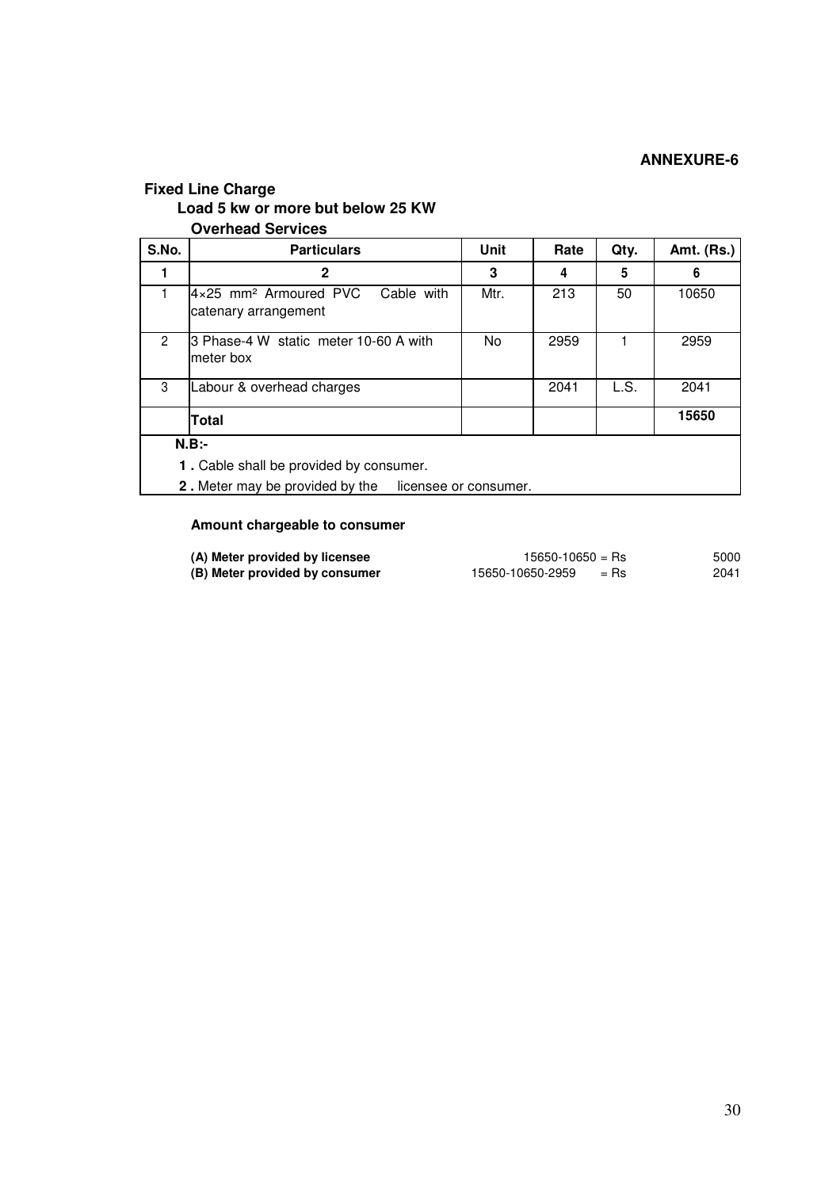**ANNEXURE-6**

### Fixed Line Charge

#### Load 5 kw or more but below 25 KW

#### Overhead Services

| S.No. | Particulars | Unit | Rate | Qty. | Amt. (Rs.) |
|---|---|---|---|---|---|
| **1** | **2** | **3** | **4** | **5** | **6** |
| 1 | 4×25 mm² Armoured PVC Cable with catenary arrangement | Mtr. | 213 | 50 | 10650 |
| 2 | 3 Phase-4 W static meter 10-60 A with meter box | No | 2959 | 1 | 2959 |
| 3 | Labour & overhead charges | | 2041 | L.S. | 2041 |
| | **Total** | | | | **15650** |

**N.B:-**

**1 .** Cable shall be provided by consumer.

**2 .** Meter may be provided by the licensee or consumer.

**Amount chargeable to consumer**

| | | |
|---|---|---|
| **(A) Meter provided by licensee** | 15650-10650 = Rs | 5000 |
| **(B) Meter provided by consumer** | 15650-10650-2959 = Rs | 2041 |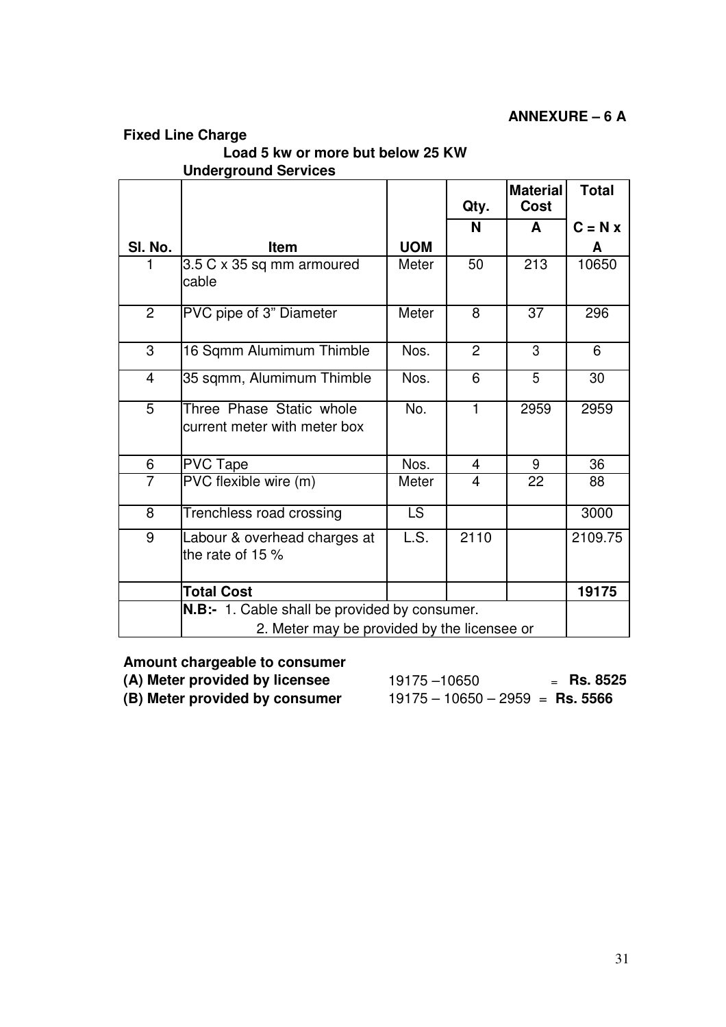**ANNEXURE – 6 A**

**Fixed Line Charge**

**Load 5 kw or more but below 25 KW**

**Underground Services**

| Sl. No. | Item | UOM | Qty. N | Material Cost A | Total C = N x A |
|---|---|---|---|---|---|
| 1 | 3.5 C x 35 sq mm armoured cable | Meter | 50 | 213 | 10650 |
| 2 | PVC pipe of 3" Diameter | Meter | 8 | 37 | 296 |
| 3 | 16 Sqmm Alumimum Thimble | Nos. | 2 | 3 | 6 |
| 4 | 35 sqmm, Alumimum Thimble | Nos. | 6 | 5 | 30 |
| 5 | Three Phase Static whole current meter with meter box | No. | 1 | 2959 | 2959 |
| 6 | PVC Tape | Nos. | 4 | 9 | 36 |
| 7 | PVC flexible wire (m) | Meter | 4 | 22 | 88 |
| 8 | Trenchless road crossing | LS | | | 3000 |
| 9 | Labour & overhead charges at the rate of 15 % | L.S. | 2110 | | 2109.75 |
| | **Total Cost** | | | | **19175** |
| | **N.B:-** 1. Cable shall be provided by consumer. 2. Meter may be provided by the licensee or | | | | |

**Amount chargeable to consumer**

**(A) Meter provided by licensee** 19175 –10650 = **Rs. 8525**

**(B) Meter provided by consumer** 19175 – 10650 – 2959 = **Rs. 5566**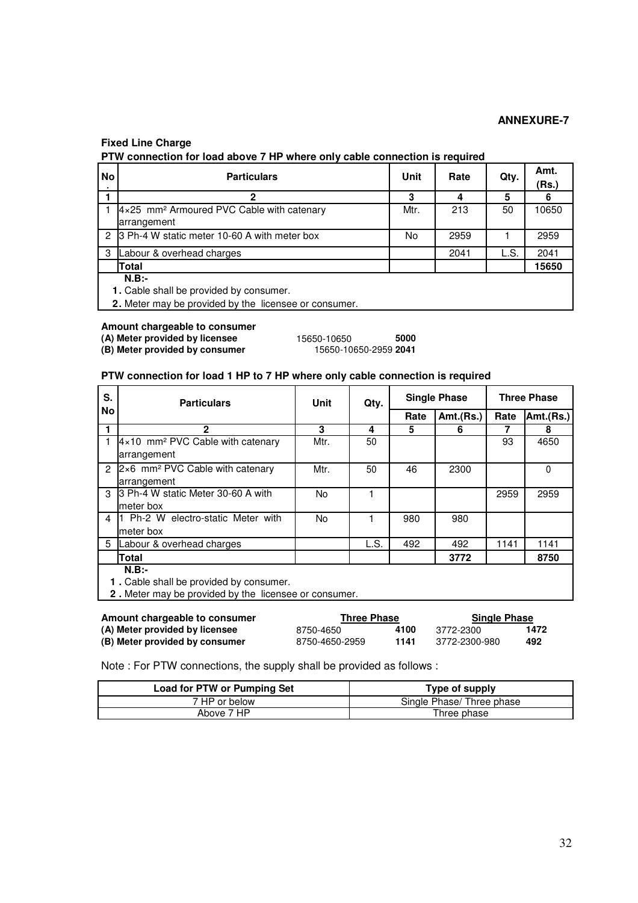**ANNEXURE-7**

**Fixed Line Charge**

**PTW connection for load above 7 HP where only cable connection is required**

| No. | Particulars | Unit | Rate | Qty. | Amt. (Rs.) |
|---|---|---|---|---|---|
| **1** | **2** | **3** | **4** | **5** | **6** |
| 1 | 4×25 mm² Armoured PVC Cable with catenary arrangement | Mtr. | 213 | 50 | 10650 |
| 2 | 3 Ph-4 W static meter 10-60 A with meter box | No | 2959 | 1 | 2959 |
| 3 | Labour & overhead charges | | 2041 | L.S. | 2041 |
| | **Total** | | | | **15650** |

**N.B:-**

**1.** Cable shall be provided by consumer.

**2.** Meter may be provided by the licensee or consumer.

**Amount chargeable to consumer**

| | | |
|---|---|---|
| **(A) Meter provided by licensee** | 15650-10650 | **5000** |
| **(B) Meter provided by consumer** | 15650-10650-2959 | **2041** |

**PTW connection for load 1 HP to 7 HP where only cable connection is required**

| S. No | Particulars | Unit | Qty. | Single Phase | | Three Phase | |
|---|---|---|---|---|---|---|---|
| | | | | Rate | Amt.(Rs.) | Rate | Amt.(Rs.) |
| **1** | **2** | **3** | **4** | **5** | **6** | **7** | **8** |
| 1 | 4×10 mm² PVC Cable with catenary arrangement | Mtr. | 50 | | | 93 | 4650 |
| 2 | 2×6 mm² PVC Cable with catenary arrangement | Mtr. | 50 | 46 | 2300 | | 0 |
| 3 | 3 Ph-4 W static Meter 30-60 A with meter box | No | 1 | | | 2959 | 2959 |
| 4 | 1 Ph-2 W electro-static Meter with meter box | No | 1 | 980 | 980 | | |
| 5 | Labour & overhead charges | | L.S. | 492 | 492 | 1141 | 1141 |
| | **Total** | | | | **3772** | | **8750** |

**N.B:-**

**1 .** Cable shall be provided by consumer.

**2 .** Meter may be provided by the licensee or consumer.

| **Amount chargeable to consumer** | **Three Phase** | | **Single Phase** | |
|---|---|---|---|---|
| **(A) Meter provided by licensee** | 8750-4650 | **4100** | 3772-2300 | **1472** |
| **(B) Meter provided by consumer** | 8750-4650-2959 | **1141** | 3772-2300-980 | **492** |

Note : For PTW connections, the supply shall be provided as follows :

| Load for PTW or Pumping Set | Type of supply |
|---|---|
| 7 HP or below | Single Phase/ Three phase |
| Above 7 HP | Three phase |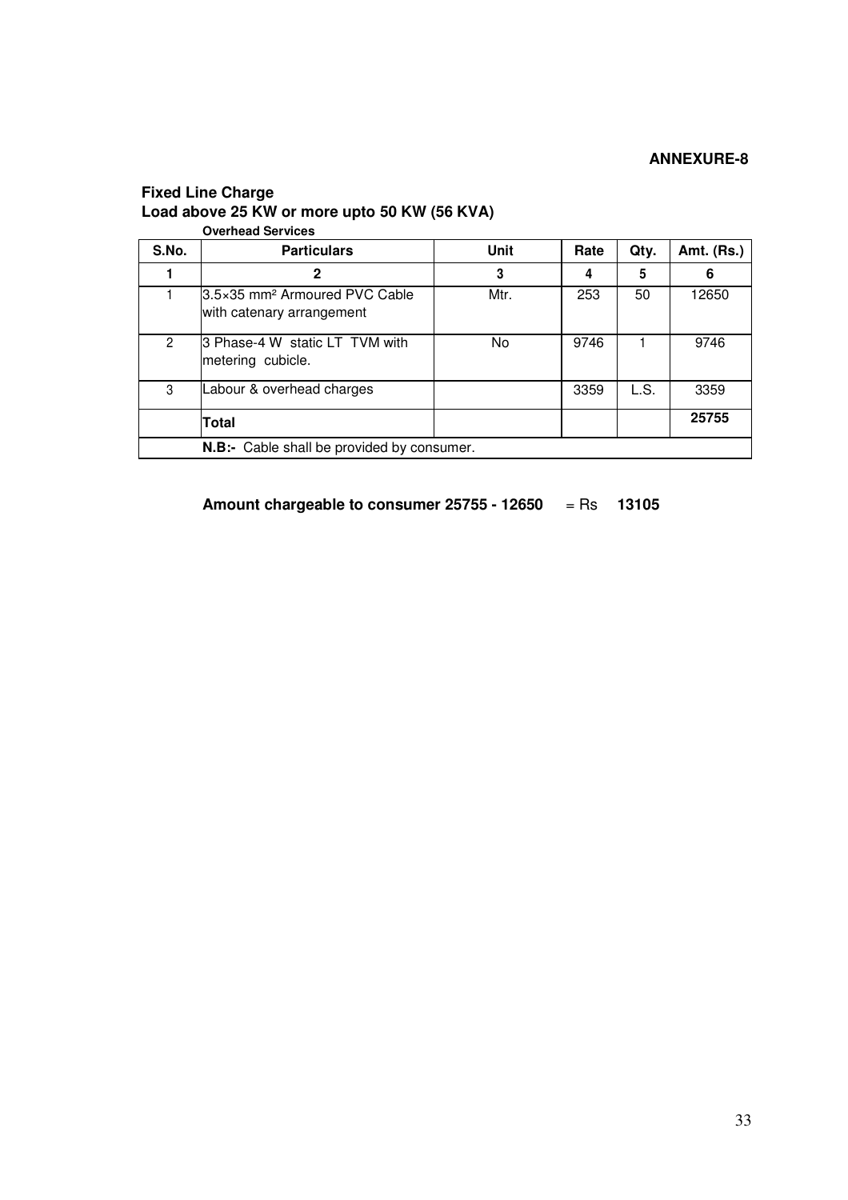**ANNEXURE-8**

**Fixed Line Charge**
**Load above 25 KW or more upto 50 KW (56 KVA)**

**Overhead Services**

| S.No. | Particulars | Unit | Rate | Qty. | Amt. (Rs.) |
|---|---|---|---|---|---|
| **1** | **2** | **3** | **4** | **5** | **6** |
| 1 | 3.5×35 mm² Armoured PVC Cable with catenary arrangement | Mtr. | 253 | 50 | 12650 |
| 2 | 3 Phase-4 W static LT TVM with metering cubicle. | No | 9746 | 1 | 9746 |
| 3 | Labour & overhead charges | | 3359 | L.S. | 3359 |
| | **Total** | | | | **25755** |
| | **N.B:-** Cable shall be provided by consumer. | | | | |

**Amount chargeable to consumer 25755 - 12650** = Rs **13105**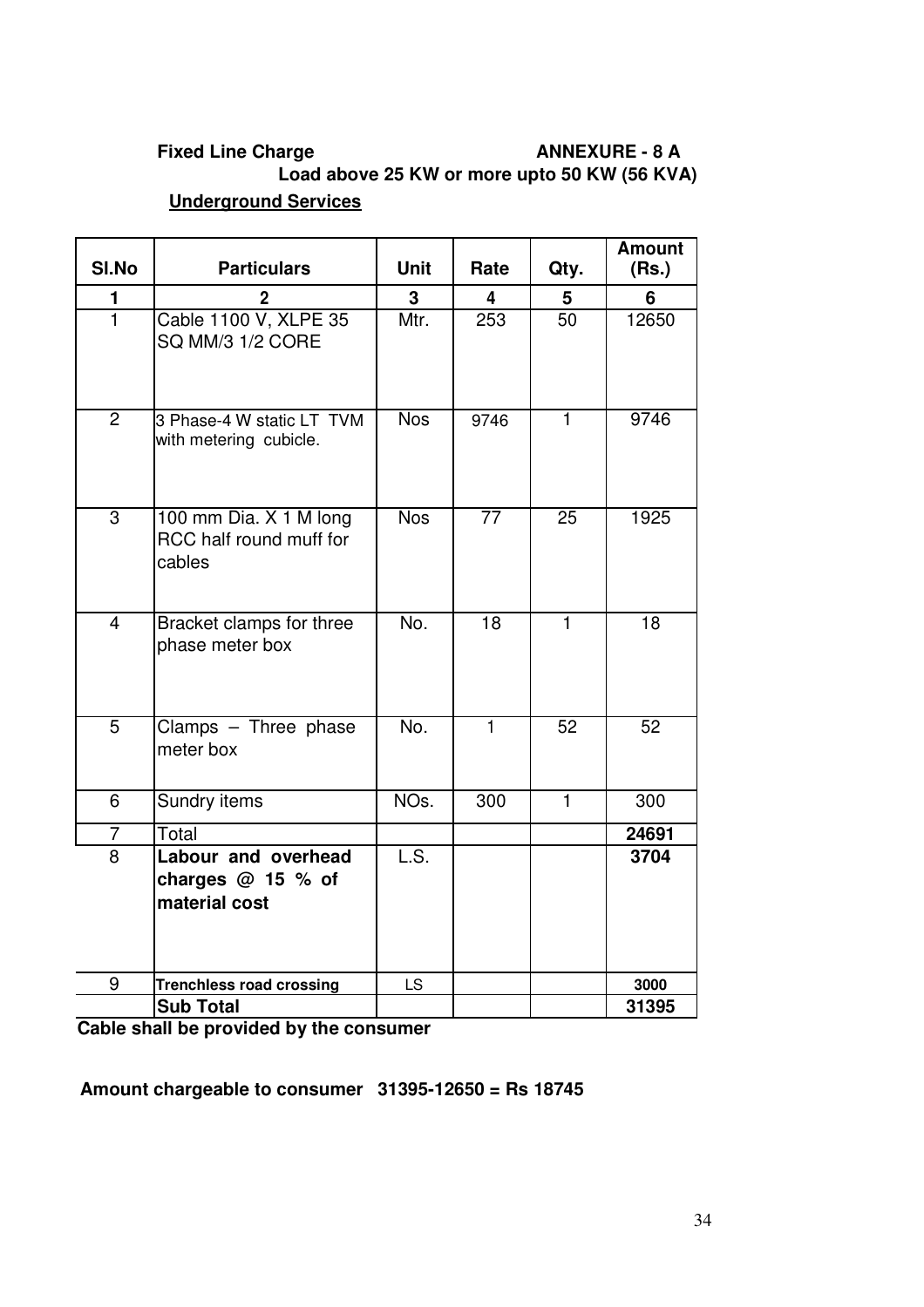**Fixed Line Charge** **ANNEXURE - 8 A**

**Load above 25 KW or more upto 50 KW (56 KVA)**

**Underground Services**

| Sl.No | Particulars | Unit | Rate | Qty. | Amount (Rs.) |
|---|---|---|---|---|---|
| **1** | **2** | **3** | **4** | **5** | **6** |
| 1 | Cable 1100 V, XLPE 35 SQ MM/3 1/2 CORE | Mtr. | 253 | 50 | 12650 |
| 2 | 3 Phase-4 W static LT TVM with metering cubicle. | Nos | 9746 | 1 | 9746 |
| 3 | 100 mm Dia. X 1 M long RCC half round muff for cables | Nos | 77 | 25 | 1925 |
| 4 | Bracket clamps for three phase meter box | No. | 18 | 1 | 18 |
| 5 | Clamps – Three phase meter box | No. | 1 | 52 | 52 |
| 6 | Sundry items | NOs. | 300 | 1 | 300 |
| 7 | Total | | | | **24691** |
| 8 | **Labour and overhead charges @ 15 % of material cost** | L.S. | | | **3704** |
| 9 | **Trenchless road crossing** | LS | | | **3000** |
| | **Sub Total** | | | | **31395** |

**Cable shall be provided by the consumer**

**Amount chargeable to consumer 31395-12650 = Rs 18745**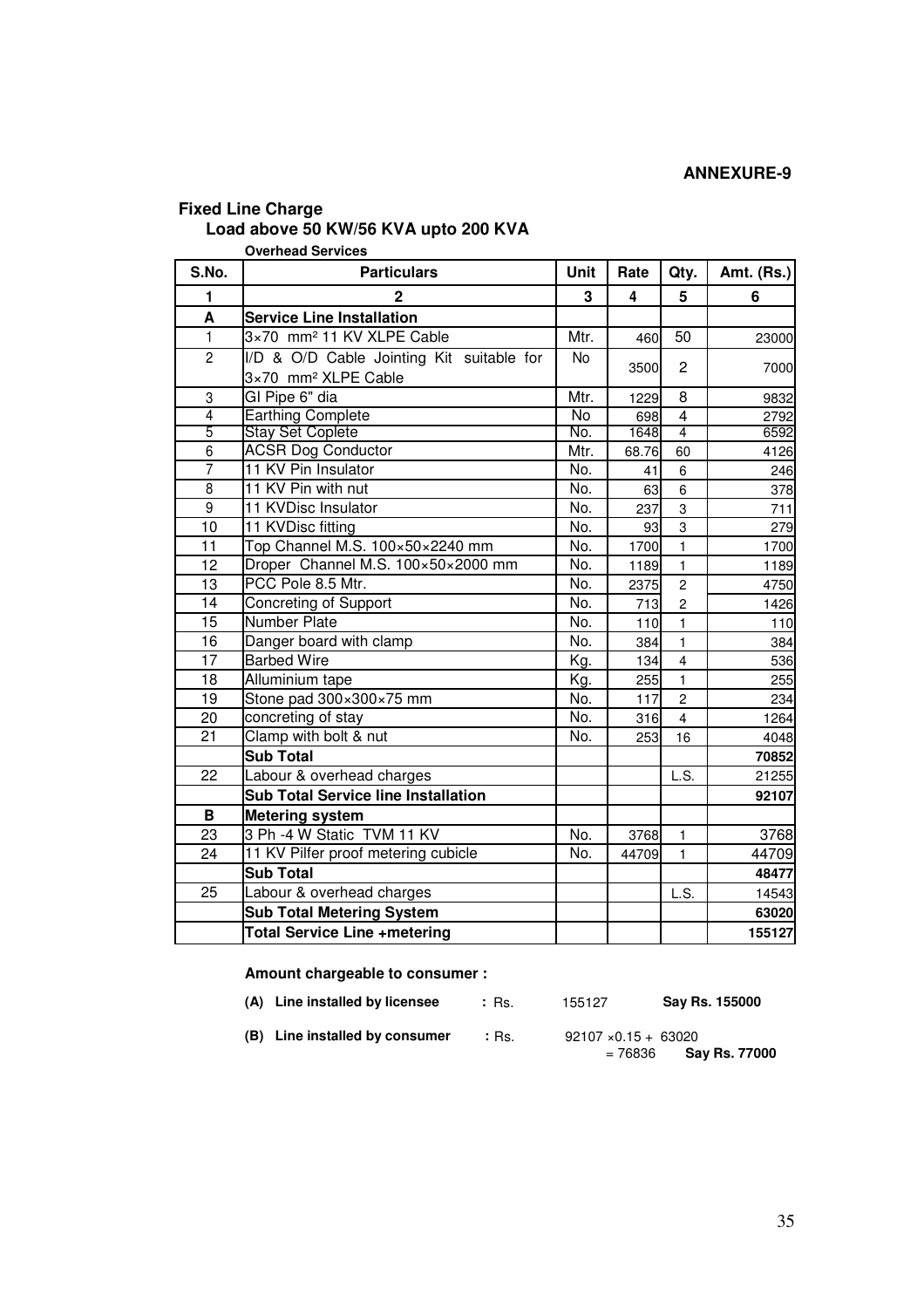**ANNEXURE-9**

## Fixed Line Charge

### Load above 50 KW/56 KVA upto 200 KVA

**Overhead Services**

| S.No. | Particulars | Unit | Rate | Qty. | Amt. (Rs.) |
|---|---|---|---|---|---|
| 1 | 2 | 3 | 4 | 5 | 6 |
| A | **Service Line Installation** | | | | |
| 1 | 3×70 mm² 11 KV XLPE Cable | Mtr. | 460 | 50 | 23000 |
| 2 | I/D & O/D Cable Jointing Kit suitable for 3×70 mm² XLPE Cable | No | 3500 | 2 | 7000 |
| 3 | GI Pipe 6" dia | Mtr. | 1229 | 8 | 9832 |
| 4 | Earthing Complete | No | 698 | 4 | 2792 |
| 5 | Stay Set Coplete | No. | 1648 | 4 | 6592 |
| 6 | ACSR Dog Conductor | Mtr. | 68.76 | 60 | 4126 |
| 7 | 11 KV Pin Insulator | No. | 41 | 6 | 246 |
| 8 | 11 KV Pin with nut | No. | 63 | 6 | 378 |
| 9 | 11 KVDisc Insulator | No. | 237 | 3 | 711 |
| 10 | 11 KVDisc fitting | No. | 93 | 3 | 279 |
| 11 | Top Channel M.S. 100×50×2240 mm | No. | 1700 | 1 | 1700 |
| 12 | Droper Channel M.S. 100×50×2000 mm | No. | 1189 | 1 | 1189 |
| 13 | PCC Pole 8.5 Mtr. | No. | 2375 | 2 | 4750 |
| 14 | Concreting of Support | No. | 713 | 2 | 1426 |
| 15 | Number Plate | No. | 110 | 1 | 110 |
| 16 | Danger board with clamp | No. | 384 | 1 | 384 |
| 17 | Barbed Wire | Kg. | 134 | 4 | 536 |
| 18 | Alluminium tape | Kg. | 255 | 1 | 255 |
| 19 | Stone pad 300×300×75 mm | No. | 117 | 2 | 234 |
| 20 | concreting of stay | No. | 316 | 4 | 1264 |
| 21 | Clamp with bolt & nut | No. | 253 | 16 | 4048 |
| | **Sub Total** | | | | **70852** |
| 22 | Labour & overhead charges | | | L.S. | 21255 |
| | **Sub Total Service line Installation** | | | | **92107** |
| B | **Metering system** | | | | |
| 23 | 3 Ph -4 W Static TVM 11 KV | No. | 3768 | 1 | 3768 |
| 24 | 11 KV Pilfer proof metering cubicle | No. | 44709 | 1 | 44709 |
| | **Sub Total** | | | | **48477** |
| 25 | Labour & overhead charges | | | L.S. | 14543 |
| | **Sub Total Metering System** | | | | **63020** |
| | **Total Service Line +metering** | | | | **155127** |

**Amount chargeable to consumer :**

**(A) Line installed by licensee** : Rs. 155127 **Say Rs. 155000**

**(B) Line installed by consumer** : Rs. 92107 ×0.15 + 63020 = 76836 **Say Rs. 77000**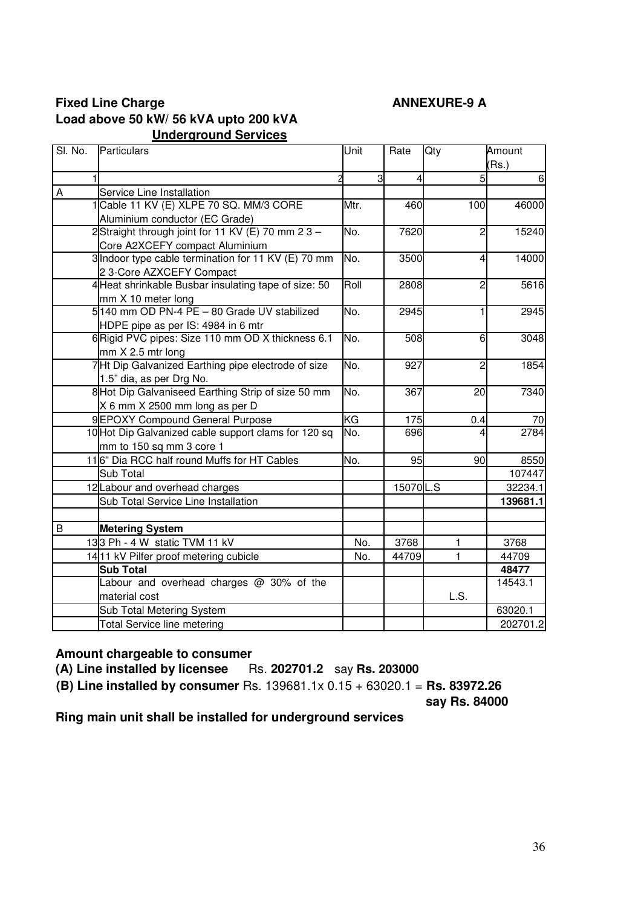**Fixed Line Charge** **ANNEXURE-9 A**

**Load above 50 kW/ 56 kVA upto 200 kVA**

**Underground Services**

| Sl. No. | | Particulars | Unit | Rate | Qty | Amount (Rs.) |
|---|---|---|---|---|---|---|
| 1 | | 2 | 3 | 4 | 5 | 6 |
| A | | Service Line Installation | | | | |
| | 1 | Cable 11 KV (E) XLPE 70 SQ. MM/3 CORE Aluminium conductor (EC Grade) | Mtr. | 460 | 100 | 46000 |
| | 2 | Straight through joint for 11 KV (E) 70 mm 2 3 – Core A2XCEFY compact Aluminium | No. | 7620 | 2 | 15240 |
| | 3 | Indoor type cable termination for 11 KV (E) 70 mm 2 3-Core AZXCEFY Compact | No. | 3500 | 4 | 14000 |
| | 4 | Heat shrinkable Busbar insulating tape of size: 50 mm X 10 meter long | Roll | 2808 | 2 | 5616 |
| | 5 | 140 mm OD PN-4 PE – 80 Grade UV stabilized HDPE pipe as per IS: 4984 in 6 mtr | No. | 2945 | 1 | 2945 |
| | 6 | Rigid PVC pipes: Size 110 mm OD X thickness 6.1 mm X 2.5 mtr long | No. | 508 | 6 | 3048 |
| | 7 | Ht Dip Galvanized Earthing pipe electrode of size 1.5" dia, as per Drg No. | No. | 927 | 2 | 1854 |
| | 8 | Hot Dip Galvaniseed Earthing Strip of size 50 mm X 6 mm X 2500 mm long as per D | No. | 367 | 20 | 7340 |
| | 9 | EPOXY Compound General Purpose | KG | 175 | 0.4 | 70 |
| | 10 | Hot Dip Galvanized cable support clams for 120 sq mm to 150 sq mm 3 core 1 | No. | 696 | 4 | 2784 |
| | 11 | 6" Dia RCC half round Muffs for HT Cables | No. | 95 | 90 | 8550 |
| | | Sub Total | | | | 107447 |
| | 12 | Labour and overhead charges | | 15070 | L.S | 32234.1 |
| | | Sub Total Service Line Installation | | | | **139681.1** |
| | | | | | | |
| B | | **Metering System** | | | | |
| | 13 | 3 Ph - 4 W static TVM 11 kV | No. | 3768 | 1 | 3768 |
| | 14 | 11 kV Pilfer proof metering cubicle | No. | 44709 | 1 | 44709 |
| | | **Sub Total** | | | | **48477** |
| | | Labour and overhead charges @ 30% of the material cost | | | L.S. | 14543.1 |
| | | Sub Total Metering System | | | | 63020.1 |
| | | Total Service line metering | | | | 202701.2 |

**Amount chargeable to consumer**

**(A) Line installed by licensee** Rs. **202701.2** say **Rs. 203000**

**(B) Line installed by consumer** Rs. 139681.1x 0.15 + 63020.1 = **Rs. 83972.26**

**say Rs. 84000**

**Ring main unit shall be installed for underground services**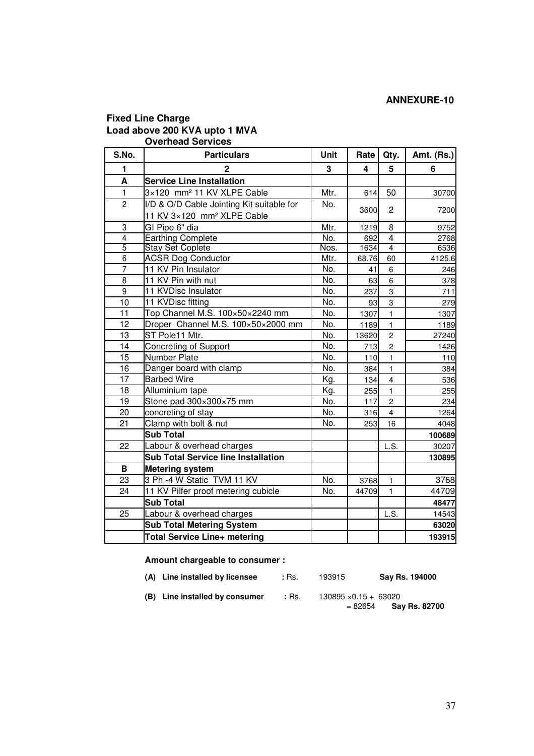**ANNEXURE-10**

**Fixed Line Charge**
**Load above 200 KVA upto 1 MVA**
**Overhead Services**

| S.No. | Particulars | Unit | Rate | Qty. | Amt. (Rs.) |
|---|---|---|---|---|---|
| 1 | 2 | 3 | 4 | 5 | 6 |
| **A** | **Service Line Installation** | | | | |
| 1 | 3×120 mm² 11 KV XLPE Cable | Mtr. | 614 | 50 | 30700 |
| 2 | I/D & O/D Cable Jointing Kit suitable for 11 KV 3×120 mm² XLPE Cable | No. | 3600 | 2 | 7200 |
| 3 | GI Pipe 6" dia | Mtr. | 1219 | 8 | 9752 |
| 4 | Earthing Complete | No. | 692 | 4 | 2768 |
| 5 | Stay Set Coplete | Nos. | 1634 | 4 | 6536 |
| 6 | ACSR Dog Conductor | Mtr. | 68.76 | 60 | 4125.6 |
| 7 | 11 KV Pin Insulator | No. | 41 | 6 | 246 |
| 8 | 11 KV Pin with nut | No. | 63 | 6 | 378 |
| 9 | 11 KVDisc Insulator | No. | 237 | 3 | 711 |
| 10 | 11 KVDisc fitting | No. | 93 | 3 | 279 |
| 11 | Top Channel M.S. 100×50×2240 mm | No. | 1307 | 1 | 1307 |
| 12 | Droper Channel M.S. 100×50×2000 mm | No. | 1189 | 1 | 1189 |
| 13 | ST Pole11 Mtr. | No. | 13620 | 2 | 27240 |
| 14 | Concreting of Support | No. | 713 | 2 | 1426 |
| 15 | Number Plate | No. | 110 | 1 | 110 |
| 16 | Danger board with clamp | No. | 384 | 1 | 384 |
| 17 | Barbed Wire | Kg. | 134 | 4 | 536 |
| 18 | Alluminium tape | Kg. | 255 | 1 | 255 |
| 19 | Stone pad 300×300×75 mm | No. | 117 | 2 | 234 |
| 20 | concreting of stay | No. | 316 | 4 | 1264 |
| 21 | Clamp with bolt & nut | No. | 253 | 16 | 4048 |
| | **Sub Total** | | | | **100689** |
| 22 | Labour & overhead charges | | | L.S. | 30207 |
| | **Sub Total Service line Installation** | | | | **130895** |
| **B** | **Metering system** | | | | |
| 23 | 3 Ph -4 W Static TVM 11 KV | No. | 3768 | 1 | 3768 |
| 24 | 11 KV Pilfer proof metering cubicle | No. | 44709 | 1 | 44709 |
| | **Sub Total** | | | | **48477** |
| 25 | Labour & overhead charges | | | L.S. | 14543 |
| | **Sub Total Metering System** | | | | **63020** |
| | **Total Service Line+ metering** | | | | **193915** |

**Amount chargeable to consumer :**

**(A) Line installed by licensee** **:** Rs. 193915 **Say Rs. 194000**

**(B) Line installed by consumer** **:** Rs. 130895 ×0.15 + 63020 = 82654 **Say Rs. 82700**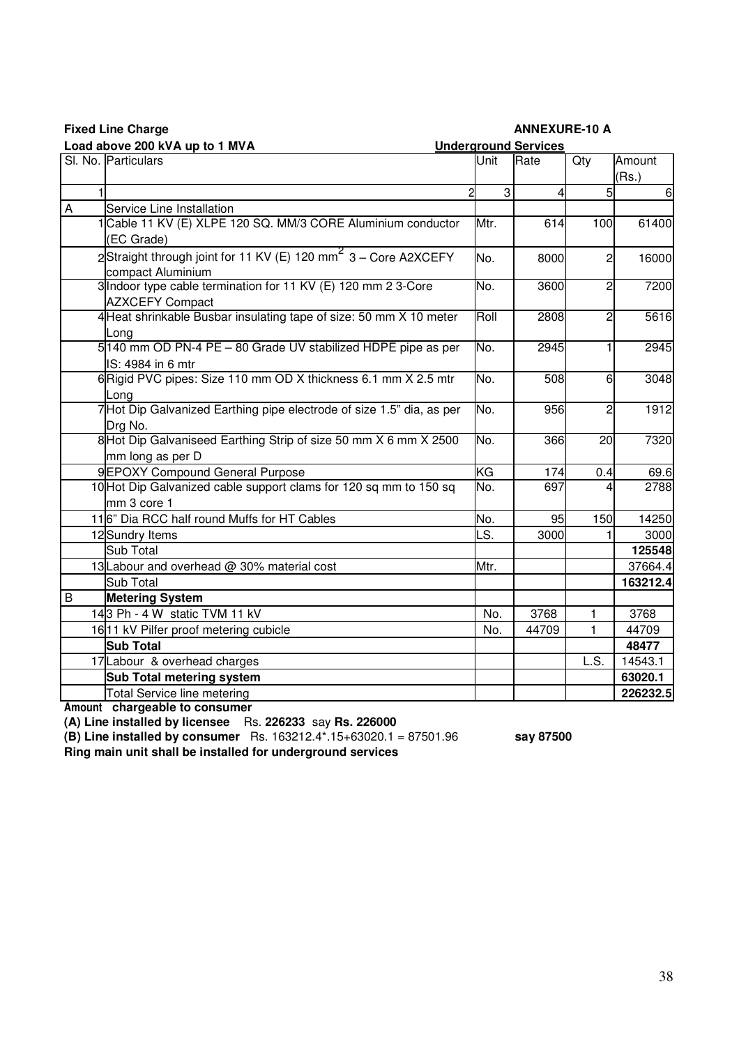**Fixed Line Charge** **ANNEXURE-10 A**

**Load above 200 kVA up to 1 MVA** **Underground Services**

| Sl. No. | Particulars | Unit | Rate | Qty | Amount (Rs.) |
|---|---|---|---|---|---|
| 1 | 2 | 3 | 4 | 5 | 6 |
| A | Service Line Installation | | | | |
| 1 | Cable 11 KV (E) XLPE 120 SQ. MM/3 CORE Aluminium conductor (EC Grade) | Mtr. | 614 | 100 | 61400 |
| 2 | Straight through joint for 11 KV (E) 120 mm$^2$ 3 – Core A2XCEFY compact Aluminium | No. | 8000 | 2 | 16000 |
| 3 | Indoor type cable termination for 11 KV (E) 120 mm 2 3-Core AZXCEFY Compact | No. | 3600 | 2 | 7200 |
| 4 | Heat shrinkable Busbar insulating tape of size: 50 mm X 10 meter Long | Roll | 2808 | 2 | 5616 |
| 5 | 140 mm OD PN-4 PE – 80 Grade UV stabilized HDPE pipe as per IS: 4984 in 6 mtr | No. | 2945 | 1 | 2945 |
| 6 | Rigid PVC pipes: Size 110 mm OD X thickness 6.1 mm X 2.5 mtr Long | No. | 508 | 6 | 3048 |
| 7 | Hot Dip Galvanized Earthing pipe electrode of size 1.5" dia, as per Drg No. | No. | 956 | 2 | 1912 |
| 8 | Hot Dip Galvaniseed Earthing Strip of size 50 mm X 6 mm X 2500 mm long as per D | No. | 366 | 20 | 7320 |
| 9 | EPOXY Compound General Purpose | KG | 174 | 0.4 | 69.6 |
| 10 | Hot Dip Galvanized cable support clams for 120 sq mm to 150 sq mm 3 core 1 | No. | 697 | 4 | 2788 |
| 11 | 6" Dia RCC half round Muffs for HT Cables | No. | 95 | 150 | 14250 |
| 12 | Sundry Items | LS. | 3000 | 1 | 3000 |
| | Sub Total | | | | **125548** |
| 13 | Labour and overhead @ 30% material cost | Mtr. | | | 37664.4 |
| | Sub Total | | | | **163212.4** |
| B | **Metering System** | | | | |
| 14 | 3 Ph - 4 W static TVM 11 kV | No. | 3768 | 1 | 3768 |
| 16 | 11 kV Pilfer proof metering cubicle | No. | 44709 | 1 | 44709 |
| | **Sub Total** | | | | **48477** |
| 17 | Labour & overhead charges | | | L.S. | 14543.1 |
| | **Sub Total metering system** | | | | **63020.1** |
| | Total Service line metering | | | | **226232.5** |

**Amount chargeable to consumer**

**(A) Line installed by licensee** Rs. **226233** say **Rs. 226000**

**(B) Line installed by consumer** Rs. 163212.4*.15+63020.1 = 87501.96 **say 87500**

**Ring main unit shall be installed for underground services**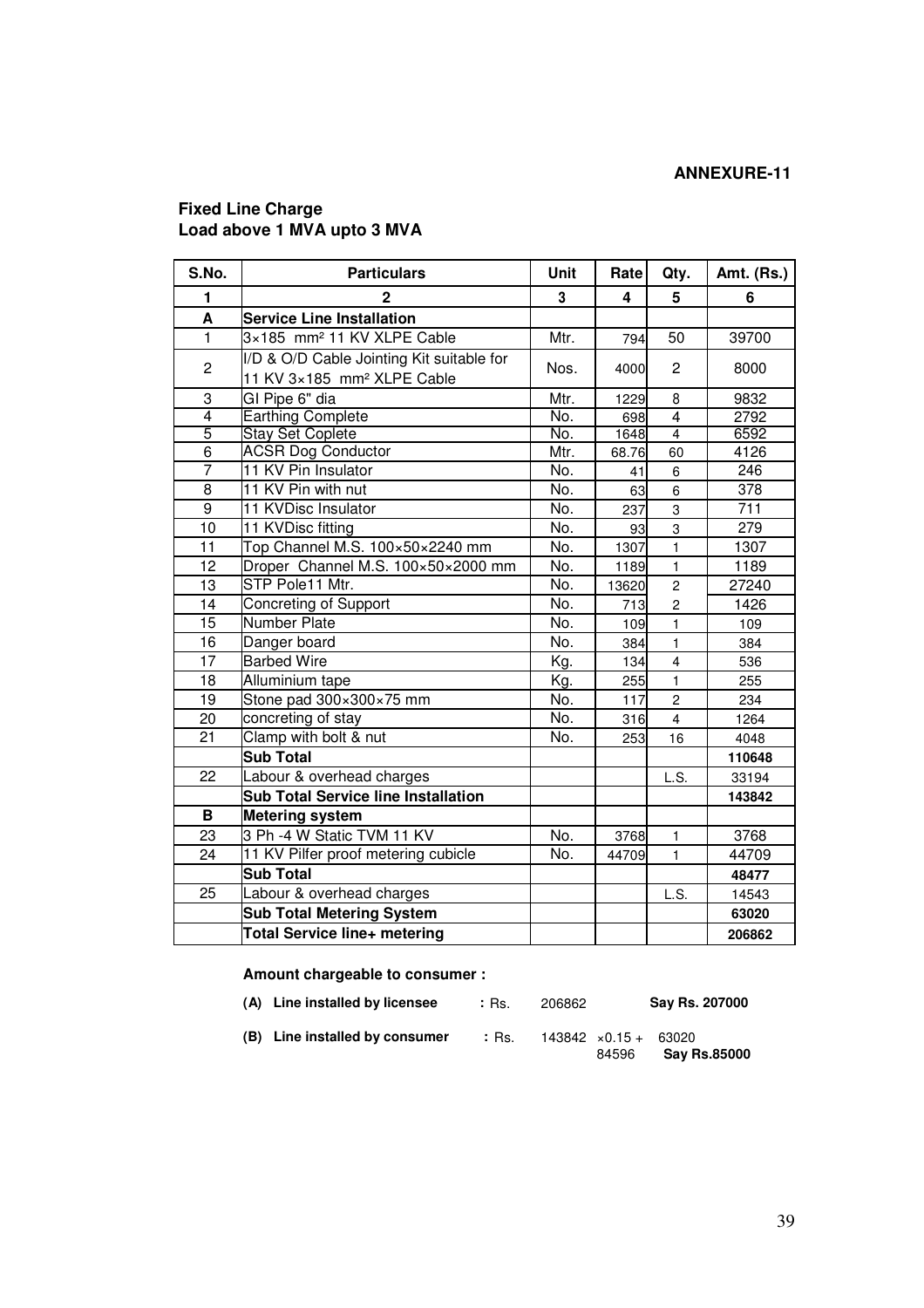**ANNEXURE-11**

**Fixed Line Charge**
**Load above 1 MVA upto 3 MVA**

| S.No. | Particulars | Unit | Rate | Qty. | Amt. (Rs.) |
|---|---|---|---|---|---|
| **1** | **2** | **3** | **4** | **5** | **6** |
| **A** | **Service Line Installation** | | | | |
| 1 | 3×185 mm² 11 KV XLPE Cable | Mtr. | 794 | 50 | 39700 |
| 2 | I/D & O/D Cable Jointing Kit suitable for 11 KV 3×185 mm² XLPE Cable | Nos. | 4000 | 2 | 8000 |
| 3 | GI Pipe 6" dia | Mtr. | 1229 | 8 | 9832 |
| 4 | Earthing Complete | No. | 698 | 4 | 2792 |
| 5 | Stay Set Coplete | No. | 1648 | 4 | 6592 |
| 6 | ACSR Dog Conductor | Mtr. | 68.76 | 60 | 4126 |
| 7 | 11 KV Pin Insulator | No. | 41 | 6 | 246 |
| 8 | 11 KV Pin with nut | No. | 63 | 6 | 378 |
| 9 | 11 KVDisc Insulator | No. | 237 | 3 | 711 |
| 10 | 11 KVDisc fitting | No. | 93 | 3 | 279 |
| 11 | Top Channel M.S. 100×50×2240 mm | No. | 1307 | 1 | 1307 |
| 12 | Droper Channel M.S. 100×50×2000 mm | No. | 1189 | 1 | 1189 |
| 13 | STP Pole11 Mtr. | No. | 13620 | 2 | 27240 |
| 14 | Concreting of Support | No. | 713 | 2 | 1426 |
| 15 | Number Plate | No. | 109 | 1 | 109 |
| 16 | Danger board | No. | 384 | 1 | 384 |
| 17 | Barbed Wire | Kg. | 134 | 4 | 536 |
| 18 | Alluminium tape | Kg. | 255 | 1 | 255 |
| 19 | Stone pad 300×300×75 mm | No. | 117 | 2 | 234 |
| 20 | concreting of stay | No. | 316 | 4 | 1264 |
| 21 | Clamp with bolt & nut | No. | 253 | 16 | 4048 |
| | **Sub Total** | | | | **110648** |
| 22 | Labour & overhead charges | | | L.S. | 33194 |
| | **Sub Total Service line Installation** | | | | **143842** |
| **B** | **Metering system** | | | | |
| 23 | 3 Ph -4 W Static TVM 11 KV | No. | 3768 | 1 | 3768 |
| 24 | 11 KV Pilfer proof metering cubicle | No. | 44709 | 1 | 44709 |
| | **Sub Total** | | | | **48477** |
| 25 | Labour & overhead charges | | | L.S. | 14543 |
| | **Sub Total Metering System** | | | | **63020** |
| | **Total Service line+ metering** | | | | **206862** |

**Amount chargeable to consumer :**

**(A) Line installed by licensee** : Rs. 206862 **Say Rs. 207000**

**(B) Line installed by consumer** : Rs. 143842 ×0.15 + 63020
84596 **Say Rs.85000**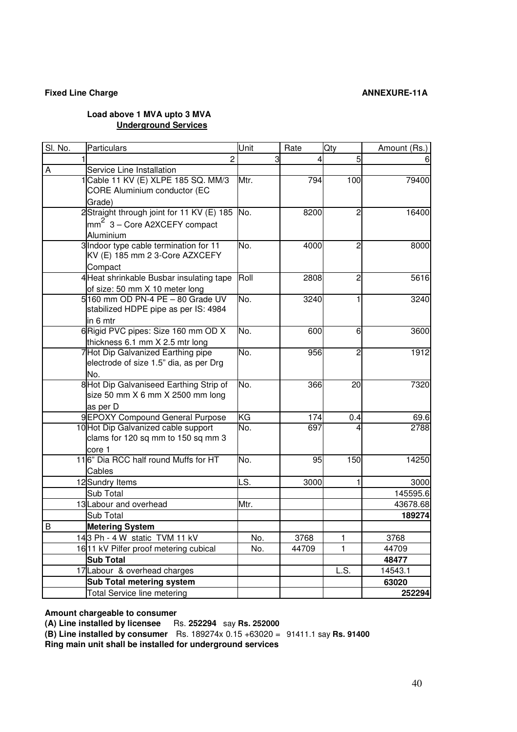**Fixed Line Charge** **ANNEXURE-11A**

**Load above 1 MVA upto 3 MVA**

**Underground Services**

| Sl. No. | Particulars | Unit | Rate | Qty | Amount (Rs.) |
|---|---|---|---|---|---|
| 1 | 2 | 3 | 4 | 5 | 6 |
| A | Service Line Installation | | | | |
| 1 | Cable 11 KV (E) XLPE 185 SQ. MM/3 CORE Aluminium conductor (EC Grade) | Mtr. | 794 | 100 | 79400 |
| 2 | Straight through joint for 11 KV (E) 185 $mm^2$ 3 – Core A2XCEFY compact Aluminium | No. | 8200 | 2 | 16400 |
| 3 | Indoor type cable termination for 11 KV (E) 185 mm 2 3-Core AZXCEFY Compact | No. | 4000 | 2 | 8000 |
| 4 | Heat shrinkable Busbar insulating tape of size: 50 mm X 10 meter long | Roll | 2808 | 2 | 5616 |
| 5 | 160 mm OD PN-4 PE – 80 Grade UV stabilized HDPE pipe as per IS: 4984 in 6 mtr | No. | 3240 | 1 | 3240 |
| 6 | Rigid PVC pipes: Size 160 mm OD X thickness 6.1 mm X 2.5 mtr long | No. | 600 | 6 | 3600 |
| 7 | Hot Dip Galvanized Earthing pipe electrode of size 1.5" dia, as per Drg No. | No. | 956 | 2 | 1912 |
| 8 | Hot Dip Galvaniseed Earthing Strip of size 50 mm X 6 mm X 2500 mm long as per D | No. | 366 | 20 | 7320 |
| 9 | EPOXY Compound General Purpose | KG | 174 | 0.4 | 69.6 |
| 10 | Hot Dip Galvanized cable support clams for 120 sq mm to 150 sq mm 3 core 1 | No. | 697 | 4 | 2788 |
| 11 | 6" Dia RCC half round Muffs for HT Cables | No. | 95 | 150 | 14250 |
| 12 | Sundry Items | LS. | 3000 | 1 | 3000 |
| | Sub Total | | | | 145595.6 |
| 13 | Labour and overhead | Mtr. | | | 43678.68 |
| | Sub Total | | | | **189274** |
| B | **Metering System** | | | | |
| 14 | 3 Ph - 4 W static TVM 11 kV | No. | 3768 | 1 | 3768 |
| 16 | 11 kV Pilfer proof metering cubical | No. | 44709 | 1 | 44709 |
| | **Sub Total** | | | | **48477** |
| 17 | Labour & overhead charges | | | L.S. | 14543.1 |
| | **Sub Total metering system** | | | | **63020** |
| | Total Service line metering | | | | **252294** |

**Amount chargeable to consumer**

**(A) Line installed by licensee** Rs. **252294** say **Rs. 252000**

**(B) Line installed by consumer** Rs. 189274x 0.15 +63020 = 91411.1 say **Rs. 91400**

**Ring main unit shall be installed for underground services**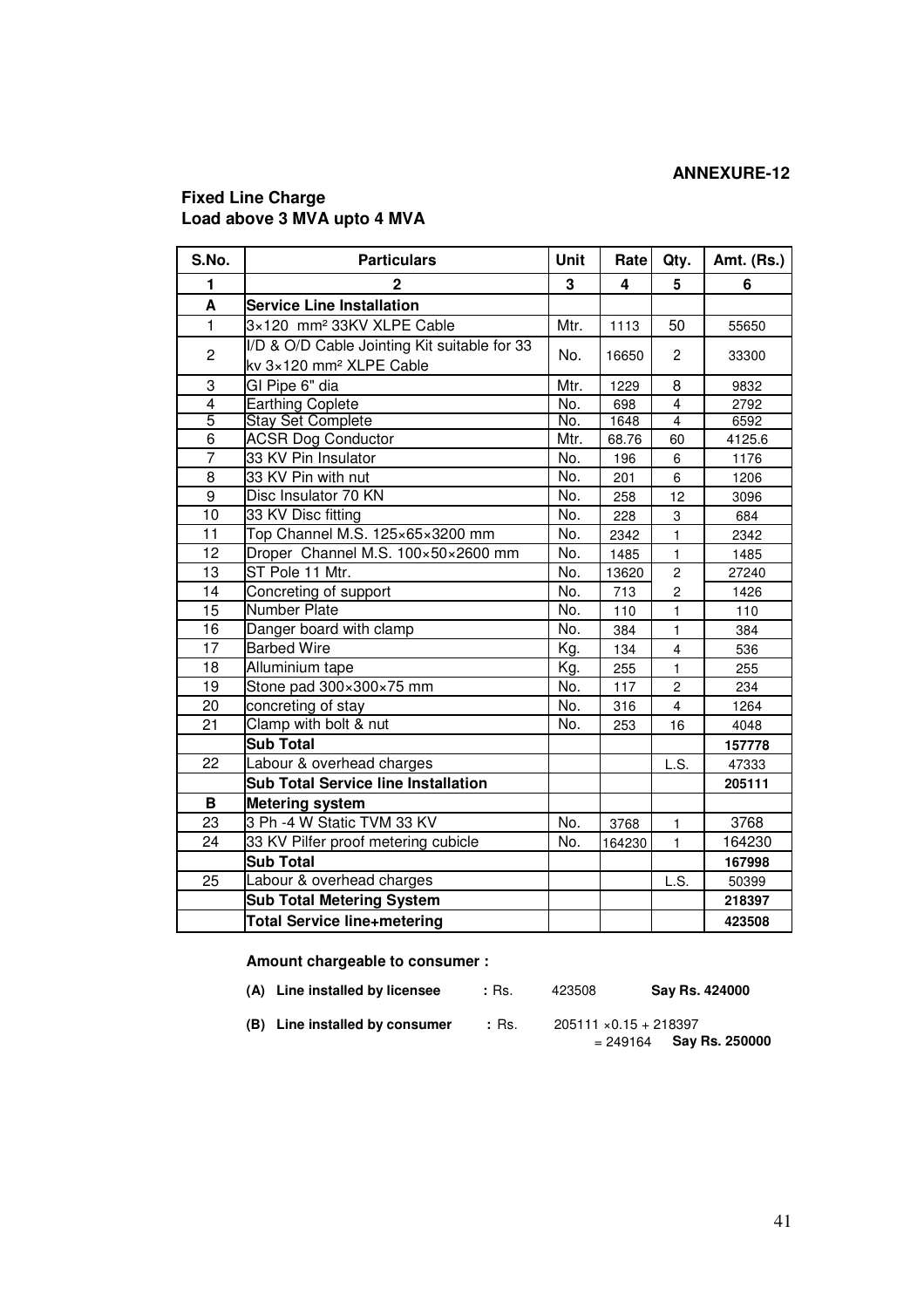**ANNEXURE-12**

**Fixed Line Charge**
**Load above 3 MVA upto 4 MVA**

| S.No. | Particulars | Unit | Rate | Qty. | Amt. (Rs.) |
|---|---|---|---|---|---|
| **1** | **2** | **3** | **4** | **5** | **6** |
| **A** | **Service Line Installation** | | | | |
| 1 | 3×120 mm² 33KV XLPE Cable | Mtr. | 1113 | 50 | 55650 |
| 2 | I/D & O/D Cable Jointing Kit suitable for 33 kv 3×120 mm² XLPE Cable | No. | 16650 | 2 | 33300 |
| 3 | GI Pipe 6" dia | Mtr. | 1229 | 8 | 9832 |
| 4 | Earthing Coplete | No. | 698 | 4 | 2792 |
| 5 | Stay Set Complete | No. | 1648 | 4 | 6592 |
| 6 | ACSR Dog Conductor | Mtr. | 68.76 | 60 | 4125.6 |
| 7 | 33 KV Pin Insulator | No. | 196 | 6 | 1176 |
| 8 | 33 KV Pin with nut | No. | 201 | 6 | 1206 |
| 9 | Disc Insulator 70 KN | No. | 258 | 12 | 3096 |
| 10 | 33 KV Disc fitting | No. | 228 | 3 | 684 |
| 11 | Top Channel M.S. 125×65×3200 mm | No. | 2342 | 1 | 2342 |
| 12 | Droper Channel M.S. 100×50×2600 mm | No. | 1485 | 1 | 1485 |
| 13 | ST Pole 11 Mtr. | No. | 13620 | 2 | 27240 |
| 14 | Concreting of support | No. | 713 | 2 | 1426 |
| 15 | Number Plate | No. | 110 | 1 | 110 |
| 16 | Danger board with clamp | No. | 384 | 1 | 384 |
| 17 | Barbed Wire | Kg. | 134 | 4 | 536 |
| 18 | Alluminium tape | Kg. | 255 | 1 | 255 |
| 19 | Stone pad 300×300×75 mm | No. | 117 | 2 | 234 |
| 20 | concreting of stay | No. | 316 | 4 | 1264 |
| 21 | Clamp with bolt & nut | No. | 253 | 16 | 4048 |
| | **Sub Total** | | | | **157778** |
| 22 | Labour & overhead charges | | | L.S. | 47333 |
| | **Sub Total Service line Installation** | | | | **205111** |
| **B** | **Metering system** | | | | |
| 23 | 3 Ph -4 W Static TVM 33 KV | No. | 3768 | 1 | 3768 |
| 24 | 33 KV Pilfer proof metering cubicle | No. | 164230 | 1 | 164230 |
| | **Sub Total** | | | | **167998** |
| 25 | Labour & overhead charges | | | L.S. | 50399 |
| | **Sub Total Metering System** | | | | **218397** |
| | **Total Service line+metering** | | | | **423508** |

**Amount chargeable to consumer :**

**(A) Line installed by licensee** **:** Rs. 423508 **Say Rs. 424000**

**(B) Line installed by consumer** **:** Rs. 205111 ×0.15 + 218397 = 249164 **Say Rs. 250000**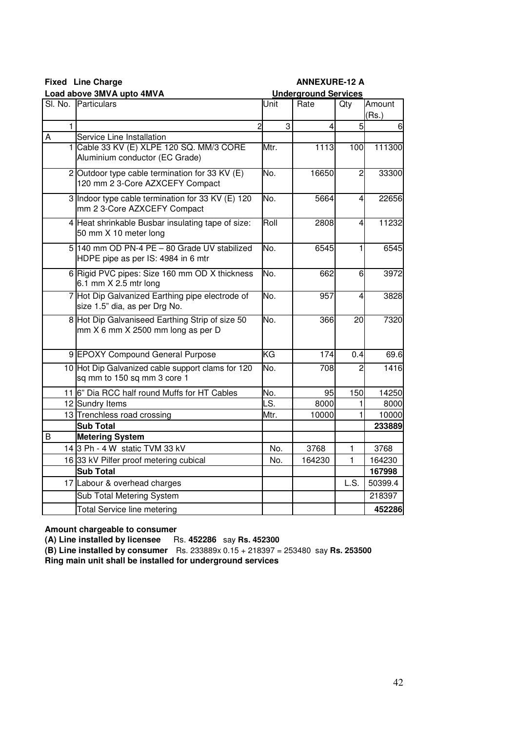**Fixed Line Charge** **ANNEXURE-12 A**

**Load above 3MVA upto 4MVA** **Underground Services**

| Sl. No. | Particulars | Unit | Rate | Qty | Amount (Rs.) |
|---|---|---|---|---|---|
| 1 | 2 | 3 | 4 | 5 | 6 |
| A | Service Line Installation | | | | |
| 1 | Cable 33 KV (E) XLPE 120 SQ. MM/3 CORE Aluminium conductor (EC Grade) | Mtr. | 1113 | 100 | 111300 |
| 2 | Outdoor type cable termination for 33 KV (E) 120 mm 2 3-Core AZXCEFY Compact | No. | 16650 | 2 | 33300 |
| 3 | Indoor type cable termination for 33 KV (E) 120 mm 2 3-Core AZXCEFY Compact | No. | 5664 | 4 | 22656 |
| 4 | Heat shrinkable Busbar insulating tape of size: 50 mm X 10 meter long | Roll | 2808 | 4 | 11232 |
| 5 | 140 mm OD PN-4 PE – 80 Grade UV stabilized HDPE pipe as per IS: 4984 in 6 mtr | No. | 6545 | 1 | 6545 |
| 6 | Rigid PVC pipes: Size 160 mm OD X thickness 6.1 mm X 2.5 mtr long | No. | 662 | 6 | 3972 |
| 7 | Hot Dip Galvanized Earthing pipe electrode of size 1.5" dia, as per Drg No. | No. | 957 | 4 | 3828 |
| 8 | Hot Dip Galvaniseed Earthing Strip of size 50 mm X 6 mm X 2500 mm long as per D | No. | 366 | 20 | 7320 |
| 9 | EPOXY Compound General Purpose | KG | 174 | 0.4 | 69.6 |
| 10 | Hot Dip Galvanized cable support clams for 120 sq mm to 150 sq mm 3 core 1 | No. | 708 | 2 | 1416 |
| 11 | 6" Dia RCC half round Muffs for HT Cables | No. | 95 | 150 | 14250 |
| 12 | Sundry Items | LS. | 8000 | 1 | 8000 |
| 13 | Trenchless road crossing | Mtr. | 10000 | 1 | 10000 |
| | **Sub Total** | | | | **233889** |
| B | **Metering System** | | | | |
| 14 | 3 Ph - 4 W static TVM 33 kV | No. | 3768 | 1 | 3768 |
| 16 | 33 kV Pilfer proof metering cubical | No. | 164230 | 1 | 164230 |
| | **Sub Total** | | | | **167998** |
| 17 | Labour & overhead charges | | | L.S. | 50399.4 |
| | Sub Total Metering System | | | | 218397 |
| | Total Service line metering | | | | **452286** |

**Amount chargeable to consumer**

**(A) Line installed by licensee** Rs. **452286** say **Rs. 452300**

**(B) Line installed by consumer** Rs. 233889x 0.15 + 218397 = 253480 say **Rs. 253500**

**Ring main unit shall be installed for underground services**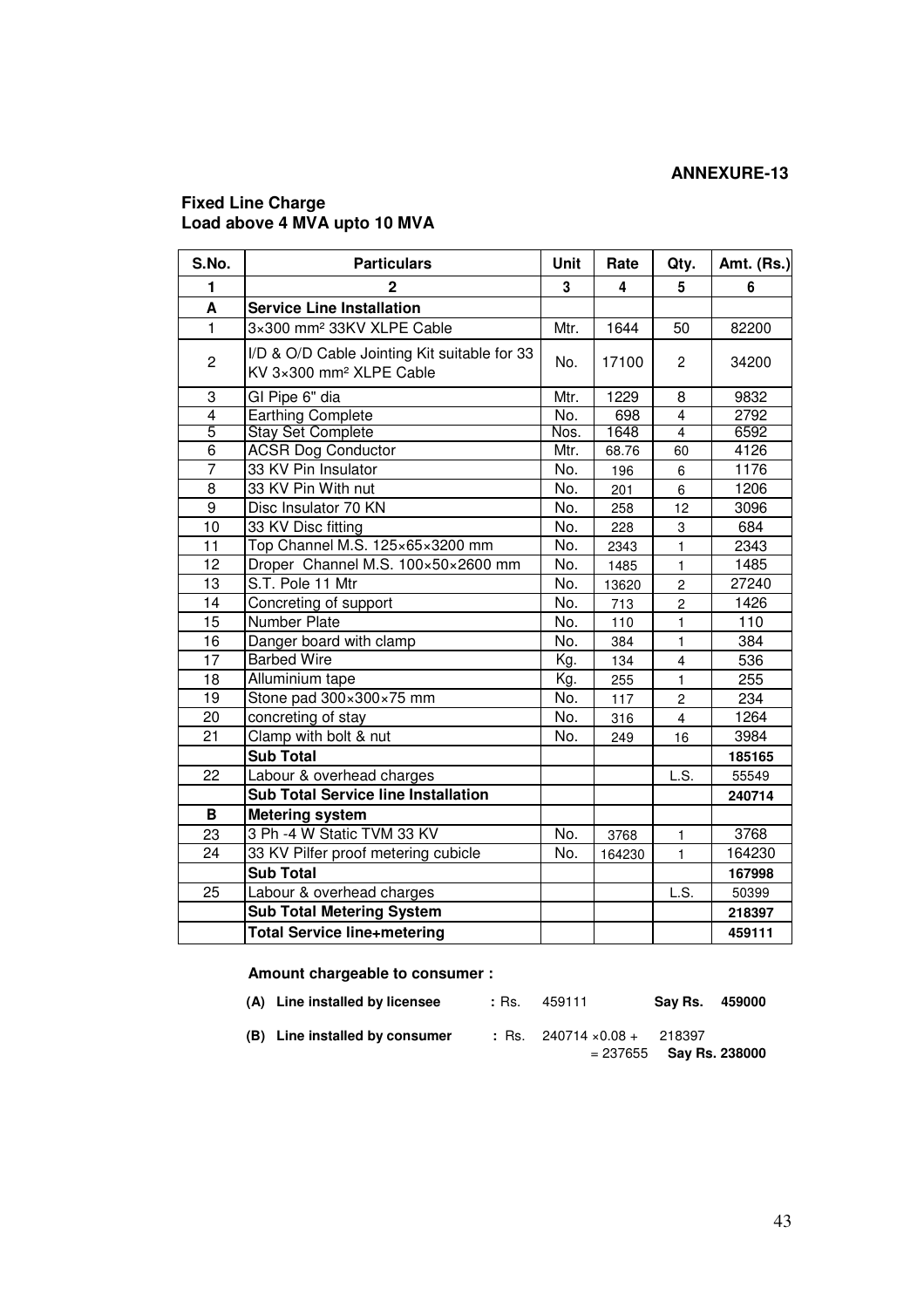**ANNEXURE-13**

**Fixed Line Charge**
**Load above 4 MVA upto 10 MVA**

| S.No. | Particulars | Unit | Rate | Qty. | Amt. (Rs.) |
|---|---|---|---|---|---|
| **1** | **2** | **3** | **4** | **5** | **6** |
| **A** | **Service Line Installation** | | | | |
| 1 | 3×300 mm² 33KV XLPE Cable | Mtr. | 1644 | 50 | 82200 |
| 2 | I/D & O/D Cable Jointing Kit suitable for 33 KV 3×300 mm² XLPE Cable | No. | 17100 | 2 | 34200 |
| 3 | GI Pipe 6" dia | Mtr. | 1229 | 8 | 9832 |
| 4 | Earthing Complete | No. | 698 | 4 | 2792 |
| 5 | Stay Set Complete | Nos. | 1648 | 4 | 6592 |
| 6 | ACSR Dog Conductor | Mtr. | 68.76 | 60 | 4126 |
| 7 | 33 KV Pin Insulator | No. | 196 | 6 | 1176 |
| 8 | 33 KV Pin With nut | No. | 201 | 6 | 1206 |
| 9 | Disc Insulator 70 KN | No. | 258 | 12 | 3096 |
| 10 | 33 KV Disc fitting | No. | 228 | 3 | 684 |
| 11 | Top Channel M.S. 125×65×3200 mm | No. | 2343 | 1 | 2343 |
| 12 | Droper Channel M.S. 100×50×2600 mm | No. | 1485 | 1 | 1485 |
| 13 | S.T. Pole 11 Mtr | No. | 13620 | 2 | 27240 |
| 14 | Concreting of support | No. | 713 | 2 | 1426 |
| 15 | Number Plate | No. | 110 | 1 | 110 |
| 16 | Danger board with clamp | No. | 384 | 1 | 384 |
| 17 | Barbed Wire | Kg. | 134 | 4 | 536 |
| 18 | Alluminium tape | Kg. | 255 | 1 | 255 |
| 19 | Stone pad 300×300×75 mm | No. | 117 | 2 | 234 |
| 20 | concreting of stay | No. | 316 | 4 | 1264 |
| 21 | Clamp with bolt & nut | No. | 249 | 16 | 3984 |
| | **Sub Total** | | | | **185165** |
| 22 | Labour & overhead charges | | | L.S. | 55549 |
| | **Sub Total Service line Installation** | | | | **240714** |
| **B** | **Metering system** | | | | |
| 23 | 3 Ph -4 W Static TVM 33 KV | No. | 3768 | 1 | 3768 |
| 24 | 33 KV Pilfer proof metering cubicle | No. | 164230 | 1 | 164230 |
| | **Sub Total** | | | | **167998** |
| 25 | Labour & overhead charges | | | L.S. | 50399 |
| | **Sub Total Metering System** | | | | **218397** |
| | **Total Service line+metering** | | | | **459111** |

**Amount chargeable to consumer :**

**(A) Line installed by licensee** : Rs. 459111 **Say Rs. 459000**

**(B) Line installed by consumer** : Rs. 240714 ×0.08 + 218397 = 237655 **Say Rs. 238000**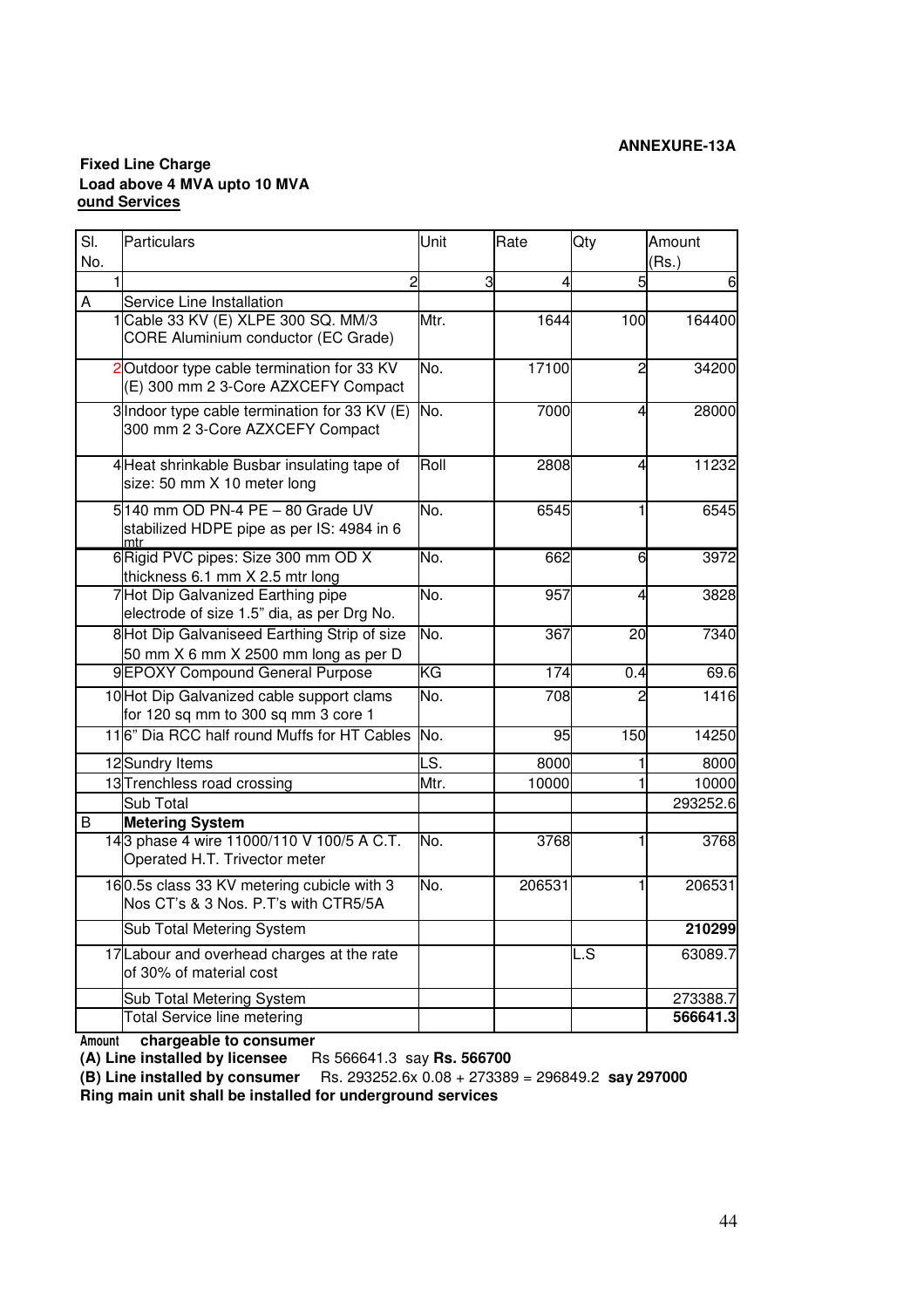**ANNEXURE-13A**

**Fixed Line Charge**
**Load above 4 MVA upto 10 MVA**
**ound Services**

| Sl. No. | Particulars | Unit | Rate | Qty | Amount (Rs.) |
|---|---|---|---|---|---|
| 1 | 2 | 3 | 4 | 5 | 6 |
| A | Service Line Installation | | | | |
| 1 | Cable 33 KV (E) XLPE 300 SQ. MM/3 CORE Aluminium conductor (EC Grade) | Mtr. | 1644 | 100 | 164400 |
| 2 | Outdoor type cable termination for 33 KV (E) 300 mm 2 3-Core AZXCEFY Compact | No. | 17100 | 2 | 34200 |
| 3 | Indoor type cable termination for 33 KV (E) 300 mm 2 3-Core AZXCEFY Compact | No. | 7000 | 4 | 28000 |
| 4 | Heat shrinkable Busbar insulating tape of size: 50 mm X 10 meter long | Roll | 2808 | 4 | 11232 |
| 5 | 140 mm OD PN-4 PE – 80 Grade UV stabilized HDPE pipe as per IS: 4984 in 6 mtr | No. | 6545 | 1 | 6545 |
| 6 | Rigid PVC pipes: Size 300 mm OD X thickness 6.1 mm X 2.5 mtr long | No. | 662 | 6 | 3972 |
| 7 | Hot Dip Galvanized Earthing pipe electrode of size 1.5" dia, as per Drg No. | No. | 957 | 4 | 3828 |
| 8 | Hot Dip Galvaniseed Earthing Strip of size 50 mm X 6 mm X 2500 mm long as per D | No. | 367 | 20 | 7340 |
| 9 | EPOXY Compound General Purpose | KG | 174 | 0.4 | 69.6 |
| 10 | Hot Dip Galvanized cable support clams for 120 sq mm to 300 sq mm 3 core 1 | No. | 708 | 2 | 1416 |
| 11 | 6" Dia RCC half round Muffs for HT Cables | No. | 95 | 150 | 14250 |
| 12 | Sundry Items | LS. | 8000 | 1 | 8000 |
| 13 | Trenchless road crossing | Mtr. | 10000 | 1 | 10000 |
| | Sub Total | | | | 293252.6 |
| B | **Metering System** | | | | |
| 14 | 3 phase 4 wire 11000/110 V 100/5 A C.T. Operated H.T. Trivector meter | No. | 3768 | 1 | 3768 |
| 16 | 0.5s class 33 KV metering cubicle with 3 Nos CT's & 3 Nos. P.T's with CTR5/5A | No. | 206531 | 1 | 206531 |
| | Sub Total Metering System | | | | **210299** |
| 17 | Labour and overhead charges at the rate of 30% of material cost | | | L.S | 63089.7 |
| | Sub Total Metering System | | | | 273388.7 |
| | Total Service line metering | | | | **566641.3** |

**Amount chargeable to consumer**

**(A) Line installed by licensee** Rs 566641.3 say **Rs. 566700**

**(B) Line installed by consumer** Rs. 293252.6x 0.08 + 273389 = 296849.2 **say 297000**

**Ring main unit shall be installed for underground services**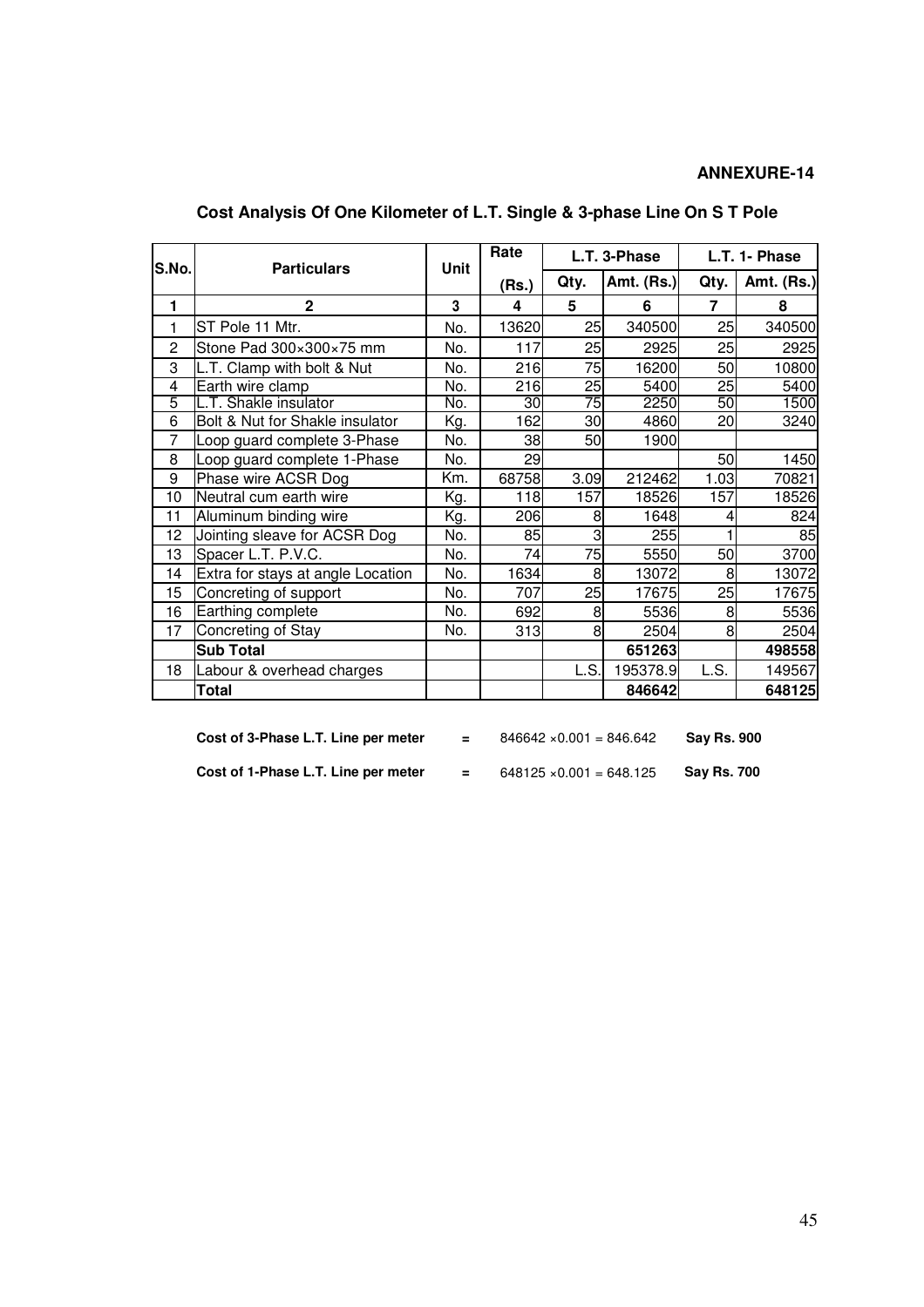**ANNEXURE-14**

## Cost Analysis Of One Kilometer of L.T. Single & 3-phase Line On S T Pole

| S.No. | Particulars | Unit | Rate (Rs.) | L.T. 3-Phase | | L.T. 1- Phase | |
|---|---|---|---|---|---|---|---|
| | | | | Qty. | Amt. (Rs.) | Qty. | Amt. (Rs.) |
| 1 | 2 | 3 | 4 | 5 | 6 | 7 | 8 |
| 1 | ST Pole 11 Mtr. | No. | 13620 | 25 | 340500 | 25 | 340500 |
| 2 | Stone Pad 300×300×75 mm | No. | 117 | 25 | 2925 | 25 | 2925 |
| 3 | L.T. Clamp with bolt & Nut | No. | 216 | 75 | 16200 | 50 | 10800 |
| 4 | Earth wire clamp | No. | 216 | 25 | 5400 | 25 | 5400 |
| 5 | L.T. Shakle insulator | No. | 30 | 75 | 2250 | 50 | 1500 |
| 6 | Bolt & Nut for Shakle insulator | Kg. | 162 | 30 | 4860 | 20 | 3240 |
| 7 | Loop guard complete 3-Phase | No. | 38 | 50 | 1900 | | |
| 8 | Loop guard complete 1-Phase | No. | 29 | | | 50 | 1450 |
| 9 | Phase wire ACSR Dog | Km. | 68758 | 3.09 | 212462 | 1.03 | 70821 |
| 10 | Neutral cum earth wire | Kg. | 118 | 157 | 18526 | 157 | 18526 |
| 11 | Aluminum binding wire | Kg. | 206 | 8 | 1648 | 4 | 824 |
| 12 | Jointing sleave for ACSR Dog | No. | 85 | 3 | 255 | 1 | 85 |
| 13 | Spacer L.T. P.V.C. | No. | 74 | 75 | 5550 | 50 | 3700 |
| 14 | Extra for stays at angle Location | No. | 1634 | 8 | 13072 | 8 | 13072 |
| 15 | Concreting of support | No. | 707 | 25 | 17675 | 25 | 17675 |
| 16 | Earthing complete | No. | 692 | 8 | 5536 | 8 | 5536 |
| 17 | Concreting of Stay | No. | 313 | 8 | 2504 | 8 | 2504 |
| | **Sub Total** | | | | **651263** | | **498558** |
| 18 | Labour & overhead charges | | | L.S. | 195378.9 | L.S. | 149567 |
| | **Total** | | | | **846642** | | **648125** |

**Cost of 3-Phase L.T. Line per meter** = 846642 ×0.001 = 846.642 **Say Rs. 900**

**Cost of 1-Phase L.T. Line per meter** = 648125 ×0.001 = 648.125 **Say Rs. 700**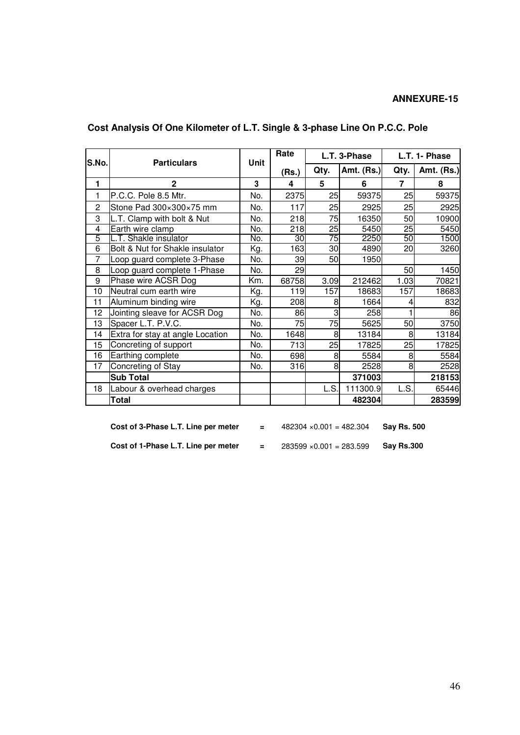**ANNEXURE-15**

## Cost Analysis Of One Kilometer of L.T. Single & 3-phase Line On P.C.C. Pole

| S.No. | Particulars | Unit | Rate (Rs.) | L.T. 3-Phase | | L.T. 1- Phase | |
|---|---|---|---|---|---|---|---|
| | | | | Qty. | Amt. (Rs.) | Qty. | Amt. (Rs.) |
| 1 | 2 | 3 | 4 | 5 | 6 | 7 | 8 |
| 1 | P.C.C. Pole 8.5 Mtr. | No. | 2375 | 25 | 59375 | 25 | 59375 |
| 2 | Stone Pad 300×300×75 mm | No. | 117 | 25 | 2925 | 25 | 2925 |
| 3 | L.T. Clamp with bolt & Nut | No. | 218 | 75 | 16350 | 50 | 10900 |
| 4 | Earth wire clamp | No. | 218 | 25 | 5450 | 25 | 5450 |
| 5 | L.T. Shakle insulator | No. | 30 | 75 | 2250 | 50 | 1500 |
| 6 | Bolt & Nut for Shakle insulator | Kg. | 163 | 30 | 4890 | 20 | 3260 |
| 7 | Loop guard complete 3-Phase | No. | 39 | 50 | 1950 | | |
| 8 | Loop guard complete 1-Phase | No. | 29 | | | 50 | 1450 |
| 9 | Phase wire ACSR Dog | Km. | 68758 | 3.09 | 212462 | 1.03 | 70821 |
| 10 | Neutral cum earth wire | Kg. | 119 | 157 | 18683 | 157 | 18683 |
| 11 | Aluminum binding wire | Kg. | 208 | 8 | 1664 | 4 | 832 |
| 12 | Jointing sleave for ACSR Dog | No. | 86 | 3 | 258 | 1 | 86 |
| 13 | Spacer L.T. P.V.C. | No. | 75 | 75 | 5625 | 50 | 3750 |
| 14 | Extra for stay at angle Location | No. | 1648 | 8 | 13184 | 8 | 13184 |
| 15 | Concreting of support | No. | 713 | 25 | 17825 | 25 | 17825 |
| 16 | Earthing complete | No. | 698 | 8 | 5584 | 8 | 5584 |
| 17 | Concreting of Stay | No. | 316 | 8 | 2528 | 8 | 2528 |
| | **Sub Total** | | | | **371003** | | **218153** |
| 18 | Labour & overhead charges | | | L.S. | 111300.9 | L.S. | 65446 |
| | **Total** | | | | **482304** | | **283599** |

**Cost of 3-Phase L.T. Line per meter** = 482304 ×0.001 = 482.304 **Say Rs. 500**

**Cost of 1-Phase L.T. Line per meter** = 283599 ×0.001 = 283.599 **Say Rs.300**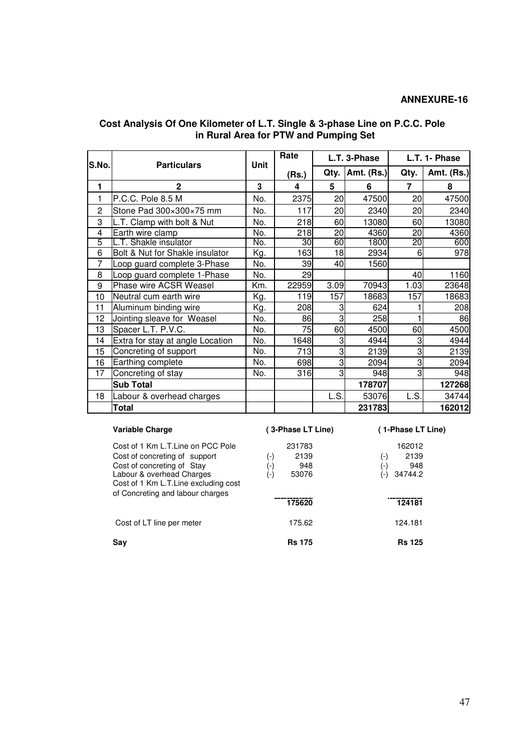**ANNEXURE-16**

## Cost Analysis Of One Kilometer of L.T. Single & 3-phase Line on P.C.C. Pole in Rural Area for PTW and Pumping Set

| S.No. | Particulars | Unit | Rate | L.T. 3-Phase | | L.T. 1- Phase | |
|---|---|---|---|---|---|---|---|
| | | | (Rs.) | Qty. | Amt. (Rs.) | Qty. | Amt. (Rs.) |
| 1 | 2 | 3 | 4 | 5 | 6 | 7 | 8 |
| 1 | P.C.C. Pole 8.5 M | No. | 2375 | 20 | 47500 | 20 | 47500 |
| 2 | Stone Pad 300×300×75 mm | No. | 117 | 20 | 2340 | 20 | 2340 |
| 3 | L.T. Clamp with bolt & Nut | No. | 218 | 60 | 13080 | 60 | 13080 |
| 4 | Earth wire clamp | No. | 218 | 20 | 4360 | 20 | 4360 |
| 5 | L.T. Shakle insulator | No. | 30 | 60 | 1800 | 20 | 600 |
| 6 | Bolt & Nut for Shakle insulator | Kg. | 163 | 18 | 2934 | 6 | 978 |
| 7 | Loop guard complete 3-Phase | No. | 39 | 40 | 1560 | | |
| 8 | Loop guard complete 1-Phase | No. | 29 | | | 40 | 1160 |
| 9 | Phase wire ACSR Weasel | Km. | 22959 | 3.09 | 70943 | 1.03 | 23648 |
| 10 | Neutral cum earth wire | Kg. | 119 | 157 | 18683 | 157 | 18683 |
| 11 | Aluminum binding wire | Kg. | 208 | 3 | 624 | 1 | 208 |
| 12 | Jointing sleave for Weasel | No. | 86 | 3 | 258 | 1 | 86 |
| 13 | Spacer L.T. P.V.C. | No. | 75 | 60 | 4500 | 60 | 4500 |
| 14 | Extra for stay at angle Location | No. | 1648 | 3 | 4944 | 3 | 4944 |
| 15 | Concreting of support | No. | 713 | 3 | 2139 | 3 | 2139 |
| 16 | Earthing complete | No. | 698 | 3 | 2094 | 3 | 2094 |
| 17 | Concreting of stay | No. | 316 | 3 | 948 | 3 | 948 |
| | **Sub Total** | | | | **178707** | | **127268** |
| 18 | Labour & overhead charges | | | L.S. | 53076 | L.S. | 34744 |
| | **Total** | | | | **231783** | | **162012** |

| **Variable Charge** | | **( 3-Phase LT Line)** | | **( 1-Phase LT Line)** |
|---|---|---|---|---|
| Cost of 1 Km L.T.Line on PCC Pole | | 231783 | | 162012 |
| Cost of concreting of support | (-) | 2139 | (-) | 2139 |
| Cost of concreting of Stay | (-) | 948 | (-) | 948 |
| Labour & overhead Charges | (-) | 53076 | (-) | 34744.2 |
| Cost of 1 Km L.T.Line excluding cost of Concreting and labour charges | | 175620 | | 124181 |
| Cost of LT line per meter | | 175.62 | | 124.181 |
| **Say** | | **Rs 175** | | **Rs 125** |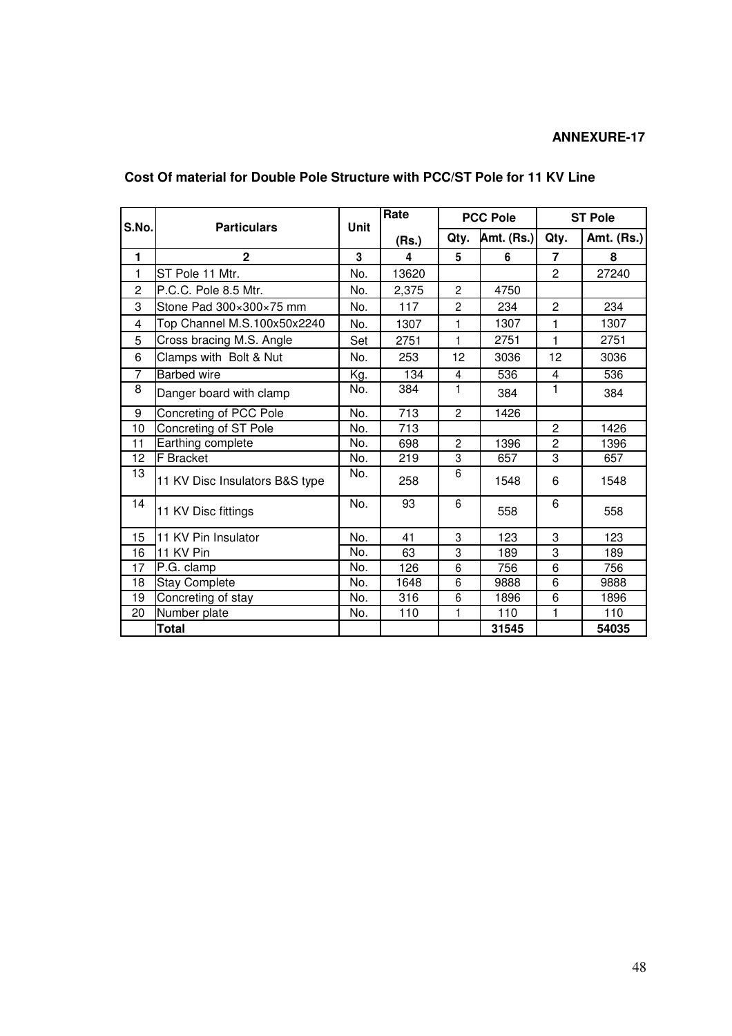**ANNEXURE-17**

## Cost Of material for Double Pole Structure with PCC/ST Pole for 11 KV Line

| S.No. | Particulars | Unit | Rate (Rs.) | PCC Pole | | ST Pole | |
|---|---|---|---|---|---|---|---|
| | | | | Qty. | Amt. (Rs.) | Qty. | Amt. (Rs.) |
| 1 | 2 | 3 | 4 | 5 | 6 | 7 | 8 |
| 1 | ST Pole 11 Mtr. | No. | 13620 | | | 2 | 27240 |
| 2 | P.C.C. Pole 8.5 Mtr. | No. | 2,375 | 2 | 4750 | | |
| 3 | Stone Pad 300×300×75 mm | No. | 117 | 2 | 234 | 2 | 234 |
| 4 | Top Channel M.S.100x50x2240 | No. | 1307 | 1 | 1307 | 1 | 1307 |
| 5 | Cross bracing M.S. Angle | Set | 2751 | 1 | 2751 | 1 | 2751 |
| 6 | Clamps with Bolt & Nut | No. | 253 | 12 | 3036 | 12 | 3036 |
| 7 | Barbed wire | Kg. | 134 | 4 | 536 | 4 | 536 |
| 8 | Danger board with clamp | No. | 384 | 1 | 384 | 1 | 384 |
| 9 | Concreting of PCC Pole | No. | 713 | 2 | 1426 | | |
| 10 | Concreting of ST Pole | No. | 713 | | | 2 | 1426 |
| 11 | Earthing complete | No. | 698 | 2 | 1396 | 2 | 1396 |
| 12 | F Bracket | No. | 219 | 3 | 657 | 3 | 657 |
| 13 | 11 KV Disc Insulators B&S type | No. | 258 | 6 | 1548 | 6 | 1548 |
| 14 | 11 KV Disc fittings | No. | 93 | 6 | 558 | 6 | 558 |
| 15 | 11 KV Pin Insulator | No. | 41 | 3 | 123 | 3 | 123 |
| 16 | 11 KV Pin | No. | 63 | 3 | 189 | 3 | 189 |
| 17 | P.G. clamp | No. | 126 | 6 | 756 | 6 | 756 |
| 18 | Stay Complete | No. | 1648 | 6 | 9888 | 6 | 9888 |
| 19 | Concreting of stay | No. | 316 | 6 | 1896 | 6 | 1896 |
| 20 | Number plate | No. | 110 | 1 | 110 | 1 | 110 |
| | **Total** | | | | **31545** | | **54035** |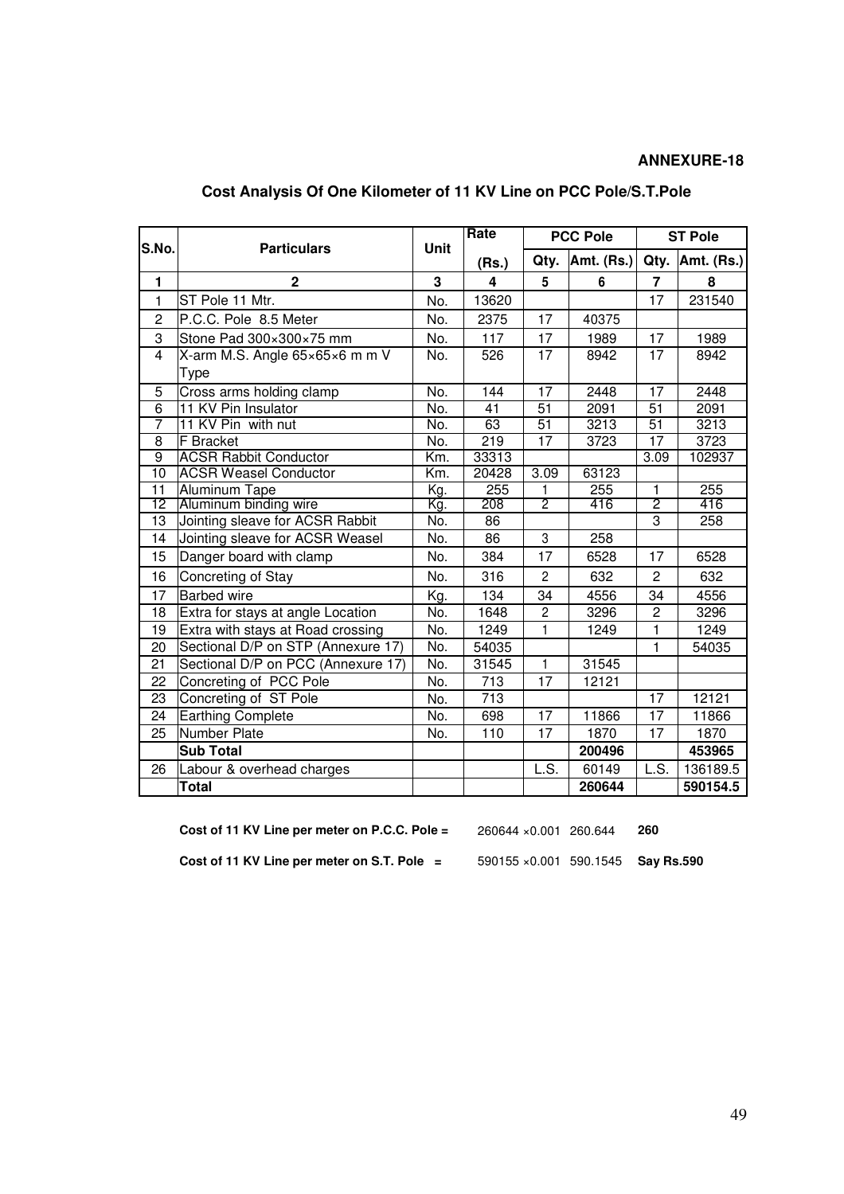**ANNEXURE-18**

## Cost Analysis Of One Kilometer of 11 KV Line on PCC Pole/S.T.Pole

| S.No. | Particulars | Unit | Rate (Rs.) | PCC Pole | | ST Pole | |
|---|---|---|---|---|---|---|---|
| | | | | Qty. | Amt. (Rs.) | Qty. | Amt. (Rs.) |
| 1 | 2 | 3 | 4 | 5 | 6 | 7 | 8 |
| 1 | ST Pole 11 Mtr. | No. | 13620 | | | 17 | 231540 |
| 2 | P.C.C. Pole 8.5 Meter | No. | 2375 | 17 | 40375 | | |
| 3 | Stone Pad 300×300×75 mm | No. | 117 | 17 | 1989 | 17 | 1989 |
| 4 | X-arm M.S. Angle 65×65×6 m m V Type | No. | 526 | 17 | 8942 | 17 | 8942 |
| 5 | Cross arms holding clamp | No. | 144 | 17 | 2448 | 17 | 2448 |
| 6 | 11 KV Pin Insulator | No. | 41 | 51 | 2091 | 51 | 2091 |
| 7 | 11 KV Pin with nut | No. | 63 | 51 | 3213 | 51 | 3213 |
| 8 | F Bracket | No. | 219 | 17 | 3723 | 17 | 3723 |
| 9 | ACSR Rabbit Conductor | Km. | 33313 | | | 3.09 | 102937 |
| 10 | ACSR Weasel Conductor | Km. | 20428 | 3.09 | 63123 | | |
| 11 | Aluminum Tape | Kg. | 255 | 1 | 255 | 1 | 255 |
| 12 | Aluminum binding wire | Kg. | 208 | 2 | 416 | 2 | 416 |
| 13 | Jointing sleave for ACSR Rabbit | No. | 86 | | | 3 | 258 |
| 14 | Jointing sleave for ACSR Weasel | No. | 86 | 3 | 258 | | |
| 15 | Danger board with clamp | No. | 384 | 17 | 6528 | 17 | 6528 |
| 16 | Concreting of Stay | No. | 316 | 2 | 632 | 2 | 632 |
| 17 | Barbed wire | Kg. | 134 | 34 | 4556 | 34 | 4556 |
| 18 | Extra for stays at angle Location | No. | 1648 | 2 | 3296 | 2 | 3296 |
| 19 | Extra with stays at Road crossing | No. | 1249 | 1 | 1249 | 1 | 1249 |
| 20 | Sectional D/P on STP (Annexure 17) | No. | 54035 | | | 1 | 54035 |
| 21 | Sectional D/P on PCC (Annexure 17) | No. | 31545 | 1 | 31545 | | |
| 22 | Concreting of PCC Pole | No. | 713 | 17 | 12121 | | |
| 23 | Concreting of ST Pole | No. | 713 | | | 17 | 12121 |
| 24 | Earthing Complete | No. | 698 | 17 | 11866 | 17 | 11866 |
| 25 | Number Plate | No. | 110 | 17 | 1870 | 17 | 1870 |
| | **Sub Total** | | | | **200496** | | **453965** |
| 26 | Labour & overhead charges | | | L.S. | 60149 | L.S. | 136189.5 |
| | **Total** | | | | **260644** | | **590154.5** |

**Cost of 11 KV Line per meter on P.C.C. Pole =** 260644 ×0.001 260.644 **260**

**Cost of 11 KV Line per meter on S.T. Pole =** 590155 ×0.001 590.1545 **Say Rs.590**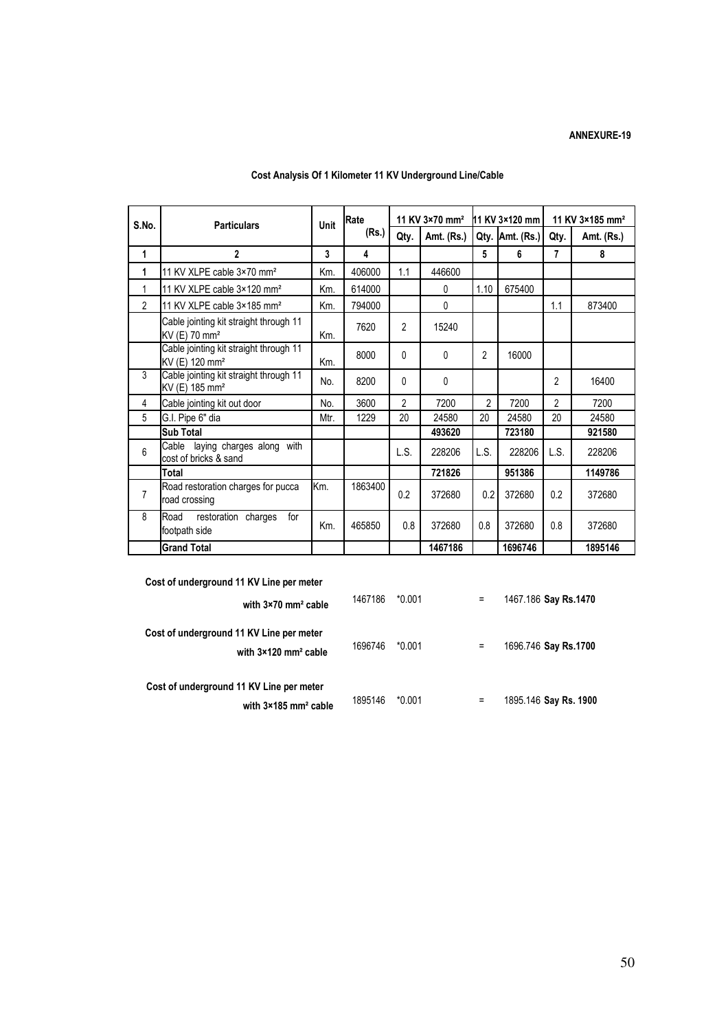**ANNEXURE-19**

**Cost Analysis Of 1 Kilometer 11 KV Underground Line/Cable**

| S.No. | Particulars | Unit | Rate (Rs.) | 11 KV 3×70 mm² | | 11 KV 3×120 mm | | 11 KV 3×185 mm² | |
|---|---|---|---|---|---|---|---|---|---|
| | | | | Qty. | Amt. (Rs.) | Qty. | Amt. (Rs.) | Qty. | Amt. (Rs.) |
| **1** | **2** | **3** | **4** | | | **5** | **6** | **7** | **8** |
| **1** | 11 KV XLPE cable 3×70 mm² | Km. | 406000 | 1.1 | 446600 | | | | |
| 1 | 11 KV XLPE cable 3×120 mm² | Km. | 614000 | | 0 | 1.10 | 675400 | | |
| 2 | 11 KV XLPE cable 3×185 mm² | Km. | 794000 | | 0 | | | 1.1 | 873400 |
| | Cable jointing kit straight through 11 KV (E) 70 mm² | Km. | 7620 | 2 | 15240 | | | | |
| | Cable jointing kit straight through 11 KV (E) 120 mm² | Km. | 8000 | 0 | 0 | 2 | 16000 | | |
| 3 | Cable jointing kit straight through 11 KV (E) 185 mm² | No. | 8200 | 0 | 0 | | | 2 | 16400 |
| 4 | Cable jointing kit out door | No. | 3600 | 2 | 7200 | 2 | 7200 | 2 | 7200 |
| 5 | G.I. Pipe 6" dia | Mtr. | 1229 | 20 | 24580 | 20 | 24580 | 20 | 24580 |
| | **Sub Total** | | | | **493620** | | **723180** | | **921580** |
| 6 | Cable laying charges along with cost of bricks & sand | | | L.S. | 228206 | L.S. | 228206 | L.S. | 228206 |
| | **Total** | | | | **721826** | | **951386** | | **1149786** |
| 7 | Road restoration charges for pucca road crossing | Km. | 1863400 | 0.2 | 372680 | 0.2 | 372680 | 0.2 | 372680 |
| 8 | Road restoration charges for footpath side | Km. | 465850 | 0.8 | 372680 | 0.8 | 372680 | 0.8 | 372680 |
| | **Grand Total** | | | | **1467186** | | **1696746** | | **1895146** |

**Cost of underground 11 KV Line per meter with 3×70 mm² cable** 1467186 *0.001 = 1467.186 **Say Rs.1470**

**Cost of underground 11 KV Line per meter with 3×120 mm² cable** 1696746 *0.001 = 1696.746 **Say Rs.1700**

**Cost of underground 11 KV Line per meter with 3×185 mm² cable** 1895146 *0.001 = 1895.146 **Say Rs. 1900**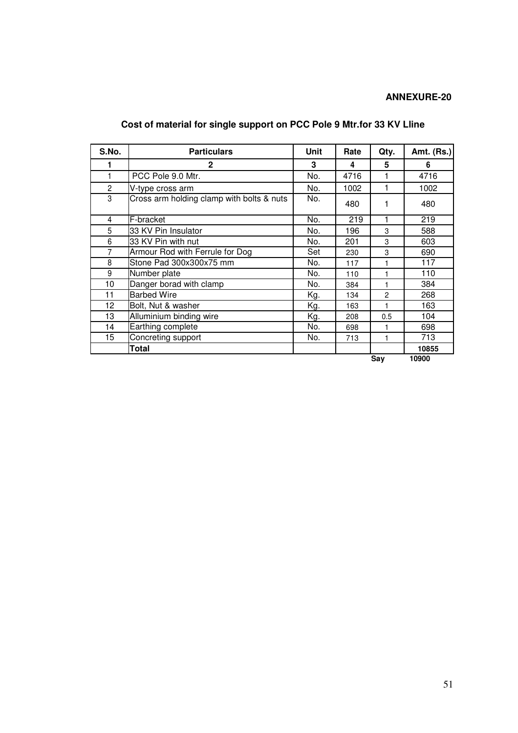**ANNEXURE-20**

## Cost of material for single support on PCC Pole 9 Mtr.for 33 KV Lline

| S.No. | Particulars | Unit | Rate | Qty. | Amt. (Rs.) |
|---|---|---|---|---|---|
| 1 | 2 | 3 | 4 | 5 | 6 |
| 1 | PCC Pole 9.0 Mtr. | No. | 4716 | 1 | 4716 |
| 2 | V-type cross arm | No. | 1002 | 1 | 1002 |
| 3 | Cross arm holding clamp with bolts & nuts | No. | 480 | 1 | 480 |
| 4 | F-bracket | No. | 219 | 1 | 219 |
| 5 | 33 KV Pin Insulator | No. | 196 | 3 | 588 |
| 6 | 33 KV Pin with nut | No. | 201 | 3 | 603 |
| 7 | Armour Rod with Ferrule for Dog | Set | 230 | 3 | 690 |
| 8 | Stone Pad 300x300x75 mm | No. | 117 | 1 | 117 |
| 9 | Number plate | No. | 110 | 1 | 110 |
| 10 | Danger borad with clamp | No. | 384 | 1 | 384 |
| 11 | Barbed Wire | Kg. | 134 | 2 | 268 |
| 12 | Bolt, Nut & washer | Kg. | 163 | 1 | 163 |
| 13 | Alluminium binding wire | Kg. | 208 | 0.5 | 104 |
| 14 | Earthing complete | No. | 698 | 1 | 698 |
| 15 | Concreting support | No. | 713 | 1 | 713 |
| | **Total** | | | | **10855** |
| | | | | **Say** | **10900** |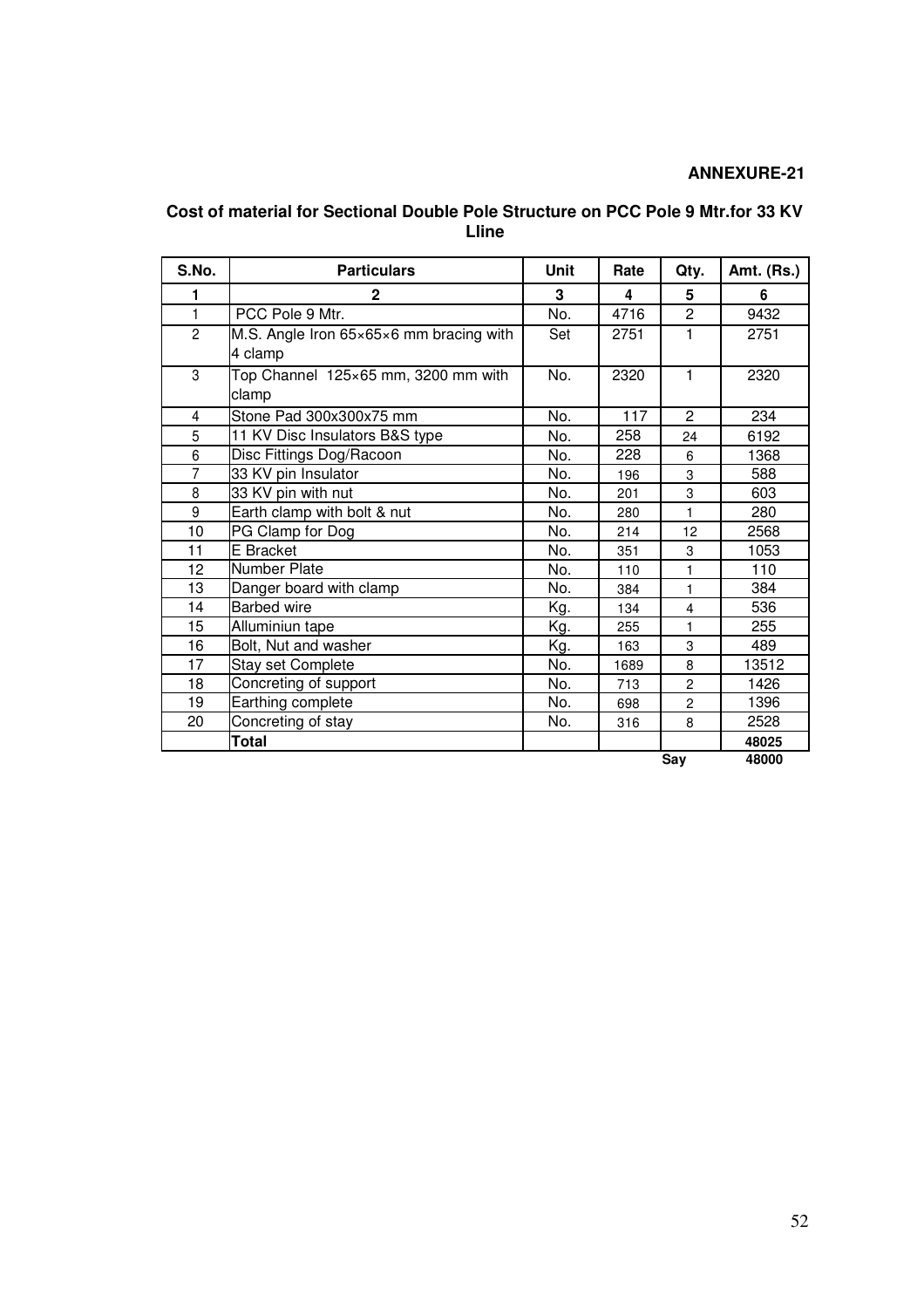**ANNEXURE-21**

**Cost of material for Sectional Double Pole Structure on PCC Pole 9 Mtr.for 33 KV Lline**

| S.No. | Particulars | Unit | Rate | Qty. | Amt. (Rs.) |
|---|---|---|---|---|---|
| **1** | **2** | **3** | **4** | **5** | **6** |
| 1 | PCC Pole 9 Mtr. | No. | 4716 | 2 | 9432 |
| 2 | M.S. Angle Iron 65×65×6 mm bracing with 4 clamp | Set | 2751 | 1 | 2751 |
| 3 | Top Channel 125×65 mm, 3200 mm with clamp | No. | 2320 | 1 | 2320 |
| 4 | Stone Pad 300x300x75 mm | No. | 117 | 2 | 234 |
| 5 | 11 KV Disc Insulators B&S type | No. | 258 | 24 | 6192 |
| 6 | Disc Fittings Dog/Racoon | No. | 228 | 6 | 1368 |
| 7 | 33 KV pin Insulator | No. | 196 | 3 | 588 |
| 8 | 33 KV pin with nut | No. | 201 | 3 | 603 |
| 9 | Earth clamp with bolt & nut | No. | 280 | 1 | 280 |
| 10 | PG Clamp for Dog | No. | 214 | 12 | 2568 |
| 11 | E Bracket | No. | 351 | 3 | 1053 |
| 12 | Number Plate | No. | 110 | 1 | 110 |
| 13 | Danger board with clamp | No. | 384 | 1 | 384 |
| 14 | Barbed wire | Kg. | 134 | 4 | 536 |
| 15 | Alluminiun tape | Kg. | 255 | 1 | 255 |
| 16 | Bolt, Nut and washer | Kg. | 163 | 3 | 489 |
| 17 | Stay set Complete | No. | 1689 | 8 | 13512 |
| 18 | Concreting of support | No. | 713 | 2 | 1426 |
| 19 | Earthing complete | No. | 698 | 2 | 1396 |
| 20 | Concreting of stay | No. | 316 | 8 | 2528 |
| | **Total** | | | | **48025** |
| | | | | **Say** | **48000** |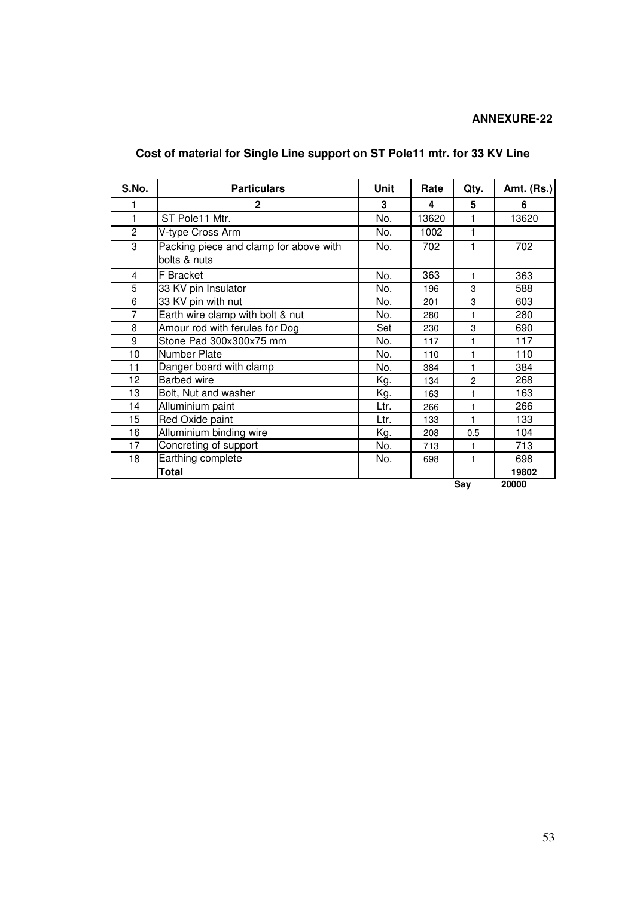**ANNEXURE-22**

## Cost of material for Single Line support on ST Pole11 mtr. for 33 KV Line

| S.No. | Particulars | Unit | Rate | Qty. | Amt. (Rs.) |
|---|---|---|---|---|---|
| 1 | 2 | 3 | 4 | 5 | 6 |
| 1 | ST Pole11 Mtr. | No. | 13620 | 1 | 13620 |
| 2 | V-type Cross Arm | No. | 1002 | 1 | |
| 3 | Packing piece and clamp for above with bolts & nuts | No. | 702 | 1 | 702 |
| 4 | F Bracket | No. | 363 | 1 | 363 |
| 5 | 33 KV pin Insulator | No. | 196 | 3 | 588 |
| 6 | 33 KV pin with nut | No. | 201 | 3 | 603 |
| 7 | Earth wire clamp with bolt & nut | No. | 280 | 1 | 280 |
| 8 | Amour rod with ferules for Dog | Set | 230 | 3 | 690 |
| 9 | Stone Pad 300x300x75 mm | No. | 117 | 1 | 117 |
| 10 | Number Plate | No. | 110 | 1 | 110 |
| 11 | Danger board with clamp | No. | 384 | 1 | 384 |
| 12 | Barbed wire | Kg. | 134 | 2 | 268 |
| 13 | Bolt, Nut and washer | Kg. | 163 | 1 | 163 |
| 14 | Alluminium paint | Ltr. | 266 | 1 | 266 |
| 15 | Red Oxide paint | Ltr. | 133 | 1 | 133 |
| 16 | Alluminium binding wire | Kg. | 208 | 0.5 | 104 |
| 17 | Concreting of support | No. | 713 | 1 | 713 |
| 18 | Earthing complete | No. | 698 | 1 | 698 |
| | **Total** | | | | **19802** |
| | | | | **Say** | **20000** |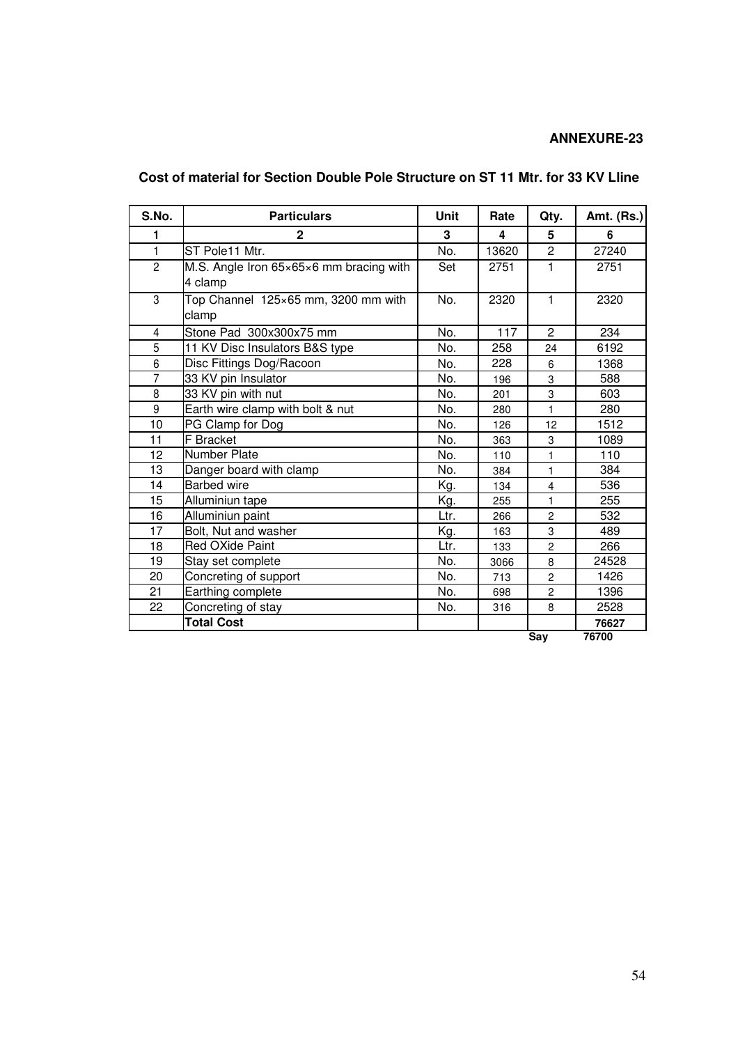**ANNEXURE-23**

**Cost of material for Section Double Pole Structure on ST 11 Mtr. for 33 KV Lline**

| S.No. | Particulars | Unit | Rate | Qty. | Amt. (Rs.) |
|---|---|---|---|---|---|
| 1 | 2 | 3 | 4 | 5 | 6 |
| 1 | ST Pole11 Mtr. | No. | 13620 | 2 | 27240 |
| 2 | M.S. Angle Iron 65×65×6 mm bracing with 4 clamp | Set | 2751 | 1 | 2751 |
| 3 | Top Channel 125×65 mm, 3200 mm with clamp | No. | 2320 | 1 | 2320 |
| 4 | Stone Pad 300x300x75 mm | No. | 117 | 2 | 234 |
| 5 | 11 KV Disc Insulators B&S type | No. | 258 | 24 | 6192 |
| 6 | Disc Fittings Dog/Racoon | No. | 228 | 6 | 1368 |
| 7 | 33 KV pin Insulator | No. | 196 | 3 | 588 |
| 8 | 33 KV pin with nut | No. | 201 | 3 | 603 |
| 9 | Earth wire clamp with bolt & nut | No. | 280 | 1 | 280 |
| 10 | PG Clamp for Dog | No. | 126 | 12 | 1512 |
| 11 | F Bracket | No. | 363 | 3 | 1089 |
| 12 | Number Plate | No. | 110 | 1 | 110 |
| 13 | Danger board with clamp | No. | 384 | 1 | 384 |
| 14 | Barbed wire | Kg. | 134 | 4 | 536 |
| 15 | Alluminiun tape | Kg. | 255 | 1 | 255 |
| 16 | Alluminiun paint | Ltr. | 266 | 2 | 532 |
| 17 | Bolt, Nut and washer | Kg. | 163 | 3 | 489 |
| 18 | Red OXide Paint | Ltr. | 133 | 2 | 266 |
| 19 | Stay set complete | No. | 3066 | 8 | 24528 |
| 20 | Concreting of support | No. | 713 | 2 | 1426 |
| 21 | Earthing complete | No. | 698 | 2 | 1396 |
| 22 | Concreting of stay | No. | 316 | 8 | 2528 |
| | **Total Cost** | | | | **76627** |
| | | | | **Say** | **76700** |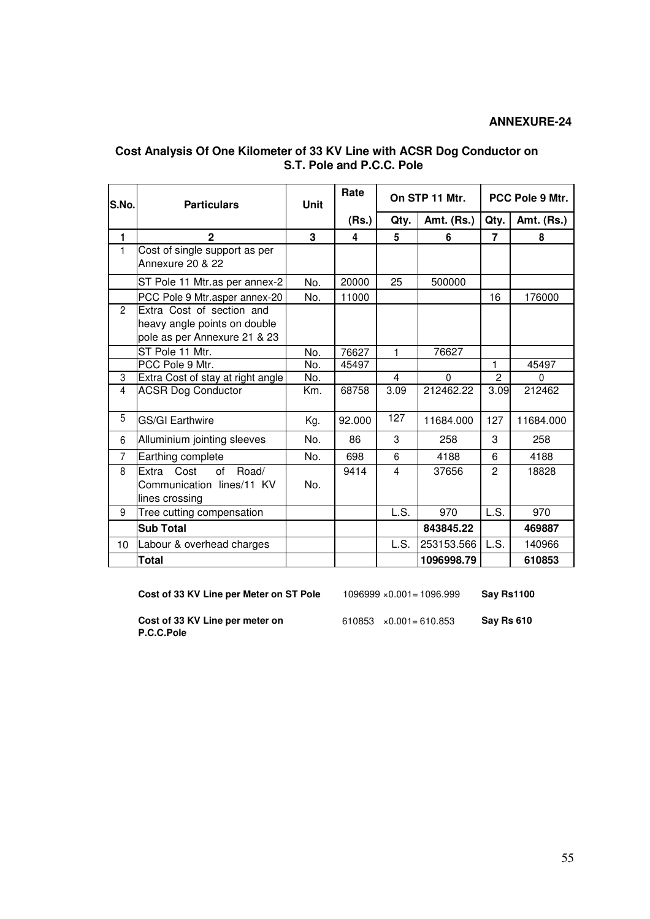**ANNEXURE-24**

## Cost Analysis Of One Kilometer of 33 KV Line with ACSR Dog Conductor on S.T. Pole and P.C.C. Pole

| S.No. | Particulars | Unit | Rate | On STP 11 Mtr. | | PCC Pole 9 Mtr. | |
|---|---|---|---|---|---|---|---|
| | | | (Rs.) | Qty. | Amt. (Rs.) | Qty. | Amt. (Rs.) |
| 1 | 2 | 3 | 4 | 5 | 6 | 7 | 8 |
| 1 | Cost of single support as per Annexure 20 & 22 | | | | | | |
| | ST Pole 11 Mtr.as per annex-2 | No. | 20000 | 25 | 500000 | | |
| | PCC Pole 9 Mtr.asper annex-20 | No. | 11000 | | | 16 | 176000 |
| 2 | Extra Cost of section and heavy angle points on double pole as per Annexure 21 & 23 | | | | | | |
| | ST Pole 11 Mtr. | No. | 76627 | 1 | 76627 | | |
| | PCC Pole 9 Mtr. | No. | 45497 | | | 1 | 45497 |
| 3 | Extra Cost of stay at right angle | No. | | 4 | 0 | 2 | 0 |
| 4 | ACSR Dog Conductor | Km. | 68758 | 3.09 | 212462.22 | 3.09 | 212462 |
| 5 | GS/GI Earthwire | Kg. | 92.000 | 127 | 11684.000 | 127 | 11684.000 |
| 6 | Alluminium jointing sleeves | No. | 86 | 3 | 258 | 3 | 258 |
| 7 | Earthing complete | No. | 698 | 6 | 4188 | 6 | 4188 |
| 8 | Extra Cost of Road/ Communication lines/11 KV lines crossing | No. | 9414 | 4 | 37656 | 2 | 18828 |
| 9 | Tree cutting compensation | | | L.S. | 970 | L.S. | 970 |
| | **Sub Total** | | | | **843845.22** | | **469887** |
| 10 | Labour & overhead charges | | | L.S. | 253153.566 | L.S. | 140966 |
| | **Total** | | | | **1096998.79** | | **610853** |

| | | |
|---|---|---|
| **Cost of 33 KV Line per Meter on ST Pole** | 1096999 ×0.001= 1096.999 | **Say Rs1100** |
| **Cost of 33 KV Line per meter on P.C.C.Pole** | 610853 ×0.001= 610.853 | **Say Rs 610** |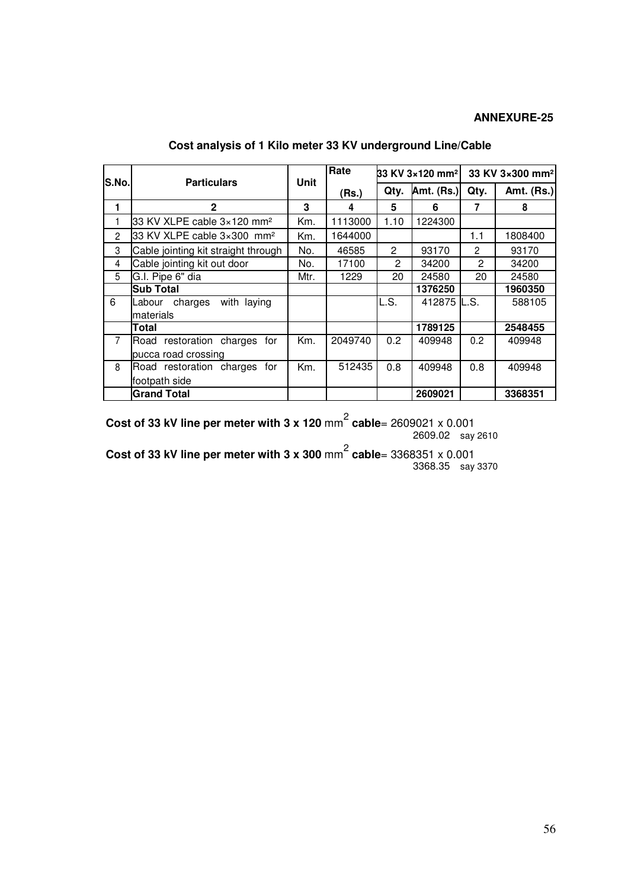**ANNEXURE-25**

## Cost analysis of 1 Kilo meter 33 KV underground Line/Cable

| S.No. | Particulars | Unit | Rate | 33 KV 3×120 mm² | | 33 KV 3×300 mm² | |
|---|---|---|---|---|---|---|---|
| | | | (Rs.) | Qty. | Amt. (Rs.) | Qty. | Amt. (Rs.) |
| 1 | 2 | 3 | 4 | 5 | 6 | 7 | 8 |
| 1 | 33 KV XLPE cable 3×120 mm² | Km. | 1113000 | 1.10 | 1224300 | | |
| 2 | 33 KV XLPE cable 3×300 mm² | Km. | 1644000 | | | 1.1 | 1808400 |
| 3 | Cable jointing kit straight through | No. | 46585 | 2 | 93170 | 2 | 93170 |
| 4 | Cable jointing kit out door | No. | 17100 | 2 | 34200 | 2 | 34200 |
| 5 | G.I. Pipe 6" dia | Mtr. | 1229 | 20 | 24580 | 20 | 24580 |
| | **Sub Total** | | | | **1376250** | | **1960350** |
| 6 | Labour charges with laying materials | | | L.S. | 412875 | L.S. | 588105 |
| | **Total** | | | | **1789125** | | **2548455** |
| 7 | Road restoration charges for pucca road crossing | Km. | 2049740 | 0.2 | 409948 | 0.2 | 409948 |
| 8 | Road restoration charges for footpath side | Km. | 512435 | 0.8 | 409948 | 0.8 | 409948 |
| | **Grand Total** | | | | **2609021** | | **3368351** |

**Cost of 33 kV line per meter with 3 x 120** mm$^2$ **cable**= 2609021 x 0.001
2609.02 say 2610

**Cost of 33 kV line per meter with 3 x 300** mm$^2$ **cable**= 3368351 x 0.001
3368.35 say 3370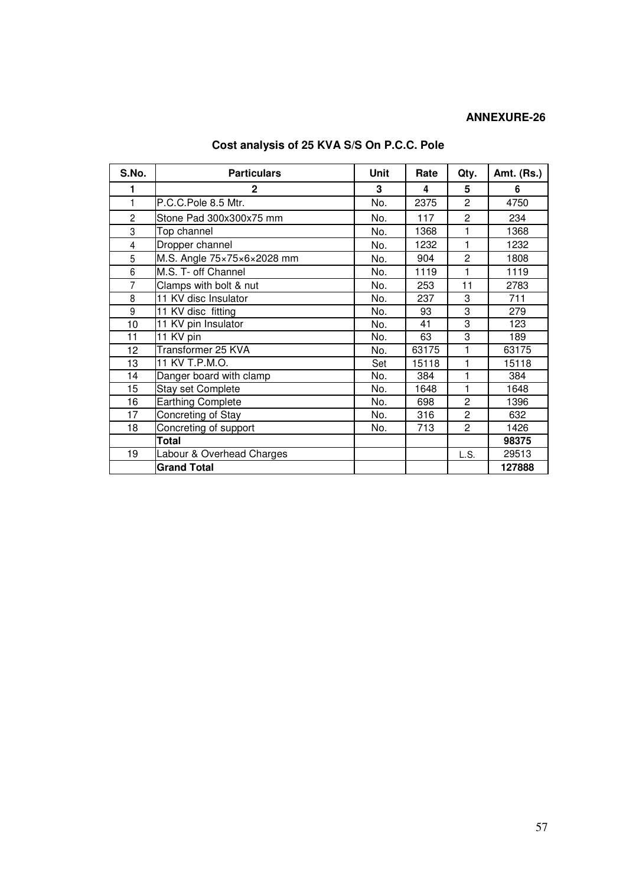**ANNEXURE-26**

## Cost analysis of 25 KVA S/S On P.C.C. Pole

| S.No. | Particulars | Unit | Rate | Qty. | Amt. (Rs.) |
|---|---|---|---|---|---|
| 1 | 2 | 3 | 4 | 5 | 6 |
| 1 | P.C.C.Pole 8.5 Mtr. | No. | 2375 | 2 | 4750 |
| 2 | Stone Pad 300x300x75 mm | No. | 117 | 2 | 234 |
| 3 | Top channel | No. | 1368 | 1 | 1368 |
| 4 | Dropper channel | No. | 1232 | 1 | 1232 |
| 5 | M.S. Angle 75×75×6×2028 mm | No. | 904 | 2 | 1808 |
| 6 | M.S. T- off Channel | No. | 1119 | 1 | 1119 |
| 7 | Clamps with bolt & nut | No. | 253 | 11 | 2783 |
| 8 | 11 KV disc Insulator | No. | 237 | 3 | 711 |
| 9 | 11 KV disc fitting | No. | 93 | 3 | 279 |
| 10 | 11 KV pin Insulator | No. | 41 | 3 | 123 |
| 11 | 11 KV pin | No. | 63 | 3 | 189 |
| 12 | Transformer 25 KVA | No. | 63175 | 1 | 63175 |
| 13 | 11 KV T.P.M.O. | Set | 15118 | 1 | 15118 |
| 14 | Danger board with clamp | No. | 384 | 1 | 384 |
| 15 | Stay set Complete | No. | 1648 | 1 | 1648 |
| 16 | Earthing Complete | No. | 698 | 2 | 1396 |
| 17 | Concreting of Stay | No. | 316 | 2 | 632 |
| 18 | Concreting of support | No. | 713 | 2 | 1426 |
| | **Total** | | | | **98375** |
| 19 | Labour & Overhead Charges | | | L.S. | 29513 |
| | **Grand Total** | | | | **127888** |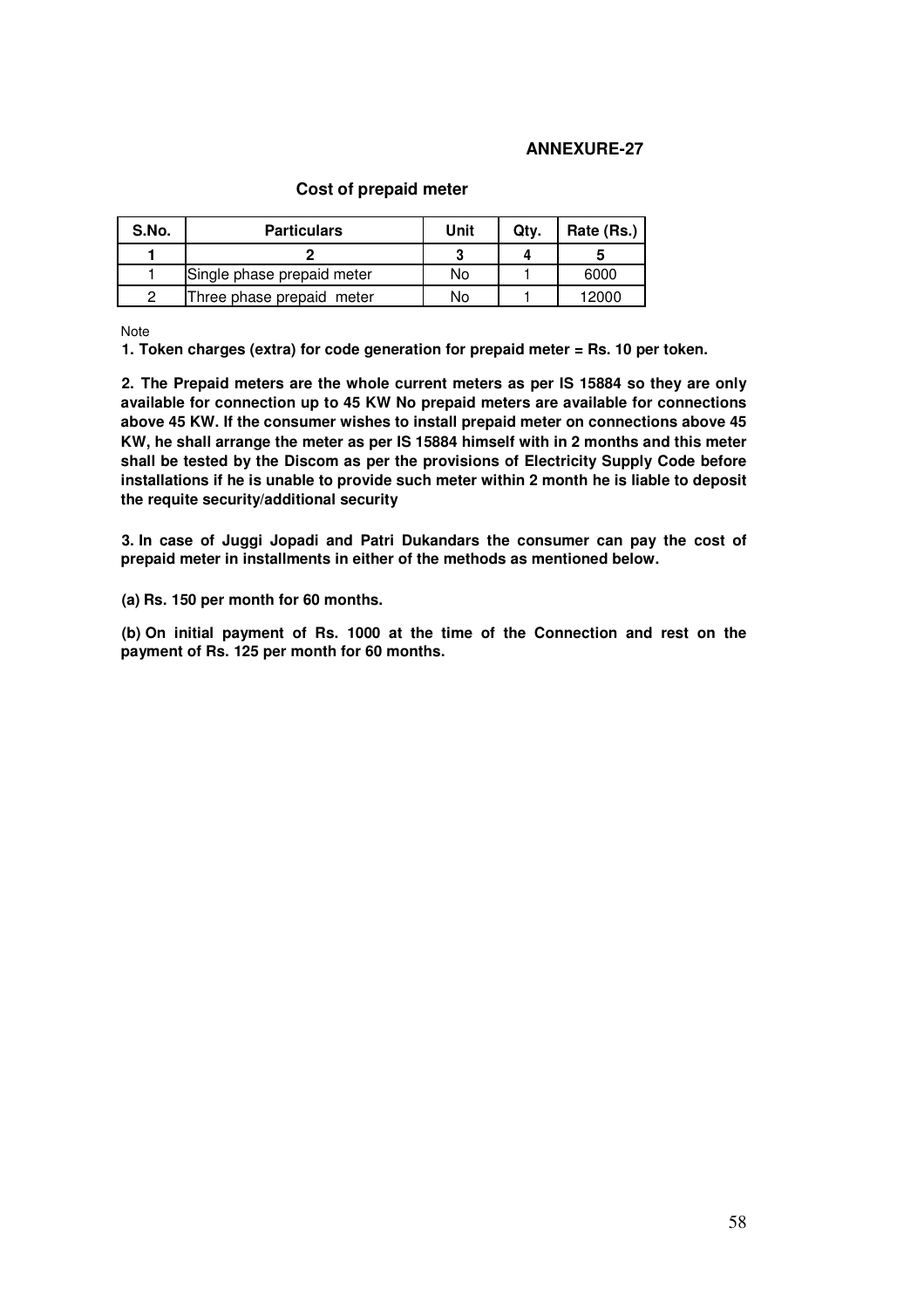**ANNEXURE-27**

**Cost of prepaid meter**

| S.No. | Particulars | Unit | Qty. | Rate (Rs.) |
|---|---|---|---|---|
| **1** | **2** | **3** | **4** | **5** |
| 1 | Single phase prepaid meter | No | 1 | 6000 |
| 2 | Three phase prepaid meter | No | 1 | 12000 |

Note

**1. Token charges (extra) for code generation for prepaid meter = Rs. 10 per token.**

**2. The Prepaid meters are the whole current meters as per IS 15884 so they are only available for connection up to 45 KW No prepaid meters are available for connections above 45 KW. If the consumer wishes to install prepaid meter on connections above 45 KW, he shall arrange the meter as per IS 15884 himself with in 2 months and this meter shall be tested by the Discom as per the provisions of Electricity Supply Code before installations if he is unable to provide such meter within 2 month he is liable to deposit the requite security/additional security**

**3. In case of Juggi Jopadi and Patri Dukandars the consumer can pay the cost of prepaid meter in installments in either of the methods as mentioned below.**

**(a) Rs. 150 per month for 60 months.**

**(b) On initial payment of Rs. 1000 at the time of the Connection and rest on the payment of Rs. 125 per month for 60 months.**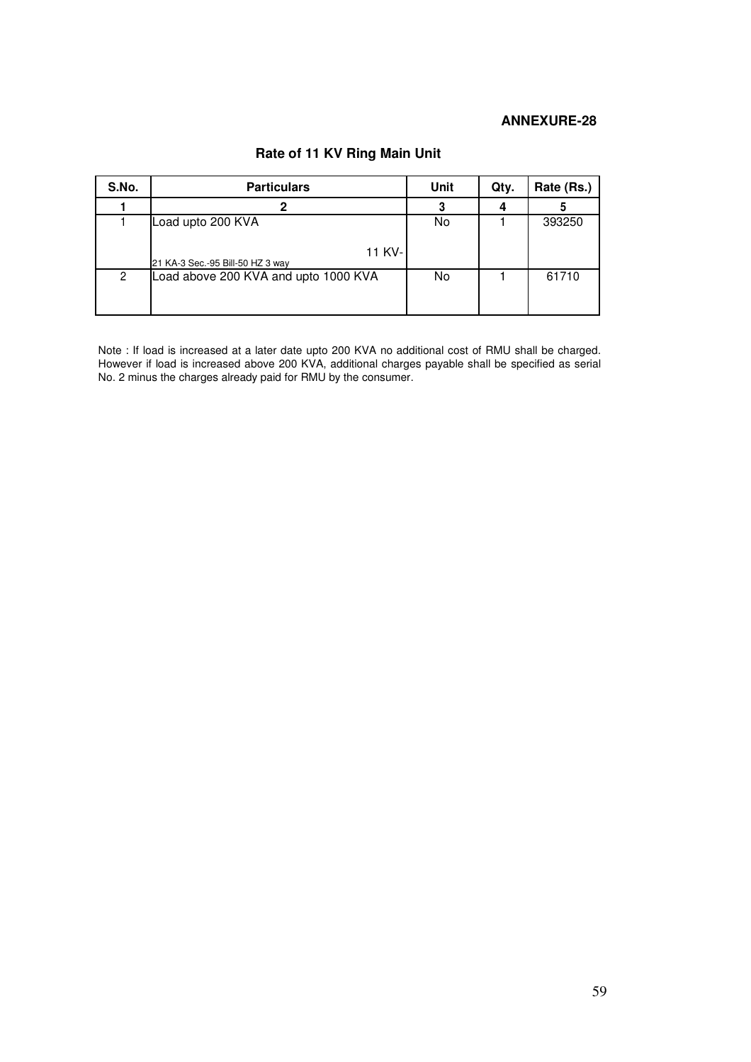**ANNEXURE-28**

## Rate of 11 KV Ring Main Unit

| S.No. | Particulars | Unit | Qty. | Rate (Rs.) |
|---|---|---|---|---|
| **1** | **2** | **3** | **4** | **5** |
| 1 | Load upto 200 KVA<br>11 KV-<br>21 KA-3 Sec.-95 Bill-50 HZ 3 way | No | 1 | 393250 |
| 2 | Load above 200 KVA and upto 1000 KVA | No | 1 | 61710 |

Note : If load is increased at a later date upto 200 KVA no additional cost of RMU shall be charged. However if load is increased above 200 KVA, additional charges payable shall be specified as serial No. 2 minus the charges already paid for RMU by the consumer.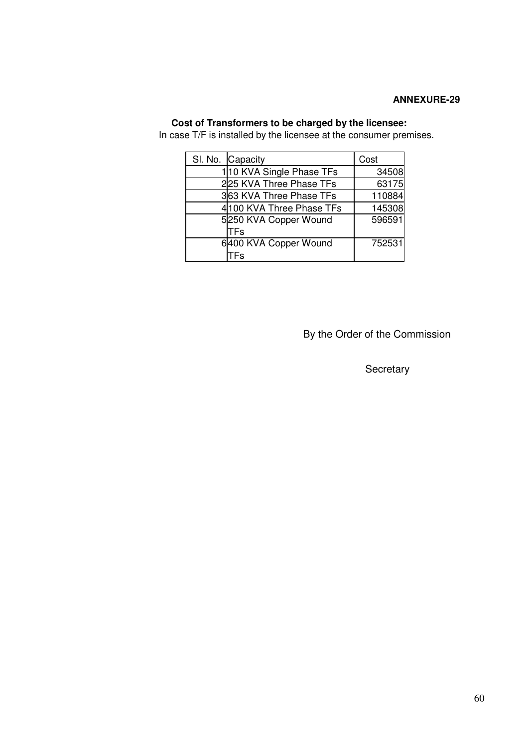**ANNEXURE-29**

**Cost of Transformers to be charged by the licensee:**

In case T/F is installed by the licensee at the consumer premises.

| Sl. No. | Capacity | Cost |
|---|---|---|
| 1 | 10 KVA Single Phase TFs | 34508 |
| 2 | 25 KVA Three Phase TFs | 63175 |
| 3 | 63 KVA Three Phase TFs | 110884 |
| 4 | 100 KVA Three Phase TFs | 145308 |
| 5 | 250 KVA Copper Wound TFs | 596591 |
| 6 | 400 KVA Copper Wound TFs | 752531 |

By the Order of the Commission

Secretary